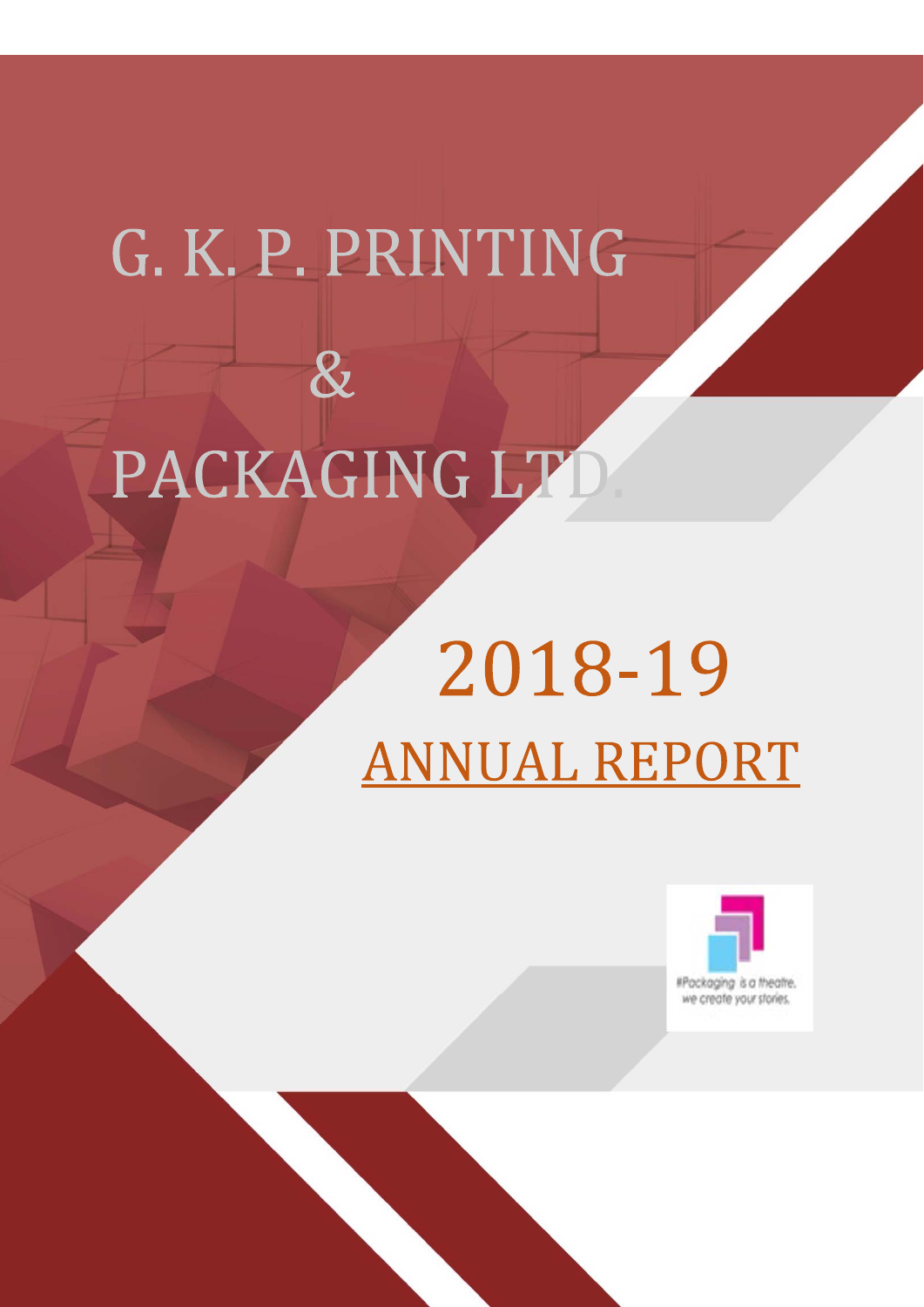# G. K. P. PRINTING & PACKAGING LTD.

# 2018-19

## ANNUAL REPORT

#Packaging is a theatre, we create your stories.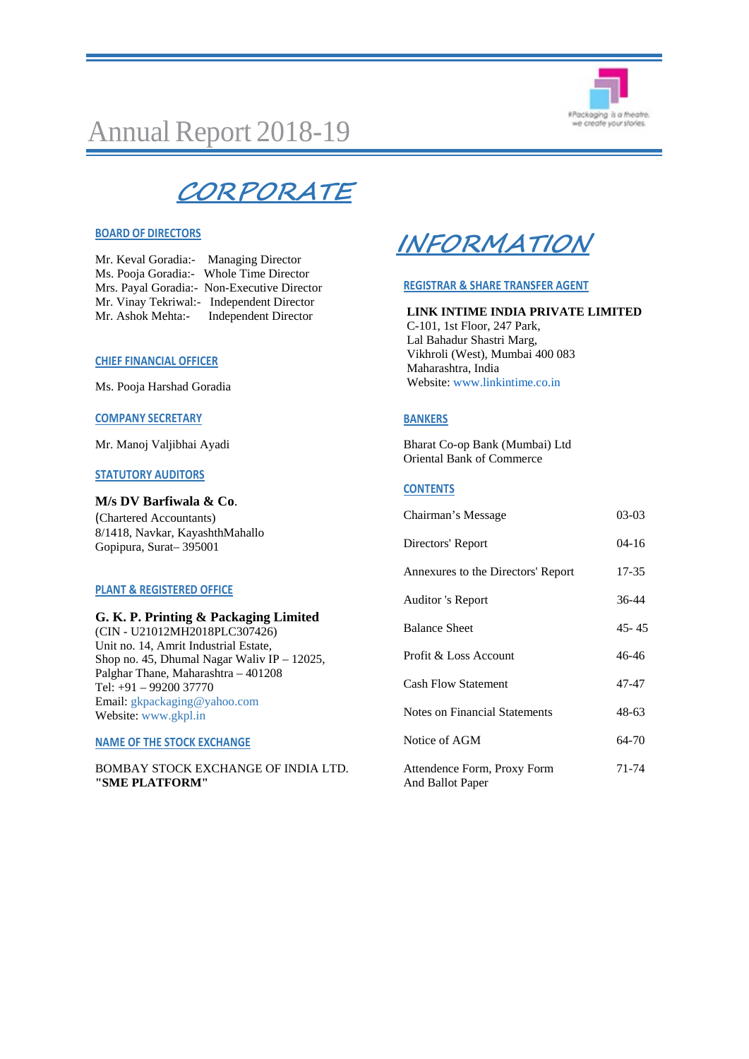# Annual Report 2018-19

# CORPORATE INFORMATION

## BOARD OF DIRECTORS

Mr. Keval Goradia:- Managing Director
Ms. Pooja Goradia:- Whole Time Director
Mrs. Payal Goradia:- Non-Executive Director
Mr. Vinay Tekriwal:- Independent Director
Mr. Ashok Mehta:- Independent Director

## CHIEF FINANCIAL OFFICER

Ms. Pooja Harshad Goradia

## COMPANY SECRETARY

Mr. Manoj Valjibhai Ayadi

## STATUTORY AUDITORS

**M/s DV Barfiwala & Co.**
(Chartered Accountants)
8/1418, Navkar, KayashthMahallo
Gopipura, Surat– 395001

## PLANT & REGISTERED OFFICE

**G. K. P. Printing & Packaging Limited**
(CIN - U21012MH2018PLC307426)
Unit no. 14, Amrit Industrial Estate,
Shop no. 45, Dhumal Nagar Waliv IP – 12025,
Palghar Thane, Maharashtra – 401208
Tel: +91 – 99200 37770
Email: gkpackaging@yahoo.com
Website: www.gkpl.in

## NAME OF THE STOCK EXCHANGE

BOMBAY STOCK EXCHANGE OF INDIA LTD. **"SME PLATFORM"**

## REGISTRAR & SHARE TRANSFER AGENT

**LINK INTIME INDIA PRIVATE LIMITED**
C-101, 1st Floor, 247 Park,
Lal Bahadur Shastri Marg,
Vikhroli (West), Mumbai 400 083
Maharashtra, India
Website: www.linkintime.co.in

## BANKERS

Bharat Co-op Bank (Mumbai) Ltd
Oriental Bank of Commerce

## CONTENTS

| | |
|---|---|
| Chairman's Message | 03-03 |
| Directors' Report | 04-16 |
| Annexures to the Directors' Report | 17-35 |
| Auditor 's Report | 36-44 |
| Balance Sheet | 45- 45 |
| Profit & Loss Account | 46-46 |
| Cash Flow Statement | 47-47 |
| Notes on Financial Statements | 48-63 |
| Notice of AGM | 64-70 |
| Attendence Form, Proxy Form And Ballot Paper | 71-74 |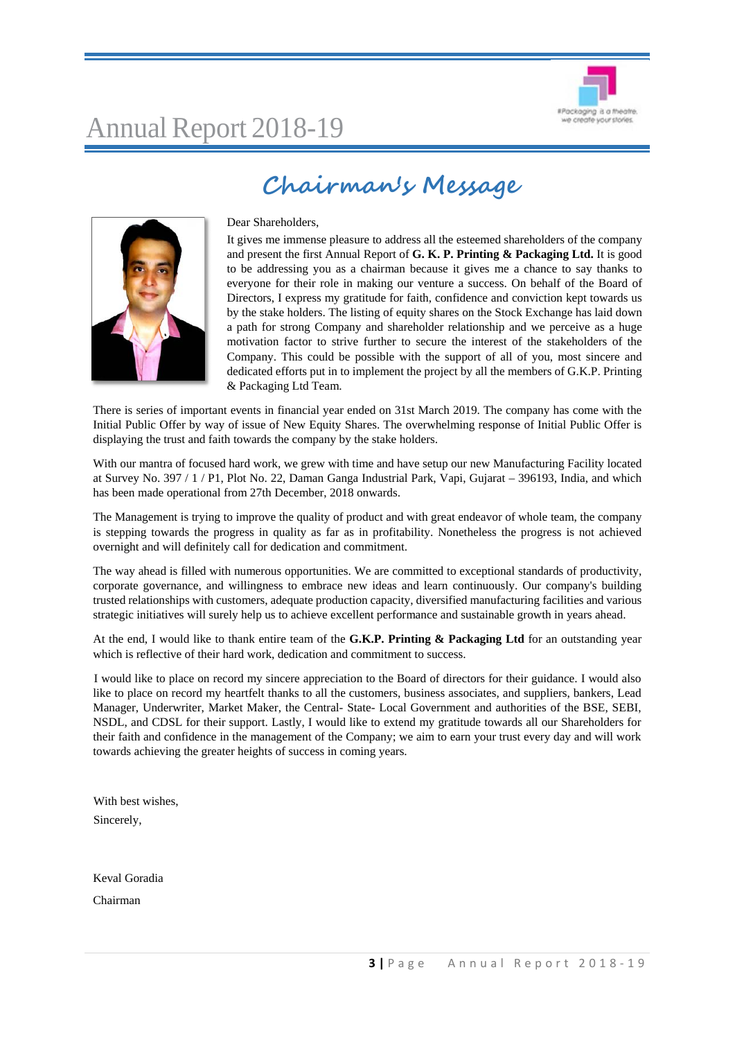# Chairman's Message

Dear Shareholders,

It gives me immense pleasure to address all the esteemed shareholders of the company and present the first Annual Report of **G. K. P. Printing & Packaging Ltd.** It is good to be addressing you as a chairman because it gives me a chance to say thanks to everyone for their role in making our venture a success. On behalf of the Board of Directors, I express my gratitude for faith, confidence and conviction kept towards us by the stake holders. The listing of equity shares on the Stock Exchange has laid down a path for strong Company and shareholder relationship and we perceive as a huge motivation factor to strive further to secure the interest of the stakeholders of the Company. This could be possible with the support of all of you, most sincere and dedicated efforts put in to implement the project by all the members of G.K.P. Printing & Packaging Ltd Team.

There is series of important events in financial year ended on 31st March 2019. The company has come with the Initial Public Offer by way of issue of New Equity Shares. The overwhelming response of Initial Public Offer is displaying the trust and faith towards the company by the stake holders.

With our mantra of focused hard work, we grew with time and have setup our new Manufacturing Facility located at Survey No. 397 / 1 / P1, Plot No. 22, Daman Ganga Industrial Park, Vapi, Gujarat – 396193, India, and which has been made operational from 27th December, 2018 onwards.

The Management is trying to improve the quality of product and with great endeavor of whole team, the company is stepping towards the progress in quality as far as in profitability. Nonetheless the progress is not achieved overnight and will definitely call for dedication and commitment.

The way ahead is filled with numerous opportunities. We are committed to exceptional standards of productivity, corporate governance, and willingness to embrace new ideas and learn continuously. Our company's building trusted relationships with customers, adequate production capacity, diversified manufacturing facilities and various strategic initiatives will surely help us to achieve excellent performance and sustainable growth in years ahead.

At the end, I would like to thank entire team of the **G.K.P. Printing & Packaging Ltd** for an outstanding year which is reflective of their hard work, dedication and commitment to success.

I would like to place on record my sincere appreciation to the Board of directors for their guidance. I would also like to place on record my heartfelt thanks to all the customers, business associates, and suppliers, bankers, Lead Manager, Underwriter, Market Maker, the Central- State- Local Government and authorities of the BSE, SEBI, NSDL, and CDSL for their support. Lastly, I would like to extend my gratitude towards all our Shareholders for their faith and confidence in the management of the Company; we aim to earn your trust every day and will work towards achieving the greater heights of success in coming years.

With best wishes,

Sincerely,

Keval Goradia

Chairman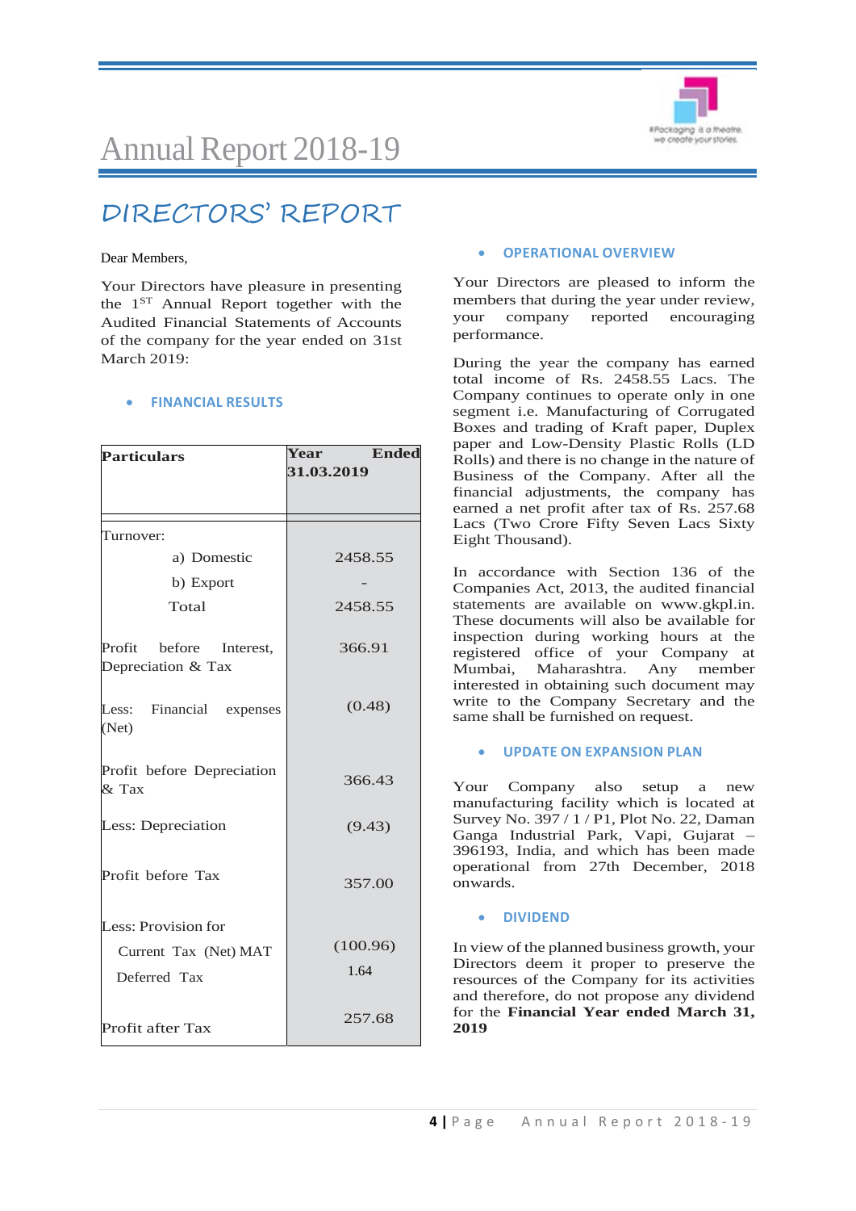# DIRECTORS' REPORT

Dear Members,

Your Directors have pleasure in presenting the 1[ST] Annual Report together with the Audited Financial Statements of Accounts of the company for the year ended on 31st March 2019:

- **FINANCIAL RESULTS**

| Particulars | Year Ended 31.03.2019 |
|---|---|
| Turnover: | |
| a) Domestic | 2458.55 |
| b) Export | - |
| Total | 2458.55 |
| Profit before Interest, Depreciation & Tax | 366.91 |
| Less: Financial expenses (Net) | (0.48) |
| Profit before Depreciation & Tax | 366.43 |
| Less: Depreciation | (9.43) |
| Profit before Tax | 357.00 |
| Less: Provision for | |
| Current Tax (Net) MAT | (100.96) |
| Deferred Tax | 1.64 |
| Profit after Tax | 257.68 |

- **OPERATIONAL OVERVIEW**

Your Directors are pleased to inform the members that during the year under review, your company reported encouraging performance.

During the year the company has earned total income of Rs. 2458.55 Lacs. The Company continues to operate only in one segment i.e. Manufacturing of Corrugated Boxes and trading of Kraft paper, Duplex paper and Low-Density Plastic Rolls (LD Rolls) and there is no change in the nature of Business of the Company. After all the financial adjustments, the company has earned a net profit after tax of Rs. 257.68 Lacs (Two Crore Fifty Seven Lacs Sixty Eight Thousand).

In accordance with Section 136 of the Companies Act, 2013, the audited financial statements are available on www.gkpl.in. These documents will also be available for inspection during working hours at the registered office of your Company at Mumbai, Maharashtra. Any member interested in obtaining such document may write to the Company Secretary and the same shall be furnished on request.

- **UPDATE ON EXPANSION PLAN**

Your Company also setup a new manufacturing facility which is located at Survey No. 397 / 1 / P1, Plot No. 22, Daman Ganga Industrial Park, Vapi, Gujarat – 396193, India, and which has been made operational from 27th December, 2018 onwards.

- **DIVIDEND**

In view of the planned business growth, your Directors deem it proper to preserve the resources of the Company for its activities and therefore, do not propose any dividend for the **Financial Year ended March 31, 2019**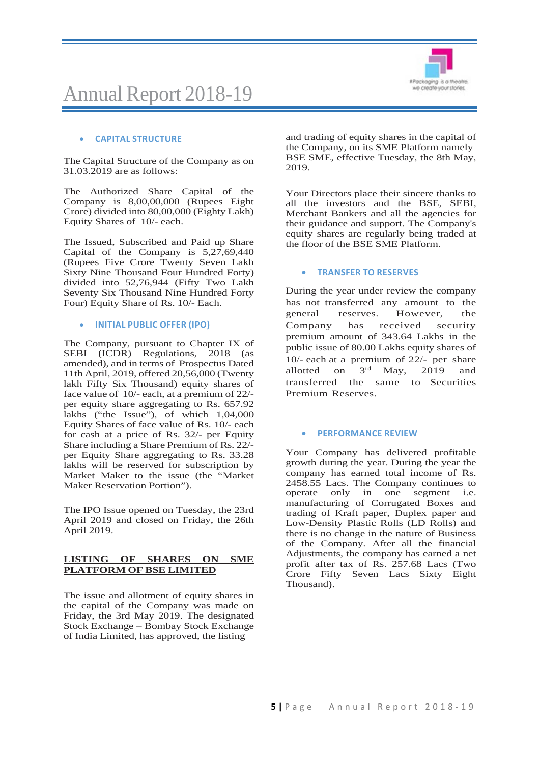- **CAPITAL STRUCTURE**

The Capital Structure of the Company as on 31.03.2019 are as follows:

The Authorized Share Capital of the Company is 8,00,00,000 (Rupees Eight Crore) divided into 80,00,000 (Eighty Lakh) Equity Shares of 10/- each.

The Issued, Subscribed and Paid up Share Capital of the Company is 5,27,69,440 (Rupees Five Crore Twenty Seven Lakh Sixty Nine Thousand Four Hundred Forty) divided into 52,76,944 (Fifty Two Lakh Seventy Six Thousand Nine Hundred Forty Four) Equity Share of Rs. 10/- Each.

- **INITIAL PUBLIC OFFER (IPO)**

The Company, pursuant to Chapter IX of SEBI (ICDR) Regulations, 2018 (as amended), and in terms of Prospectus Dated 11th April, 2019, offered 20,56,000 (Twenty lakh Fifty Six Thousand) equity shares of face value of 10/- each, at a premium of 22/- per equity share aggregating to Rs. 657.92 lakhs ("the Issue"), of which 1,04,000 Equity Shares of face value of Rs. 10/- each for cash at a price of Rs. 32/- per Equity Share including a Share Premium of Rs. 22/- per Equity Share aggregating to Rs. 33.28 lakhs will be reserved for subscription by Market Maker to the issue (the "Market Maker Reservation Portion").

The IPO Issue opened on Tuesday, the 23rd April 2019 and closed on Friday, the 26th April 2019.

**<u>LISTING OF SHARES ON SME PLATFORM OF BSE LIMITED</u>**

The issue and allotment of equity shares in the capital of the Company was made on Friday, the 3rd May 2019. The designated Stock Exchange – Bombay Stock Exchange of India Limited, has approved, the listing and trading of equity shares in the capital of the Company, on its SME Platform namely BSE SME, effective Tuesday, the 8th May, 2019.

Your Directors place their sincere thanks to all the investors and the BSE, SEBI, Merchant Bankers and all the agencies for their guidance and support. The Company's equity shares are regularly being traded at the floor of the BSE SME Platform.

- **TRANSFER TO RESERVES**

During the year under review the company has not transferred any amount to the general reserves. However, the Company has received security premium amount of 343.64 Lakhs in the public issue of 80.00 Lakhs equity shares of 10/- each at a premium of 22/- per share allotted on 3rd May, 2019 and transferred the same to Securities Premium Reserves.

- **PERFORMANCE REVIEW**

Your Company has delivered profitable growth during the year. During the year the company has earned total income of Rs. 2458.55 Lacs. The Company continues to operate only in one segment i.e. manufacturing of Corrugated Boxes and trading of Kraft paper, Duplex paper and Low-Density Plastic Rolls (LD Rolls) and there is no change in the nature of Business of the Company. After all the financial Adjustments, the company has earned a net profit after tax of Rs. 257.68 Lacs (Two Crore Fifty Seven Lacs Sixty Eight Thousand).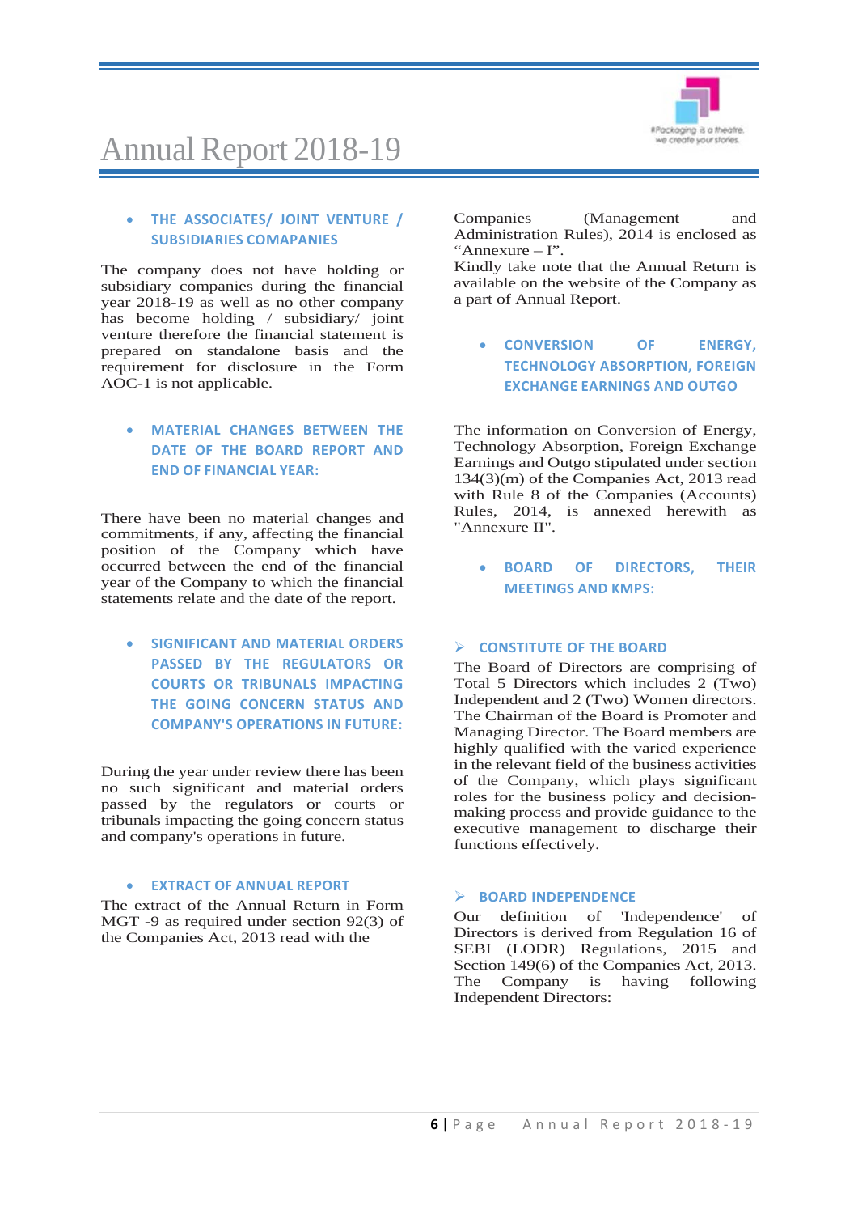- **THE ASSOCIATES/ JOINT VENTURE / SUBSIDIARIES COMAPANIES**

The company does not have holding or subsidiary companies during the financial year 2018-19 as well as no other company has become holding / subsidiary/ joint venture therefore the financial statement is prepared on standalone basis and the requirement for disclosure in the Form AOC-1 is not applicable.

- **MATERIAL CHANGES BETWEEN THE DATE OF THE BOARD REPORT AND END OF FINANCIAL YEAR:**

There have been no material changes and commitments, if any, affecting the financial position of the Company which have occurred between the end of the financial year of the Company to which the financial statements relate and the date of the report.

- **SIGNIFICANT AND MATERIAL ORDERS PASSED BY THE REGULATORS OR COURTS OR TRIBUNALS IMPACTING THE GOING CONCERN STATUS AND COMPANY'S OPERATIONS IN FUTURE:**

During the year under review there has been no such significant and material orders passed by the regulators or courts or tribunals impacting the going concern status and company's operations in future.

- **EXTRACT OF ANNUAL REPORT**

The extract of the Annual Return in Form MGT -9 as required under section 92(3) of the Companies Act, 2013 read with the Companies (Management and Administration Rules), 2014 is enclosed as "Annexure – I".
Kindly take note that the Annual Return is available on the website of the Company as a part of Annual Report.

- **CONVERSION OF ENERGY, TECHNOLOGY ABSORPTION, FOREIGN EXCHANGE EARNINGS AND OUTGO**

The information on Conversion of Energy, Technology Absorption, Foreign Exchange Earnings and Outgo stipulated under section 134(3)(m) of the Companies Act, 2013 read with Rule 8 of the Companies (Accounts) Rules, 2014, is annexed herewith as "Annexure II".

- **BOARD OF DIRECTORS, THEIR MEETINGS AND KMPS:**

➢ **CONSTITUTE OF THE BOARD**

The Board of Directors are comprising of Total 5 Directors which includes 2 (Two) Independent and 2 (Two) Women directors. The Chairman of the Board is Promoter and Managing Director. The Board members are highly qualified with the varied experience in the relevant field of the business activities of the Company, which plays significant roles for the business policy and decision-making process and provide guidance to the executive management to discharge their functions effectively.

➢ **BOARD INDEPENDENCE**

Our definition of 'Independence' of Directors is derived from Regulation 16 of SEBI (LODR) Regulations, 2015 and Section 149(6) of the Companies Act, 2013. The Company is having following Independent Directors: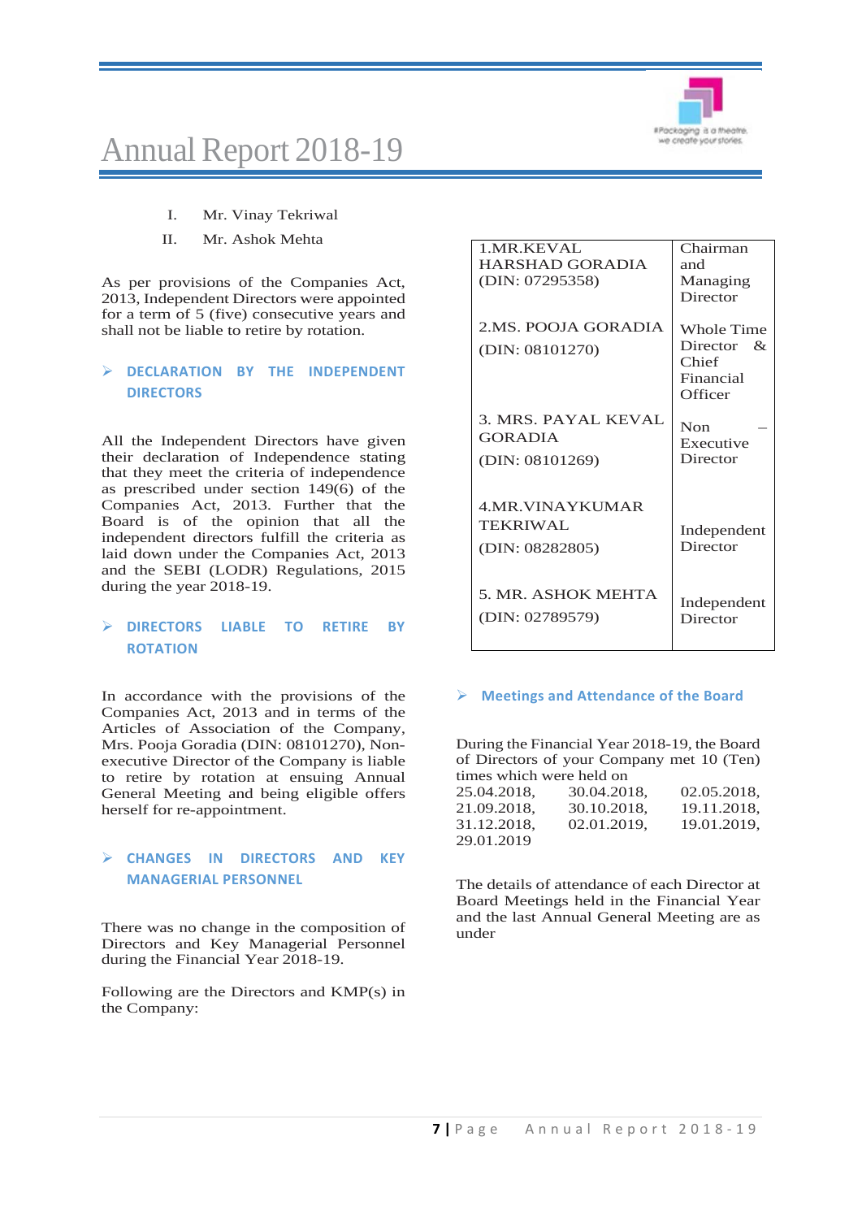I. Mr. Vinay Tekriwal

II. Mr. Ashok Mehta

As per provisions of the Companies Act, 2013, Independent Directors were appointed for a term of 5 (five) consecutive years and shall not be liable to retire by rotation.

- **DECLARATION BY THE INDEPENDENT DIRECTORS**

All the Independent Directors have given their declaration of Independence stating that they meet the criteria of independence as prescribed under section 149(6) of the Companies Act, 2013. Further that the Board is of the opinion that all the independent directors fulfill the criteria as laid down under the Companies Act, 2013 and the SEBI (LODR) Regulations, 2015 during the year 2018-19.

- **DIRECTORS LIABLE TO RETIRE BY ROTATION**

In accordance with the provisions of the Companies Act, 2013 and in terms of the Articles of Association of the Company, Mrs. Pooja Goradia (DIN: 08101270), Non-executive Director of the Company is liable to retire by rotation at ensuing Annual General Meeting and being eligible offers herself for re-appointment.

- **CHANGES IN DIRECTORS AND KEY MANAGERIAL PERSONNEL**

There was no change in the composition of Directors and Key Managerial Personnel during the Financial Year 2018-19.

Following are the Directors and KMP(s) in the Company:

| | |
|---|---|
| 1.MR.KEVAL HARSHAD GORADIA (DIN: 07295358) | Chairman and Managing Director |
| 2.MS. POOJA GORADIA (DIN: 08101270) | Whole Time Director & Chief Financial Officer |
| 3. MRS. PAYAL KEVAL GORADIA (DIN: 08101269) | Non – Executive Director |
| 4.MR.VINAYKUMAR TEKRIWAL (DIN: 08282805) | Independent Director |
| 5. MR. ASHOK MEHTA (DIN: 02789579) | Independent Director |

- **Meetings and Attendance of the Board**

During the Financial Year 2018-19, the Board of Directors of your Company met 10 (Ten) times which were held on 25.04.2018, 30.04.2018, 02.05.2018, 21.09.2018, 30.10.2018, 19.11.2018, 31.12.2018, 02.01.2019, 19.01.2019, 29.01.2019

The details of attendance of each Director at Board Meetings held in the Financial Year and the last Annual General Meeting are as under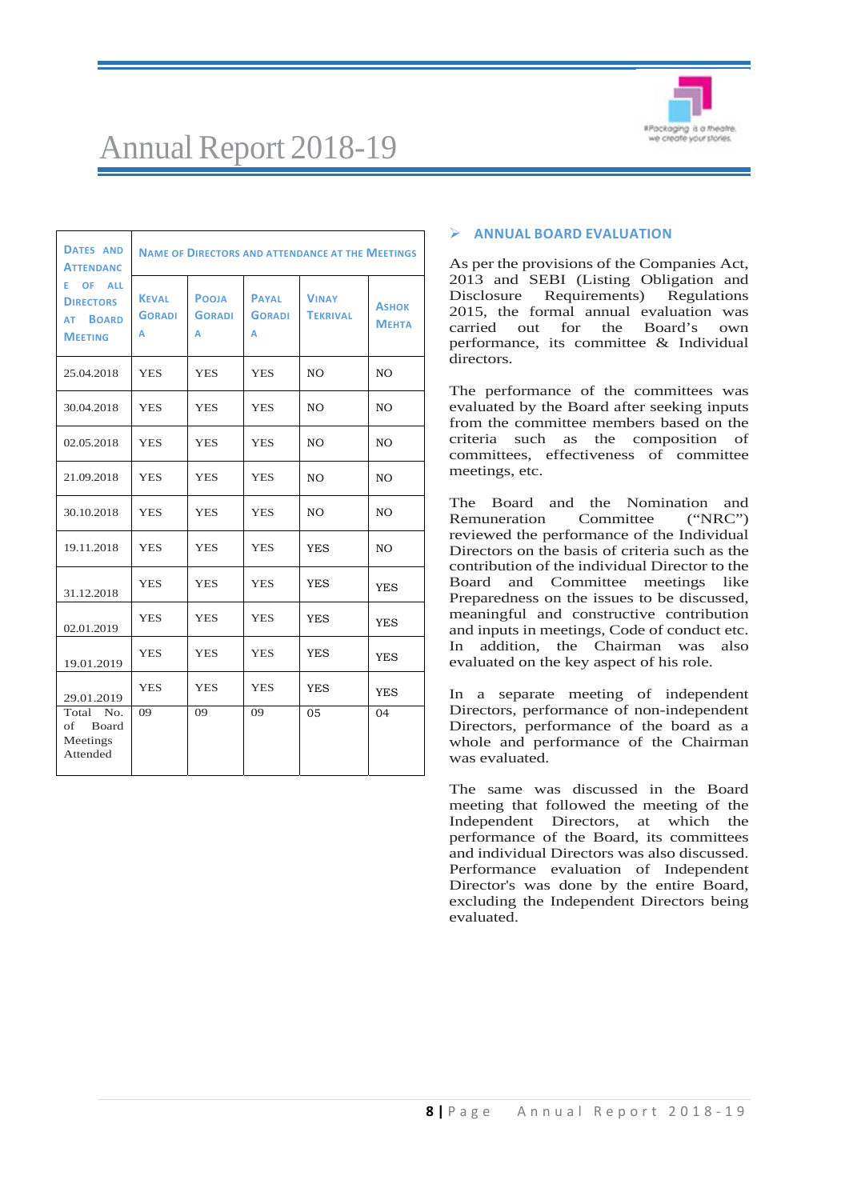| Dates and Attendance of all Directors at Board Meeting | Name of Directors and attendance at the Meetings | | | | |
|---|---|---|---|---|---|
| | Keval Goradia | Pooja Goradia | Payal Goradia | Vinay Tekrival | Ashok Mehta |
| 25.04.2018 | YES | YES | YES | NO | NO |
| 30.04.2018 | YES | YES | YES | NO | NO |
| 02.05.2018 | YES | YES | YES | NO | NO |
| 21.09.2018 | YES | YES | YES | NO | NO |
| 30.10.2018 | YES | YES | YES | NO | NO |
| 19.11.2018 | YES | YES | YES | YES | NO |
| 31.12.2018 | YES | YES | YES | YES | YES |
| 02.01.2019 | YES | YES | YES | YES | YES |
| 19.01.2019 | YES | YES | YES | YES | YES |
| 29.01.2019 | YES | YES | YES | YES | YES |
| Total No. of Board Meetings Attended | 09 | 09 | 09 | 05 | 04 |

## ANNUAL BOARD EVALUATION

As per the provisions of the Companies Act, 2013 and SEBI (Listing Obligation and Disclosure Requirements) Regulations 2015, the formal annual evaluation was carried out for the Board's own performance, its committee & Individual directors.

The performance of the committees was evaluated by the Board after seeking inputs from the committee members based on the criteria such as the composition of committees, effectiveness of committee meetings, etc.

The Board and the Nomination and Remuneration Committee ("NRC") reviewed the performance of the Individual Directors on the basis of criteria such as the contribution of the individual Director to the Board and Committee meetings like Preparedness on the issues to be discussed, meaningful and constructive contribution and inputs in meetings, Code of conduct etc. In addition, the Chairman was also evaluated on the key aspect of his role.

In a separate meeting of independent Directors, performance of non-independent Directors, performance of the board as a whole and performance of the Chairman was evaluated.

The same was discussed in the Board meeting that followed the meeting of the Independent Directors, at which the performance of the Board, its committees and individual Directors was also discussed. Performance evaluation of Independent Director's was done by the entire Board, excluding the Independent Directors being evaluated.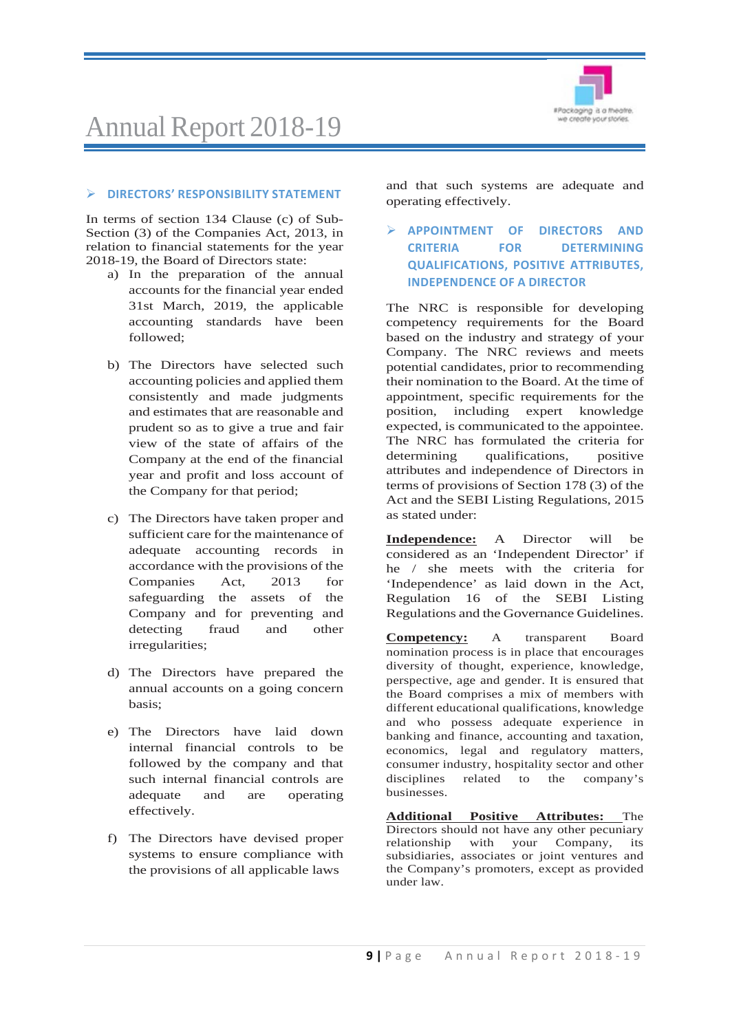## DIRECTORS' RESPONSIBILITY STATEMENT

In terms of section 134 Clause (c) of Sub-Section (3) of the Companies Act, 2013, in relation to financial statements for the year 2018-19, the Board of Directors state:

a) In the preparation of the annual accounts for the financial year ended 31st March, 2019, the applicable accounting standards have been followed;

b) The Directors have selected such accounting policies and applied them consistently and made judgments and estimates that are reasonable and prudent so as to give a true and fair view of the state of affairs of the Company at the end of the financial year and profit and loss account of the Company for that period;

c) The Directors have taken proper and sufficient care for the maintenance of adequate accounting records in accordance with the provisions of the Companies Act, 2013 for safeguarding the assets of the Company and for preventing and detecting fraud and other irregularities;

d) The Directors have prepared the annual accounts on a going concern basis;

e) The Directors have laid down internal financial controls to be followed by the company and that such internal financial controls are adequate and are operating effectively.

f) The Directors have devised proper systems to ensure compliance with the provisions of all applicable laws and that such systems are adequate and operating effectively.

## APPOINTMENT OF DIRECTORS AND CRITERIA FOR DETERMINING QUALIFICATIONS, POSITIVE ATTRIBUTES, INDEPENDENCE OF A DIRECTOR

The NRC is responsible for developing competency requirements for the Board based on the industry and strategy of your Company. The NRC reviews and meets potential candidates, prior to recommending their nomination to the Board. At the time of appointment, specific requirements for the position, including expert knowledge expected, is communicated to the appointee. The NRC has formulated the criteria for determining qualifications, positive attributes and independence of Directors in terms of provisions of Section 178 (3) of the Act and the SEBI Listing Regulations, 2015 as stated under:

**Independence:** A Director will be considered as an 'Independent Director' if he / she meets with the criteria for 'Independence' as laid down in the Act, Regulation 16 of the SEBI Listing Regulations and the Governance Guidelines.

**Competency:** A transparent Board nomination process is in place that encourages diversity of thought, experience, knowledge, perspective, age and gender. It is ensured that the Board comprises a mix of members with different educational qualifications, knowledge and who possess adequate experience in banking and finance, accounting and taxation, economics, legal and regulatory matters, consumer industry, hospitality sector and other disciplines related to the company's businesses.

**Additional Positive Attributes:** The Directors should not have any other pecuniary relationship with your Company, its subsidiaries, associates or joint ventures and the Company's promoters, except as provided under law.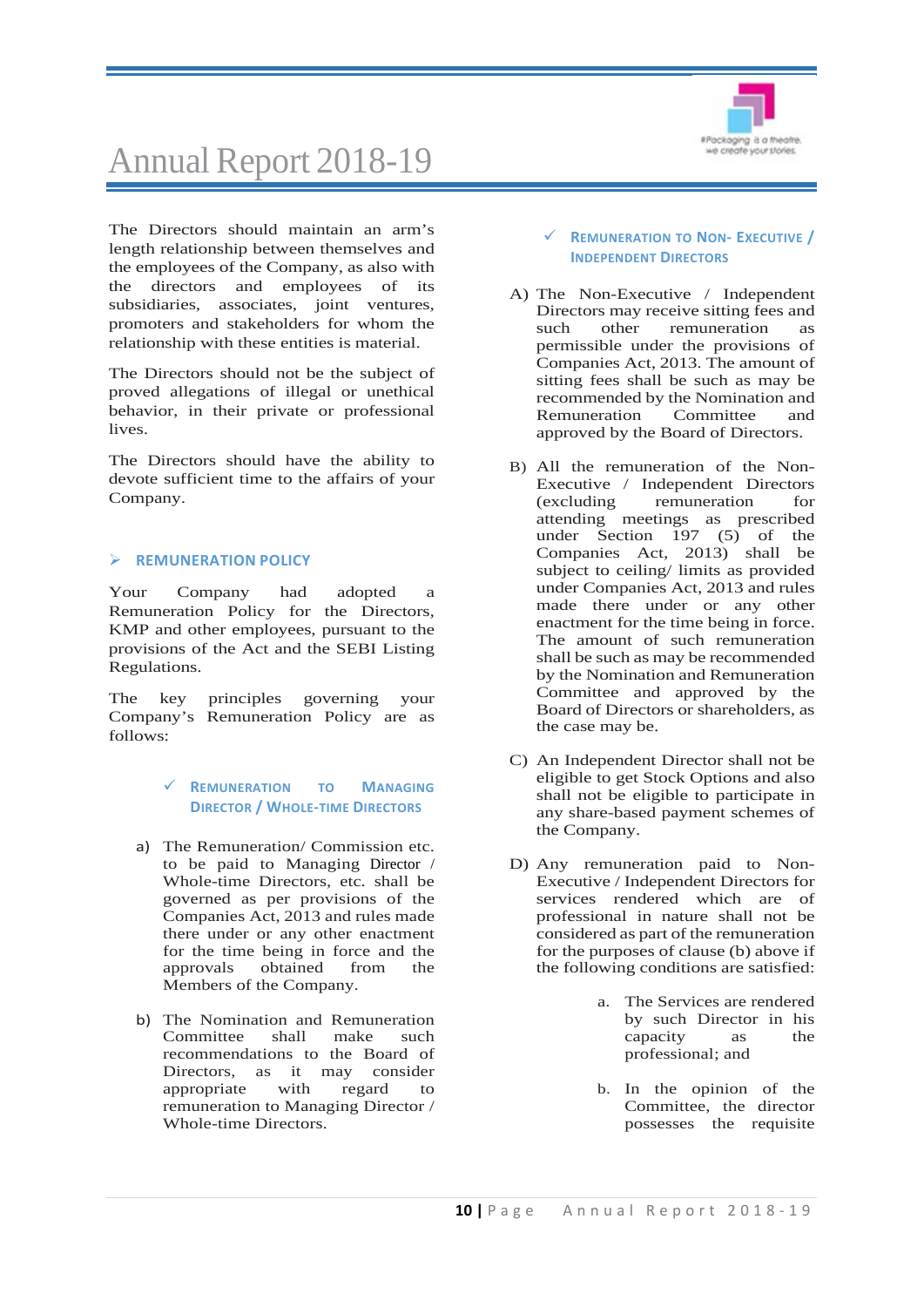The Directors should maintain an arm's length relationship between themselves and the employees of the Company, as also with the directors and employees of its subsidiaries, associates, joint ventures, promoters and stakeholders for whom the relationship with these entities is material.

The Directors should not be the subject of proved allegations of illegal or unethical behavior, in their private or professional lives.

The Directors should have the ability to devote sufficient time to the affairs of your Company.

## ➢ REMUNERATION POLICY

Your Company had adopted a Remuneration Policy for the Directors, KMP and other employees, pursuant to the provisions of the Act and the SEBI Listing Regulations.

The key principles governing your Company's Remuneration Policy are as follows:

### ✓ Remuneration to Managing Director / Whole-time Directors

a) The Remuneration/ Commission etc. to be paid to Managing Director / Whole-time Directors, etc. shall be governed as per provisions of the Companies Act, 2013 and rules made there under or any other enactment for the time being in force and the approvals obtained from the Members of the Company.

b) The Nomination and Remuneration Committee shall make such recommendations to the Board of Directors, as it may consider appropriate with regard to remuneration to Managing Director / Whole-time Directors.

### ✓ Remuneration to Non- Executive / Independent Directors

A) The Non-Executive / Independent Directors may receive sitting fees and such other remuneration as permissible under the provisions of Companies Act, 2013. The amount of sitting fees shall be such as may be recommended by the Nomination and Remuneration Committee and approved by the Board of Directors.

B) All the remuneration of the Non-Executive / Independent Directors (excluding remuneration for attending meetings as prescribed under Section 197 (5) of the Companies Act, 2013) shall be subject to ceiling/ limits as provided under Companies Act, 2013 and rules made there under or any other enactment for the time being in force. The amount of such remuneration shall be such as may be recommended by the Nomination and Remuneration Committee and approved by the Board of Directors or shareholders, as the case may be.

C) An Independent Director shall not be eligible to get Stock Options and also shall not be eligible to participate in any share-based payment schemes of the Company.

D) Any remuneration paid to Non-Executive / Independent Directors for services rendered which are of professional in nature shall not be considered as part of the remuneration for the purposes of clause (b) above if the following conditions are satisfied:

   a. The Services are rendered by such Director in his capacity as the professional; and

   b. In the opinion of the Committee, the director possesses the requisite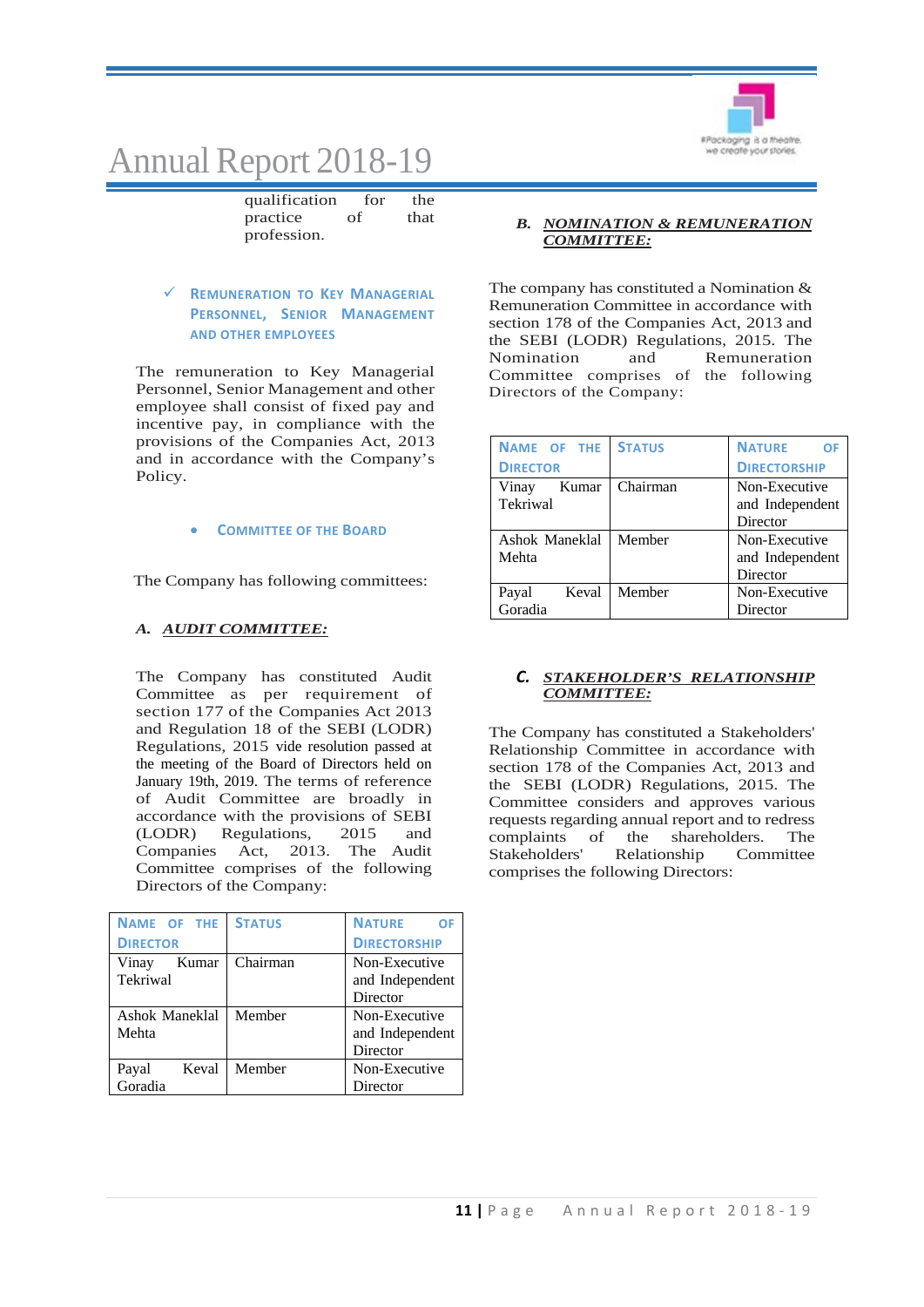qualification for the practice of that profession.

✓ **REMUNERATION TO KEY MANAGERIAL PERSONNEL, SENIOR MANAGEMENT AND OTHER EMPLOYEES**

The remuneration to Key Managerial Personnel, Senior Management and other employee shall consist of fixed pay and incentive pay, in compliance with the provisions of the Companies Act, 2013 and in accordance with the Company's Policy.

- **COMMITTEE OF THE BOARD**

The Company has following committees:

***A. AUDIT COMMITTEE:***

The Company has constituted Audit Committee as per requirement of section 177 of the Companies Act 2013 and Regulation 18 of the SEBI (LODR) Regulations, 2015 vide resolution passed at the meeting of the Board of Directors held on January 19th, 2019. The terms of reference of Audit Committee are broadly in accordance with the provisions of SEBI (LODR) Regulations, 2015 and Companies Act, 2013. The Audit Committee comprises of the following Directors of the Company:

| NAME OF THE DIRECTOR | STATUS | NATURE OF DIRECTORSHIP |
|---|---|---|
| Vinay Kumar Tekriwal | Chairman | Non-Executive and Independent Director |
| Ashok Maneklal Mehta | Member | Non-Executive and Independent Director |
| Payal Keval Goradia | Member | Non-Executive Director |

***B. NOMINATION & REMUNERATION COMMITTEE:***

The company has constituted a Nomination & Remuneration Committee in accordance with section 178 of the Companies Act, 2013 and the SEBI (LODR) Regulations, 2015. The Nomination and Remuneration Committee comprises of the following Directors of the Company:

| NAME OF THE DIRECTOR | STATUS | NATURE OF DIRECTORSHIP |
|---|---|---|
| Vinay Kumar Tekriwal | Chairman | Non-Executive and Independent Director |
| Ashok Maneklal Mehta | Member | Non-Executive and Independent Director |
| Payal Keval Goradia | Member | Non-Executive Director |

***C. STAKEHOLDER'S RELATIONSHIP COMMITTEE:***

The Company has constituted a Stakeholders' Relationship Committee in accordance with section 178 of the Companies Act, 2013 and the SEBI (LODR) Regulations, 2015. The Committee considers and approves various requests regarding annual report and to redress complaints of the shareholders. The Stakeholders' Relationship Committee comprises the following Directors: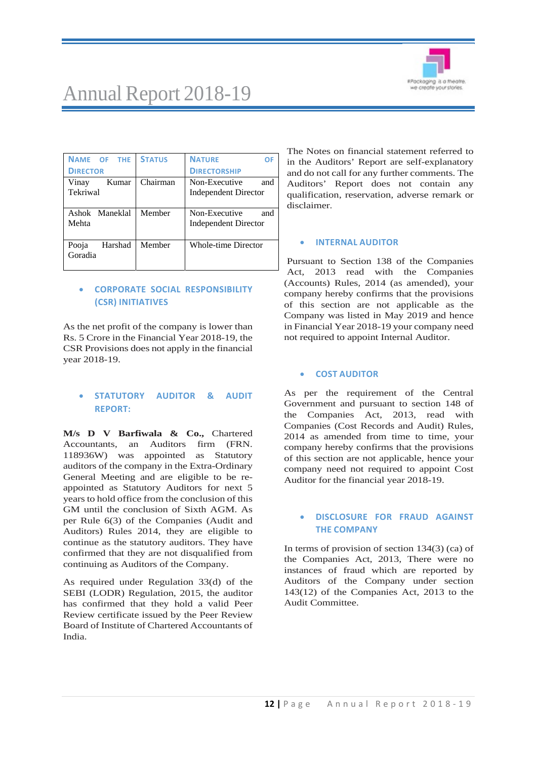| NAME OF THE DIRECTOR | STATUS | NATURE OF DIRECTORSHIP |
|---|---|---|
| Vinay Kumar Tekriwal | Chairman | Non-Executive and Independent Director |
| Ashok Maneklal Mehta | Member | Non-Executive and Independent Director |
| Pooja Harshad Goradia | Member | Whole-time Director |

- **CORPORATE SOCIAL RESPONSIBILITY (CSR) INITIATIVES**

As the net profit of the company is lower than Rs. 5 Crore in the Financial Year 2018-19, the CSR Provisions does not apply in the financial year 2018-19.

- **STATUTORY AUDITOR & AUDIT REPORT:**

**M/s D V Barfiwala & Co.,** Chartered Accountants, an Auditors firm (FRN. 118936W) was appointed as Statutory auditors of the company in the Extra-Ordinary General Meeting and are eligible to be re-appointed as Statutory Auditors for next 5 years to hold office from the conclusion of this GM until the conclusion of Sixth AGM. As per Rule 6(3) of the Companies (Audit and Auditors) Rules 2014, they are eligible to continue as the statutory auditors. They have confirmed that they are not disqualified from continuing as Auditors of the Company.

As required under Regulation 33(d) of the SEBI (LODR) Regulation, 2015, the auditor has confirmed that they hold a valid Peer Review certificate issued by the Peer Review Board of Institute of Chartered Accountants of India.

The Notes on financial statement referred to in the Auditors' Report are self-explanatory and do not call for any further comments. The Auditors' Report does not contain any qualification, reservation, adverse remark or disclaimer.

- **INTERNAL AUDITOR**

Pursuant to Section 138 of the Companies Act, 2013 read with the Companies (Accounts) Rules, 2014 (as amended), your company hereby confirms that the provisions of this section are not applicable as the Company was listed in May 2019 and hence in Financial Year 2018-19 your company need not required to appoint Internal Auditor.

- **COST AUDITOR**

As per the requirement of the Central Government and pursuant to section 148 of the Companies Act, 2013, read with Companies (Cost Records and Audit) Rules, 2014 as amended from time to time, your company hereby confirms that the provisions of this section are not applicable, hence your company need not required to appoint Cost Auditor for the financial year 2018-19.

- **DISCLOSURE FOR FRAUD AGAINST THE COMPANY**

In terms of provision of section 134(3) (ca) of the Companies Act, 2013, There were no instances of fraud which are reported by Auditors of the Company under section 143(12) of the Companies Act, 2013 to the Audit Committee.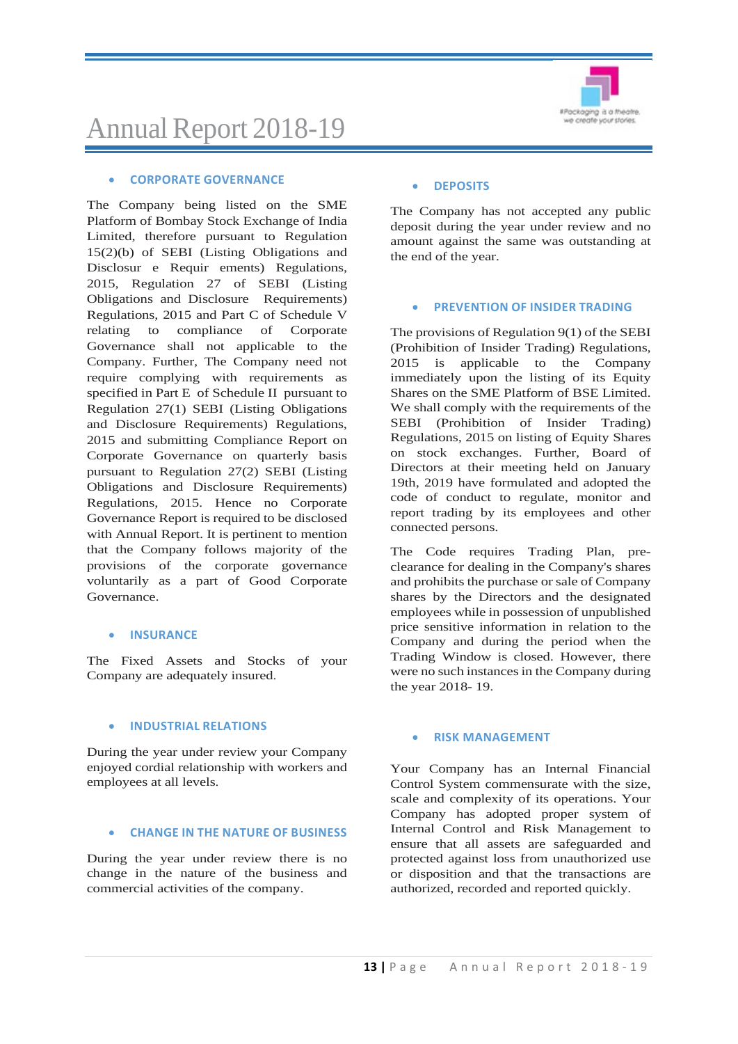- **CORPORATE GOVERNANCE**

The Company being listed on the SME Platform of Bombay Stock Exchange of India Limited, therefore pursuant to Regulation 15(2)(b) of SEBI (Listing Obligations and Disclosur e Requir ements) Regulations, 2015, Regulation 27 of SEBI (Listing Obligations and Disclosure Requirements) Regulations, 2015 and Part C of Schedule V relating to compliance of Corporate Governance shall not applicable to the Company. Further, The Company need not require complying with requirements as specified in Part E of Schedule II pursuant to Regulation 27(1) SEBI (Listing Obligations and Disclosure Requirements) Regulations, 2015 and submitting Compliance Report on Corporate Governance on quarterly basis pursuant to Regulation 27(2) SEBI (Listing Obligations and Disclosure Requirements) Regulations, 2015. Hence no Corporate Governance Report is required to be disclosed with Annual Report. It is pertinent to mention that the Company follows majority of the provisions of the corporate governance voluntarily as a part of Good Corporate Governance.

- **INSURANCE**

The Fixed Assets and Stocks of your Company are adequately insured.

- **INDUSTRIAL RELATIONS**

During the year under review your Company enjoyed cordial relationship with workers and employees at all levels.

- **CHANGE IN THE NATURE OF BUSINESS**

During the year under review there is no change in the nature of the business and commercial activities of the company.

- **DEPOSITS**

The Company has not accepted any public deposit during the year under review and no amount against the same was outstanding at the end of the year.

- **PREVENTION OF INSIDER TRADING**

The provisions of Regulation 9(1) of the SEBI (Prohibition of Insider Trading) Regulations, 2015 is applicable to the Company immediately upon the listing of its Equity Shares on the SME Platform of BSE Limited. We shall comply with the requirements of the SEBI (Prohibition of Insider Trading) Regulations, 2015 on listing of Equity Shares on stock exchanges. Further, Board of Directors at their meeting held on January 19th, 2019 have formulated and adopted the code of conduct to regulate, monitor and report trading by its employees and other connected persons.

The Code requires Trading Plan, pre-clearance for dealing in the Company's shares and prohibits the purchase or sale of Company shares by the Directors and the designated employees while in possession of unpublished price sensitive information in relation to the Company and during the period when the Trading Window is closed. However, there were no such instances in the Company during the year 2018- 19.

- **RISK MANAGEMENT**

Your Company has an Internal Financial Control System commensurate with the size, scale and complexity of its operations. Your Company has adopted proper system of Internal Control and Risk Management to ensure that all assets are safeguarded and protected against loss from unauthorized use or disposition and that the transactions are authorized, recorded and reported quickly.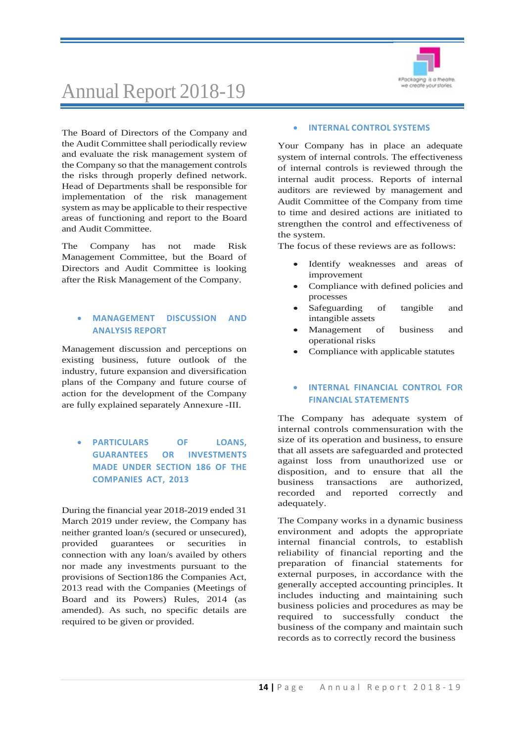The Board of Directors of the Company and the Audit Committee shall periodically review and evaluate the risk management system of the Company so that the management controls the risks through properly defined network. Head of Departments shall be responsible for implementation of the risk management system as may be applicable to their respective areas of functioning and report to the Board and Audit Committee.

The Company has not made Risk Management Committee, but the Board of Directors and Audit Committee is looking after the Risk Management of the Company.

- **MANAGEMENT DISCUSSION AND ANALYSIS REPORT**

Management discussion and perceptions on existing business, future outlook of the industry, future expansion and diversification plans of the Company and future course of action for the development of the Company are fully explained separately Annexure -III.

- **PARTICULARS OF LOANS, GUARANTEES OR INVESTMENTS MADE UNDER SECTION 186 OF THE COMPANIES ACT, 2013**

During the financial year 2018-2019 ended 31 March 2019 under review, the Company has neither granted loan/s (secured or unsecured), provided guarantees or securities in connection with any loan/s availed by others nor made any investments pursuant to the provisions of Section186 the Companies Act, 2013 read with the Companies (Meetings of Board and its Powers) Rules, 2014 (as amended). As such, no specific details are required to be given or provided.

- **INTERNAL CONTROL SYSTEMS**

Your Company has in place an adequate system of internal controls. The effectiveness of internal controls is reviewed through the internal audit process. Reports of internal auditors are reviewed by management and Audit Committee of the Company from time to time and desired actions are initiated to strengthen the control and effectiveness of the system.
The focus of these reviews are as follows:

- Identify weaknesses and areas of improvement
- Compliance with defined policies and processes
- Safeguarding of tangible and intangible assets
- Management of business and operational risks
- Compliance with applicable statutes

- **INTERNAL FINANCIAL CONTROL FOR FINANCIAL STATEMENTS**

The Company has adequate system of internal controls commensuration with the size of its operation and business, to ensure that all assets are safeguarded and protected against loss from unauthorized use or disposition, and to ensure that all the business transactions are authorized, recorded and reported correctly and adequately.

The Company works in a dynamic business environment and adopts the appropriate internal financial controls, to establish reliability of financial reporting and the preparation of financial statements for external purposes, in accordance with the generally accepted accounting principles. It includes inducting and maintaining such business policies and procedures as may be required to successfully conduct the business of the company and maintain such records as to correctly record the business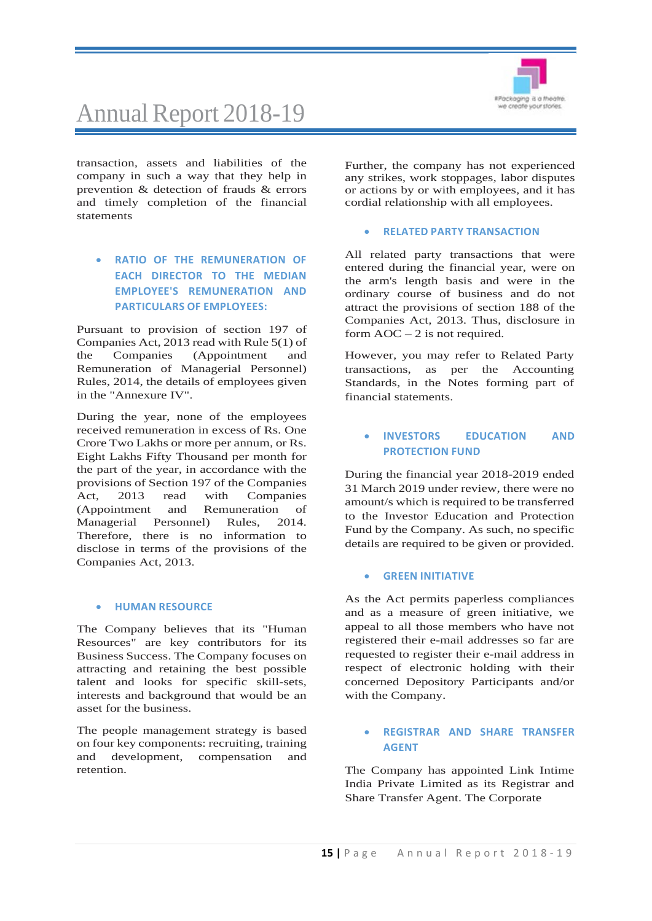transaction, assets and liabilities of the company in such a way that they help in prevention & detection of frauds & errors and timely completion of the financial statements

- **RATIO OF THE REMUNERATION OF EACH DIRECTOR TO THE MEDIAN EMPLOYEE'S REMUNERATION AND PARTICULARS OF EMPLOYEES:**

Pursuant to provision of section 197 of Companies Act, 2013 read with Rule 5(1) of the Companies (Appointment and Remuneration of Managerial Personnel) Rules, 2014, the details of employees given in the "Annexure IV".

During the year, none of the employees received remuneration in excess of Rs. One Crore Two Lakhs or more per annum, or Rs. Eight Lakhs Fifty Thousand per month for the part of the year, in accordance with the provisions of Section 197 of the Companies Act, 2013 read with Companies (Appointment and Remuneration of Managerial Personnel) Rules, 2014. Therefore, there is no information to disclose in terms of the provisions of the Companies Act, 2013.

- **HUMAN RESOURCE**

The Company believes that its "Human Resources" are key contributors for its Business Success. The Company focuses on attracting and retaining the best possible talent and looks for specific skill-sets, interests and background that would be an asset for the business.

The people management strategy is based on four key components: recruiting, training and development, compensation and retention.

Further, the company has not experienced any strikes, work stoppages, labor disputes or actions by or with employees, and it has cordial relationship with all employees.

- **RELATED PARTY TRANSACTION**

All related party transactions that were entered during the financial year, were on the arm's length basis and were in the ordinary course of business and do not attract the provisions of section 188 of the Companies Act, 2013. Thus, disclosure in form AOC – 2 is not required.

However, you may refer to Related Party transactions, as per the Accounting Standards, in the Notes forming part of financial statements.

- **INVESTORS EDUCATION AND PROTECTION FUND**

During the financial year 2018-2019 ended 31 March 2019 under review, there were no amount/s which is required to be transferred to the Investor Education and Protection Fund by the Company. As such, no specific details are required to be given or provided.

- **GREEN INITIATIVE**

As the Act permits paperless compliances and as a measure of green initiative, we appeal to all those members who have not registered their e-mail addresses so far are requested to register their e-mail address in respect of electronic holding with their concerned Depository Participants and/or with the Company.

- **REGISTRAR AND SHARE TRANSFER AGENT**

The Company has appointed Link Intime India Private Limited as its Registrar and Share Transfer Agent. The Corporate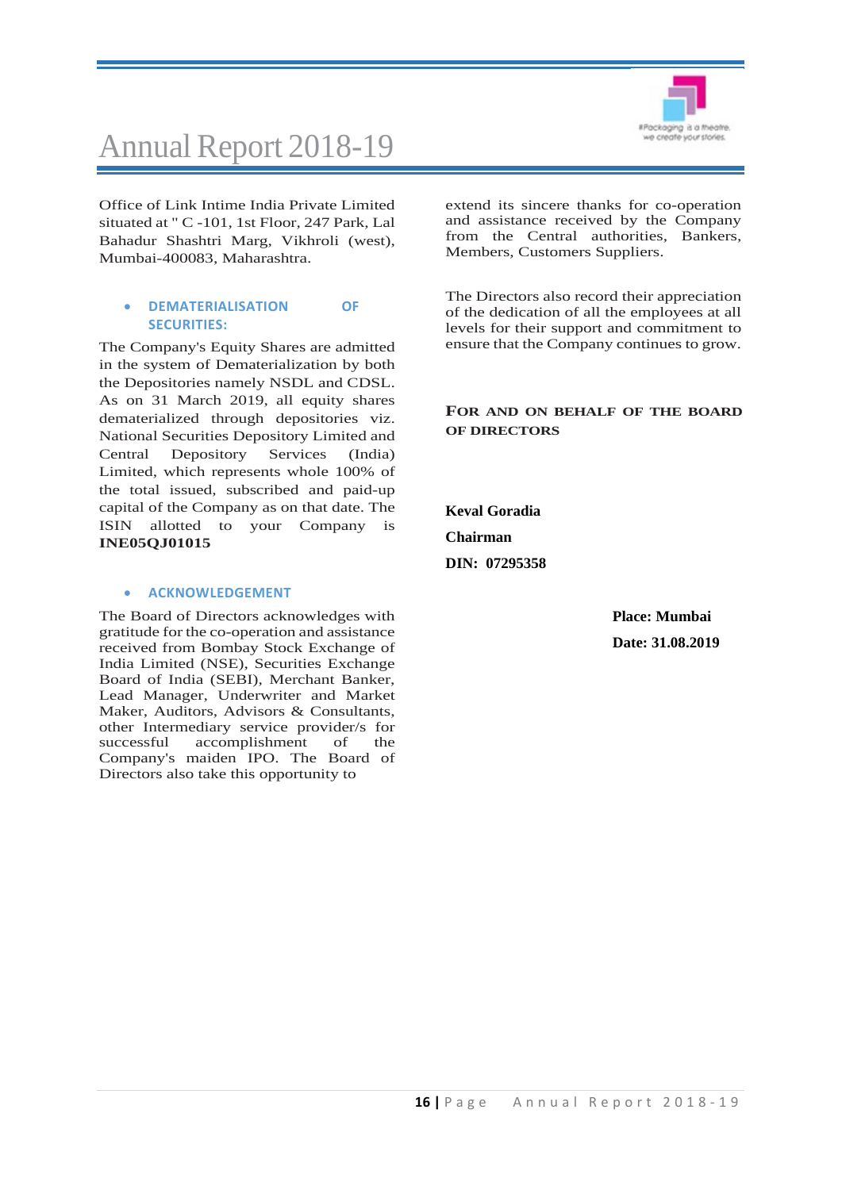Office of Link Intime India Private Limited situated at " C -101, 1st Floor, 247 Park, Lal Bahadur Shashtri Marg, Vikhroli (west), Mumbai-400083, Maharashtra.

- **DEMATERIALISATION OF SECURITIES:**

The Company's Equity Shares are admitted in the system of Dematerialization by both the Depositories namely NSDL and CDSL. As on 31 March 2019, all equity shares dematerialized through depositories viz. National Securities Depository Limited and Central Depository Services (India) Limited, which represents whole 100% of the total issued, subscribed and paid-up capital of the Company as on that date. The ISIN allotted to your Company is **INE05QJ01015**

- **ACKNOWLEDGEMENT**

The Board of Directors acknowledges with gratitude for the co-operation and assistance received from Bombay Stock Exchange of India Limited (NSE), Securities Exchange Board of India (SEBI), Merchant Banker, Lead Manager, Underwriter and Market Maker, Auditors, Advisors & Consultants, other Intermediary service provider/s for successful accomplishment of the Company's maiden IPO. The Board of Directors also take this opportunity to extend its sincere thanks for co-operation and assistance received by the Company from the Central authorities, Bankers, Members, Customers Suppliers.

The Directors also record their appreciation of the dedication of all the employees at all levels for their support and commitment to ensure that the Company continues to grow.

**FOR AND ON BEHALF OF THE BOARD OF DIRECTORS**

**Keval Goradia**

**Chairman**

**DIN: 07295358**

**Place: Mumbai**

**Date: 31.08.2019**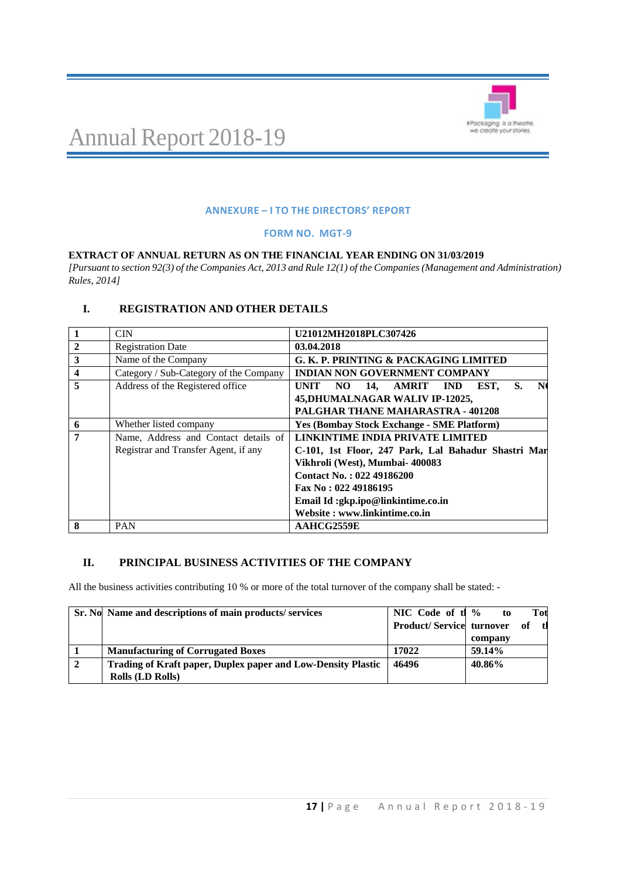## ANNEXURE – I TO THE DIRECTORS' REPORT

### FORM NO. MGT-9

**EXTRACT OF ANNUAL RETURN AS ON THE FINANCIAL YEAR ENDING ON 31/03/2019**

*[Pursuant to section 92(3) of the Companies Act, 2013 and Rule 12(1) of the Companies (Management and Administration) Rules, 2014]*

### I. REGISTRATION AND OTHER DETAILS

| | | |
|---|---|---|
| **1** | CIN | **U21012MH2018PLC307426** |
| **2** | Registration Date | **03.04.2018** |
| **3** | Name of the Company | **G. K. P. PRINTING & PACKAGING LIMITED** |
| **4** | Category / Sub-Category of the Company | **INDIAN NON GOVERNMENT COMPANY** |
| **5** | Address of the Registered office | **UNIT NO 14, AMRIT IND EST, S. N 45,DHUMALNAGAR WALIV IP-12025, PALGHAR THANE MAHARASTRA - 401208** |
| **6** | Whether listed company | **Yes (Bombay Stock Exchange - SME Platform)** |
| **7** | Name, Address and Contact details of Registrar and Transfer Agent, if any | **LINKINTIME INDIA PRIVATE LIMITED**<br>**C-101, 1st Floor, 247 Park, Lal Bahadur Shastri Mar**<br>**Vikhroli (West), Mumbai- 400083**<br>**Contact No. : 022 49186200**<br>**Fax No : 022 49186195**<br>**Email Id :gkp.ipo@linkintime.co.in**<br>**Website : www.linkintime.co.in** |
| **8** | PAN | **AAHCG2559E** |

### II. PRINCIPAL BUSINESS ACTIVITIES OF THE COMPANY

All the business activities contributing 10 % or more of the total turnover of the company shall be stated: -

| Sr. No | Name and descriptions of main products/ services | NIC Code of the Product/ Service | % to Total turnover of the company |
|---|---|---|---|
| **1** | **Manufacturing of Corrugated Boxes** | **17022** | **59.14%** |
| **2** | **Trading of Kraft paper, Duplex paper and Low-Density Plastic Rolls (LD Rolls)** | **46496** | **40.86%** |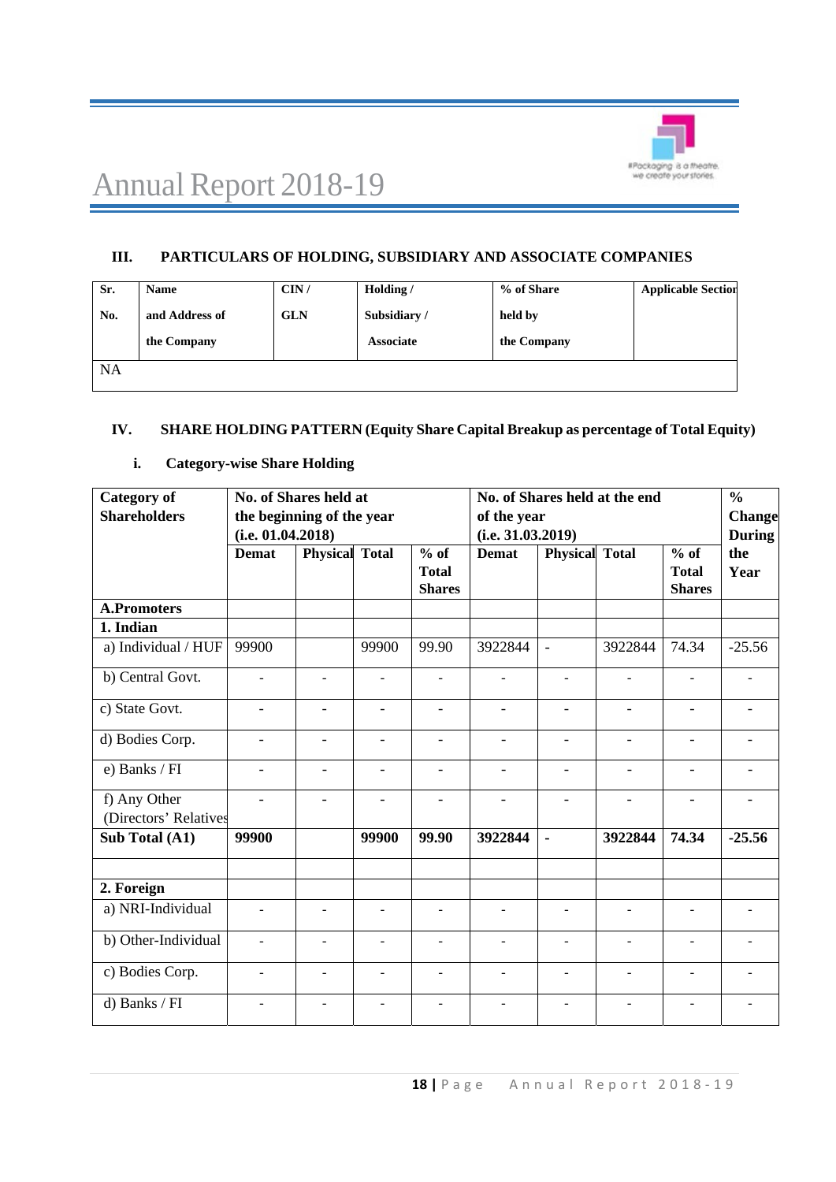### III. PARTICULARS OF HOLDING, SUBSIDIARY AND ASSOCIATE COMPANIES

| Sr. No. | Name and Address of the Company | CIN / GLN | Holding / Subsidiary / Associate | % of Share held by the Company | Applicable Section |
|---|---|---|---|---|---|
| NA | | | | | |

### IV. SHARE HOLDING PATTERN (Equity Share Capital Breakup as percentage of Total Equity)

#### i. Category-wise Share Holding

| Category of Shareholders | No. of Shares held at the beginning of the year (i.e. 01.04.2018) | | | | No. of Shares held at the end of the year (i.e. 31.03.2019) | | | | % Change During the Year |
|---|---|---|---|---|---|---|---|---|---|
| | Demat | Physical | Total | % of Total Shares | Demat | Physical | Total | % of Total Shares | |
| **A.Promoters** | | | | | | | | | |
| **1. Indian** | | | | | | | | | |
| a) Individual / HUF | 99900 | | 99900 | 99.90 | 3922844 | - | 3922844 | 74.34 | -25.56 |
| b) Central Govt. | - | - | - | - | - | - | - | - | - |
| c) State Govt. | - | - | - | - | - | - | - | - | - |
| d) Bodies Corp. | - | - | - | - | - | - | - | - | - |
| e) Banks / FI | - | - | - | - | - | - | - | - | - |
| f) Any Other (Directors' Relatives | - | - | - | - | - | - | - | - | - |
| **Sub Total (A1)** | **99900** | | **99900** | **99.90** | **3922844** | **-** | **3922844** | **74.34** | **-25.56** |
| | | | | | | | | | |
| **2. Foreign** | | | | | | | | | |
| a) NRI-Individual | - | - | - | - | - | - | - | - | - |
| b) Other-Individual | - | - | - | - | - | - | - | - | - |
| c) Bodies Corp. | - | - | - | - | - | - | - | - | - |
| d) Banks / FI | - | - | - | - | - | - | - | - | - |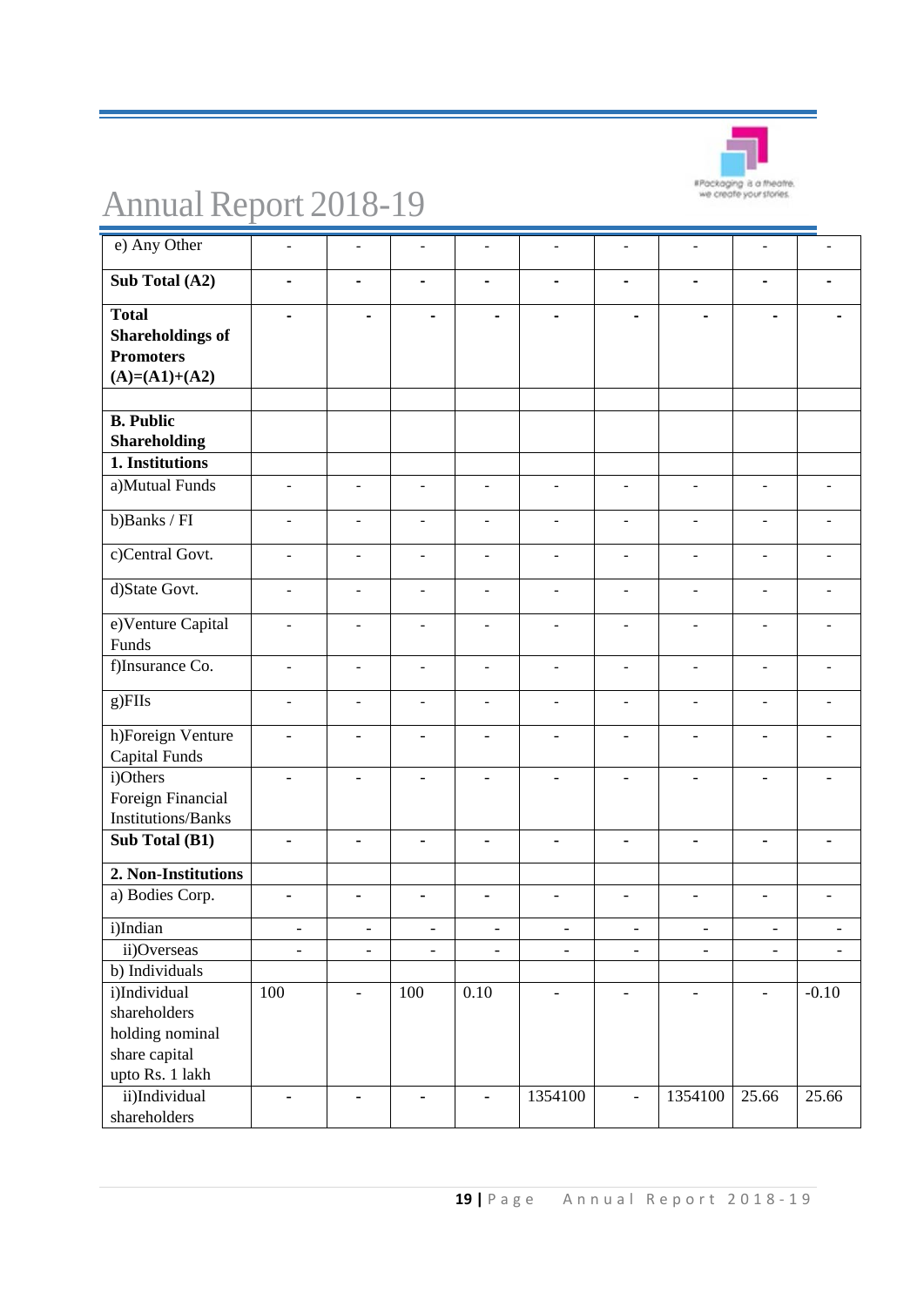| | | | | | | | | | |
|---|---|---|---|---|---|---|---|---|---|
| e) Any Other | - | - | - | - | - | - | - | - | - |
| **Sub Total (A2)** | **-** | **-** | **-** | **-** | **-** | **-** | **-** | **-** | **-** |
| **Total Shareholdings of Promoters (A)=(A1)+(A2)** | **-** | **-** | **-** | **-** | **-** | **-** | **-** | **-** | **-** |
| | | | | | | | | | |
| **B. Public Shareholding** | | | | | | | | | |
| **1. Institutions** | | | | | | | | | |
| a)Mutual Funds | - | - | - | - | - | - | - | - | - |
| b)Banks / FI | - | - | - | - | - | - | - | - | - |
| c)Central Govt. | - | - | - | - | - | - | - | - | - |
| d)State Govt. | - | - | - | - | - | - | - | - | - |
| e)Venture Capital Funds | - | - | - | - | - | - | - | - | - |
| f)Insurance Co. | - | - | - | - | - | - | - | - | - |
| g)FIIs | - | - | - | - | - | - | - | - | - |
| h)Foreign Venture Capital Funds | - | - | - | - | - | - | - | - | - |
| i)Others Foreign Financial Institutions/Banks | - | - | - | - | - | - | - | - | - |
| **Sub Total (B1)** | **-** | **-** | **-** | **-** | **-** | **-** | **-** | **-** | **-** |
| **2. Non-Institutions** | | | | | | | | | |
| a) Bodies Corp. | **-** | **-** | **-** | **-** | - | - | - | - | - |
| i)Indian | - | - | - | - | - | - | - | - | - |
| ii)Overseas | - | - | - | - | - | - | - | - | - |
| b) Individuals | | | | | | | | | |
| i)Individual shareholders holding nominal share capital upto Rs. 1 lakh | 100 | - | 100 | 0.10 | - | - | - | - | -0.10 |
| ii)Individual shareholders | - | - | - | - | 1354100 | - | 1354100 | 25.66 | 25.66 |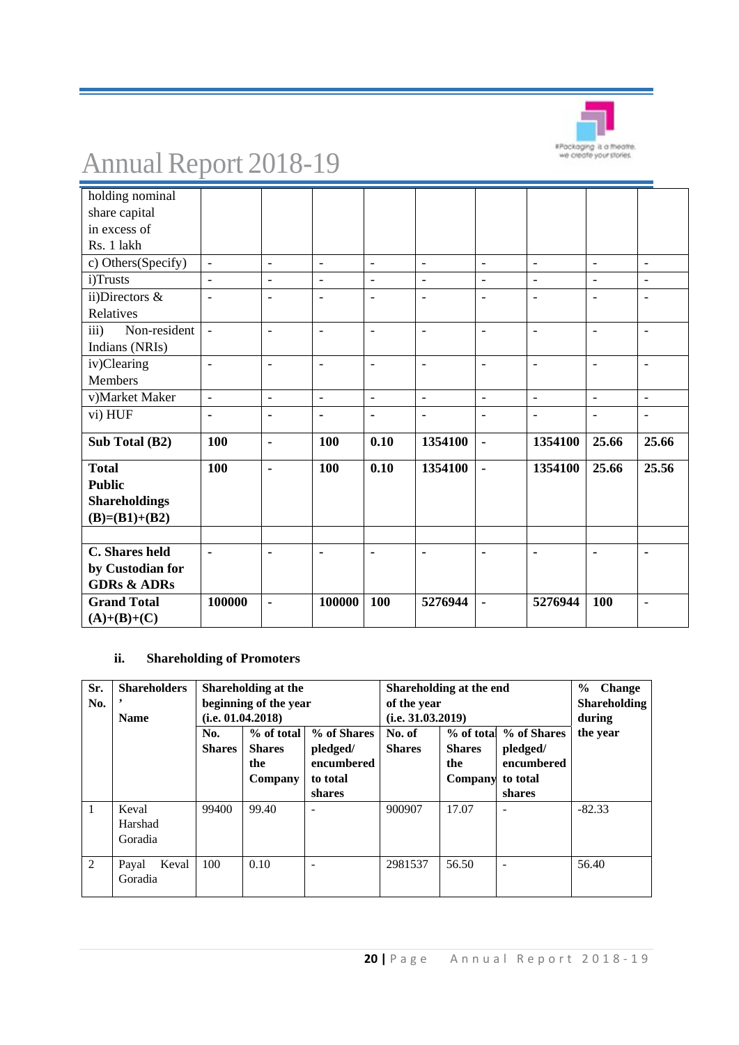| holding nominal share capital in excess of Rs. 1 lakh | | | | | | | | | |
|---|---|---|---|---|---|---|---|---|---|
| c) Others(Specify) | - | - | - | - | - | - | - | - | - |
| i)Trusts | - | - | - | - | - | - | - | - | - |
| ii)Directors & Relatives | - | - | - | - | - | - | - | - | - |
| iii) Non-resident Indians (NRIs) | - | - | - | - | - | - | - | - | - |
| iv)Clearing Members | - | - | - | - | - | - | - | - | - |
| v)Market Maker | - | - | - | - | - | - | - | - | - |
| vi) HUF | - | - | - | - | - | - | - | - | - |
| **Sub Total (B2)** | **100** | **-** | **100** | **0.10** | **1354100** | **-** | **1354100** | **25.66** | **25.66** |
| **Total Public Shareholdings (B)=(B1)+(B2)** | **100** | **-** | **100** | **0.10** | **1354100** | **-** | **1354100** | **25.66** | **25.56** |
| | | | | | | | | | |
| **C. Shares held by Custodian for GDRs & ADRs** | **-** | **-** | **-** | **-** | **-** | **-** | **-** | **-** | **-** |
| **Grand Total (A)+(B)+(C)** | **100000** | **-** | **100000** | **100** | **5276944** | **-** | **5276944** | **100** | **-** |

### ii. Shareholding of Promoters

| Sr. No. | Shareholders' Name | Shareholding at the beginning of the year (i.e. 01.04.2018) | | | Shareholding at the end of the year (i.e. 31.03.2019) | | | % Change Shareholding during the year |
|---|---|---|---|---|---|---|---|---|
| | | No. Shares | % of total Shares the Company | % of Shares pledged/ encumbered to total shares | No. of Shares | % of total Shares the Company | % of Shares pledged/ encumbered to total shares | |
| 1 | Keval Harshad Goradia | 99400 | 99.40 | - | 900907 | 17.07 | - | -82.33 |
| 2 | Payal Keval Goradia | 100 | 0.10 | - | 2981537 | 56.50 | - | 56.40 |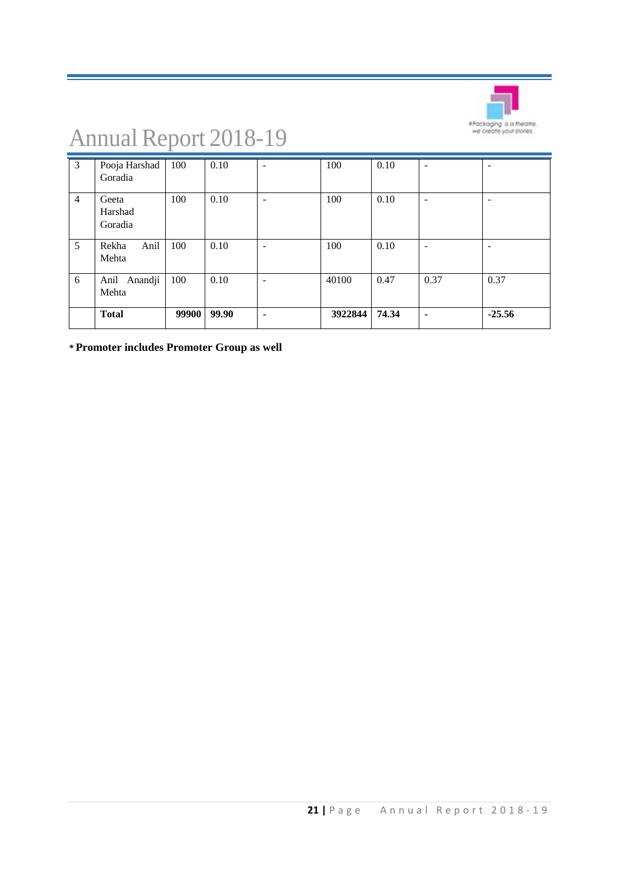| 3 | Pooja Harshad Goradia | 100 | 0.10 | - | 100 | 0.10 | - | - |
|---|---|---|---|---|---|---|---|---|
| 4 | Geeta Harshad Goradia | 100 | 0.10 | - | 100 | 0.10 | - | - |
| 5 | Rekha Anil Mehta | 100 | 0.10 | - | 100 | 0.10 | - | - |
| 6 | Anil Anandji Mehta | 100 | 0.10 | - | 40100 | 0.47 | 0.37 | 0.37 |
| | **Total** | **99900** | **99.90** | **-** | **3922844** | **74.34** | **-** | **-25.56** |

**\* Promoter includes Promoter Group as well**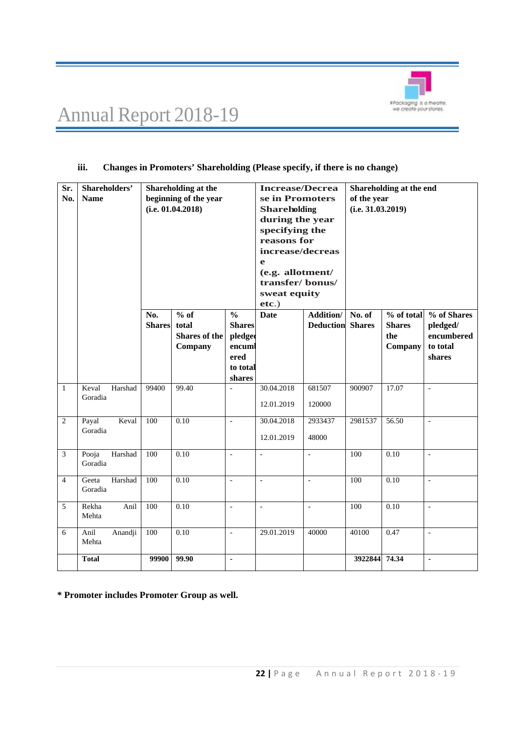### iii. Changes in Promoters' Shareholding (Please specify, if there is no change)

| Sr. No. | Shareholders' Name | Shareholding at the beginning of the year (i.e. 01.04.2018) | | | Increase/Decrease in Promoters Shareholding during the year specifying the reasons for increase/decrease (e.g. allotment/ transfer/ bonus/ sweat equity etc.) | | Shareholding at the end of the year (i.e. 31.03.2019) | | |
|---|---|---|---|---|---|---|---|---|---|
| | | No. Shares | % of total Shares of the Company | % Shares pledged encumbered to total shares | Date | Addition/ Deduction | No. of Shares | % of total Shares the Company | % of Shares pledged/ encumbered to total shares |
| 1 | Keval Harshad Goradia | 99400 | 99.40 | - | 30.04.2018<br>12.01.2019 | 681507<br>120000 | 900907 | 17.07 | - |
| 2 | Payal Keval Goradia | 100 | 0.10 | - | 30.04.2018<br>12.01.2019 | 2933437<br>48000 | 2981537 | 56.50 | - |
| 3 | Pooja Harshad Goradia | 100 | 0.10 | - | - | - | 100 | 0.10 | - |
| 4 | Geeta Harshad Goradia | 100 | 0.10 | - | - | - | 100 | 0.10 | - |
| 5 | Rekha Anil Mehta | 100 | 0.10 | - | - | - | 100 | 0.10 | - |
| 6 | Anil Anandji Mehta | 100 | 0.10 | - | 29.01.2019 | 40000 | 40100 | 0.47 | - |
| | **Total** | **99900** | **99.90** | **-** | | | **3922844** | **74.34** | **-** |

**\* Promoter includes Promoter Group as well.**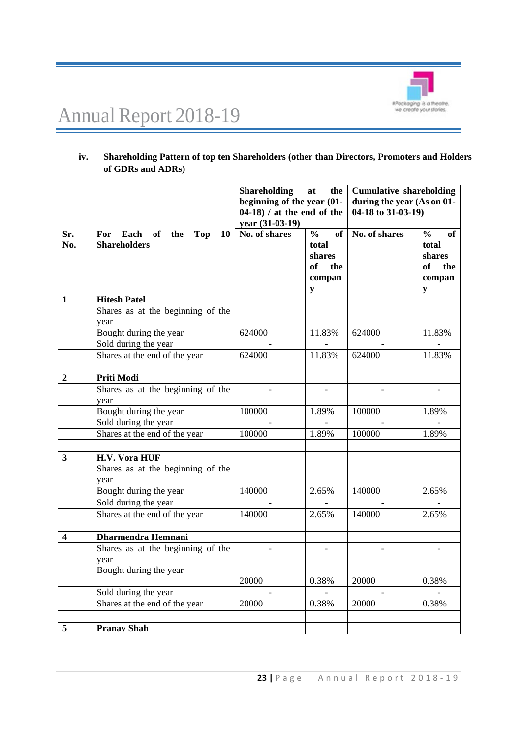**iv. Shareholding Pattern of top ten Shareholders (other than Directors, Promoters and Holders of GDRs and ADRs)**

| Sr. No. | For Each of the Top 10 Shareholders | Shareholding at the beginning of the year (01-04-18) / at the end of the year (31-03-19) | | Cumulative shareholding during the year (As on 01-04-18 to 31-03-19) | |
|---|---|---|---|---|---|
| | | No. of shares | % of total shares of the company | No. of shares | % of total shares of the company |
| 1 | **Hitesh Patel** | | | | |
| | Shares as at the beginning of the year | | | | |
| | Bought during the year | 624000 | 11.83% | 624000 | 11.83% |
| | Sold during the year | - | - | - | - |
| | Shares at the end of the year | 624000 | 11.83% | 624000 | 11.83% |
| | | | | | |
| 2 | **Priti Modi** | | | | |
| | Shares as at the beginning of the year | - | - | - | - |
| | Bought during the year | 100000 | 1.89% | 100000 | 1.89% |
| | Sold during the year | - | - | - | - |
| | Shares at the end of the year | 100000 | 1.89% | 100000 | 1.89% |
| | | | | | |
| 3 | **H.V. Vora HUF** | | | | |
| | Shares as at the beginning of the year | | | | |
| | Bought during the year | 140000 | 2.65% | 140000 | 2.65% |
| | Sold during the year | - | - | - | - |
| | Shares at the end of the year | 140000 | 2.65% | 140000 | 2.65% |
| | | | | | |
| 4 | **Dharmendra Hemnani** | | | | |
| | Shares as at the beginning of the year | - | - | - | - |
| | Bought during the year | 20000 | 0.38% | 20000 | 0.38% |
| | Sold during the year | - | - | - | - |
| | Shares at the end of the year | 20000 | 0.38% | 20000 | 0.38% |
| | | | | | |
| 5 | **Pranav Shah** | | | | |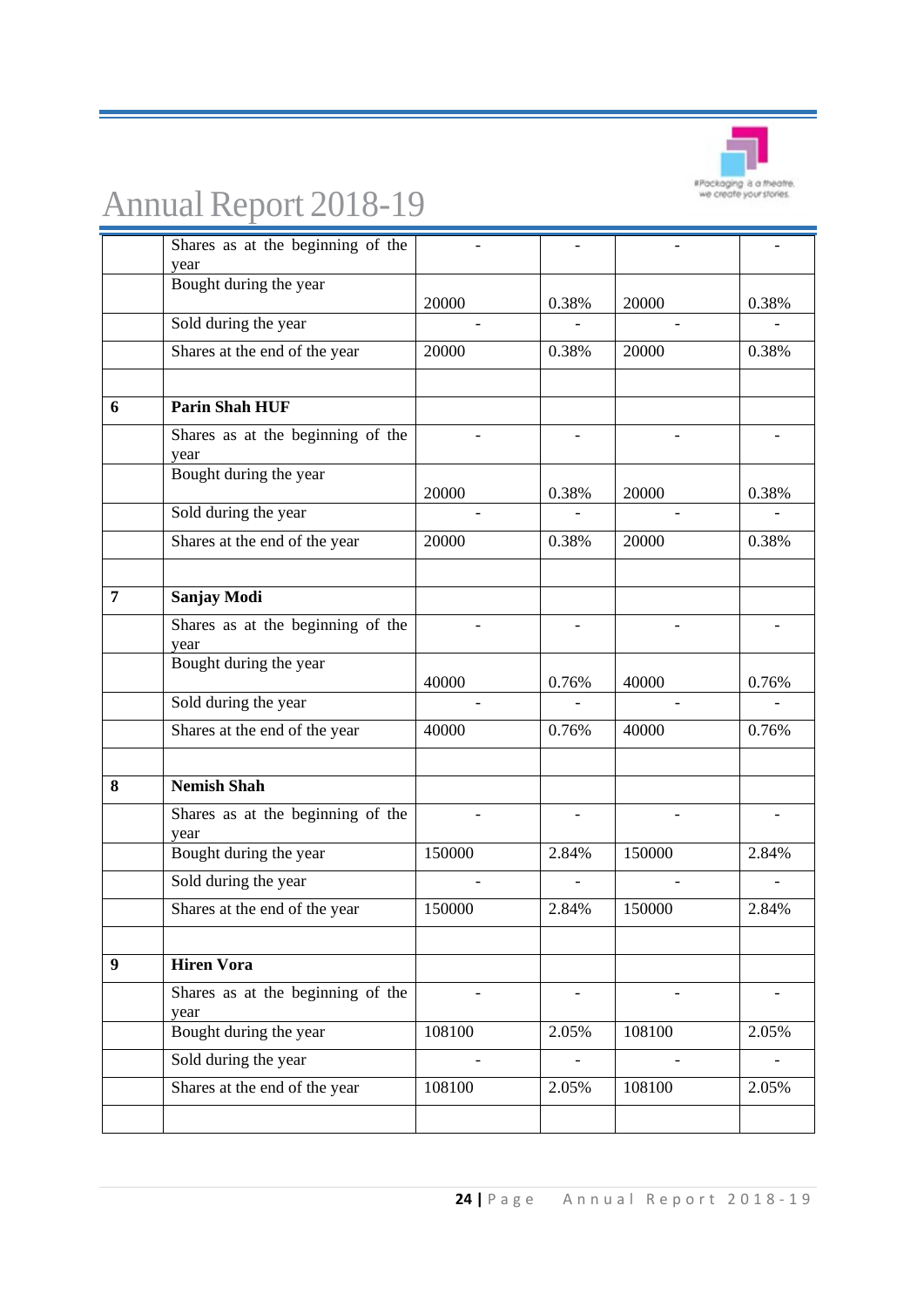| | | | | | |
|---|---|---|---|---|---|
| | Shares as at the beginning of the year | - | - | - | - |
| | Bought during the year | 20000 | 0.38% | 20000 | 0.38% |
| | Sold during the year | - | - | - | - |
| | Shares at the end of the year | 20000 | 0.38% | 20000 | 0.38% |
| | | | | | |
| **6** | **Parin Shah HUF** | | | | |
| | Shares as at the beginning of the year | - | - | - | - |
| | Bought during the year | 20000 | 0.38% | 20000 | 0.38% |
| | Sold during the year | - | - | - | - |
| | Shares at the end of the year | 20000 | 0.38% | 20000 | 0.38% |
| | | | | | |
| **7** | **Sanjay Modi** | | | | |
| | Shares as at the beginning of the year | - | - | - | - |
| | Bought during the year | 40000 | 0.76% | 40000 | 0.76% |
| | Sold during the year | - | - | - | - |
| | Shares at the end of the year | 40000 | 0.76% | 40000 | 0.76% |
| | | | | | |
| **8** | **Nemish Shah** | | | | |
| | Shares as at the beginning of the year | - | - | - | - |
| | Bought during the year | 150000 | 2.84% | 150000 | 2.84% |
| | Sold during the year | - | - | - | - |
| | Shares at the end of the year | 150000 | 2.84% | 150000 | 2.84% |
| | | | | | |
| **9** | **Hiren Vora** | | | | |
| | Shares as at the beginning of the year | - | - | - | - |
| | Bought during the year | 108100 | 2.05% | 108100 | 2.05% |
| | Sold during the year | - | - | - | - |
| | Shares at the end of the year | 108100 | 2.05% | 108100 | 2.05% |
| | | | | | |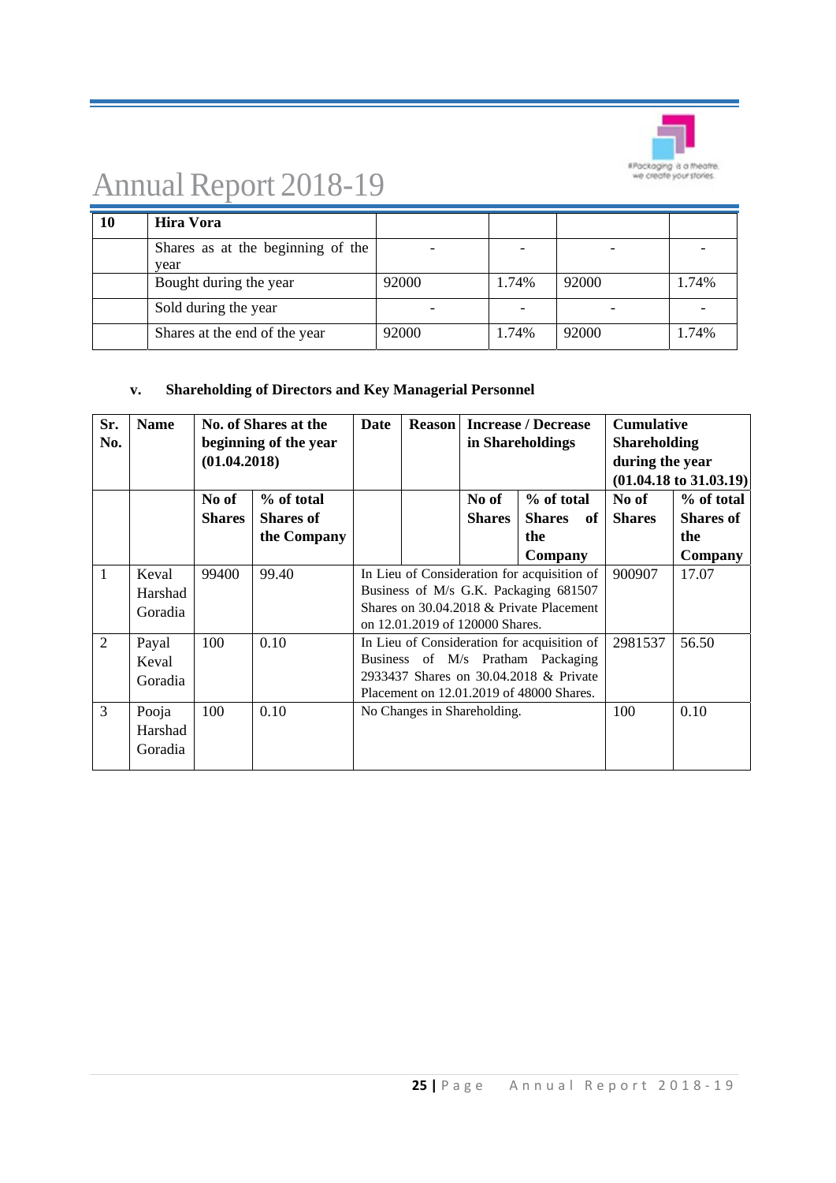| 10 | **Hira Vora** | | | | |
|---|---|---|---|---|---|
| | Shares as at the beginning of the year | - | - | - | - |
| | Bought during the year | 92000 | 1.74% | 92000 | 1.74% |
| | Sold during the year | - | - | - | - |
| | Shares at the end of the year | 92000 | 1.74% | 92000 | 1.74% |

### v. Shareholding of Directors and Key Managerial Personnel

| Sr. No. | Name | No. of Shares at the beginning of the year (01.04.2018) | | Date | Reason | Increase / Decrease in Shareholdings | | Cumulative Shareholding during the year (01.04.18 to 31.03.19) | |
|---|---|---|---|---|---|---|---|---|---|
| | | No of Shares | % of total Shares of the Company | | | No of Shares | % of total Shares of the Company | No of Shares | % of total Shares of the Company |
| 1 | Keval Harshad Goradia | 99400 | 99.40 | In Lieu of Consideration for acquisition of Business of M/s G.K. Packaging 681507 Shares on 30.04.2018 & Private Placement on 12.01.2019 of 120000 Shares. | | | | 900907 | 17.07 |
| 2 | Payal Keval Goradia | 100 | 0.10 | In Lieu of Consideration for acquisition of Business of M/s Pratham Packaging 2933437 Shares on 30.04.2018 & Private Placement on 12.01.2019 of 48000 Shares. | | | | 2981537 | 56.50 |
| 3 | Pooja Harshad Goradia | 100 | 0.10 | No Changes in Shareholding. | | | | 100 | 0.10 |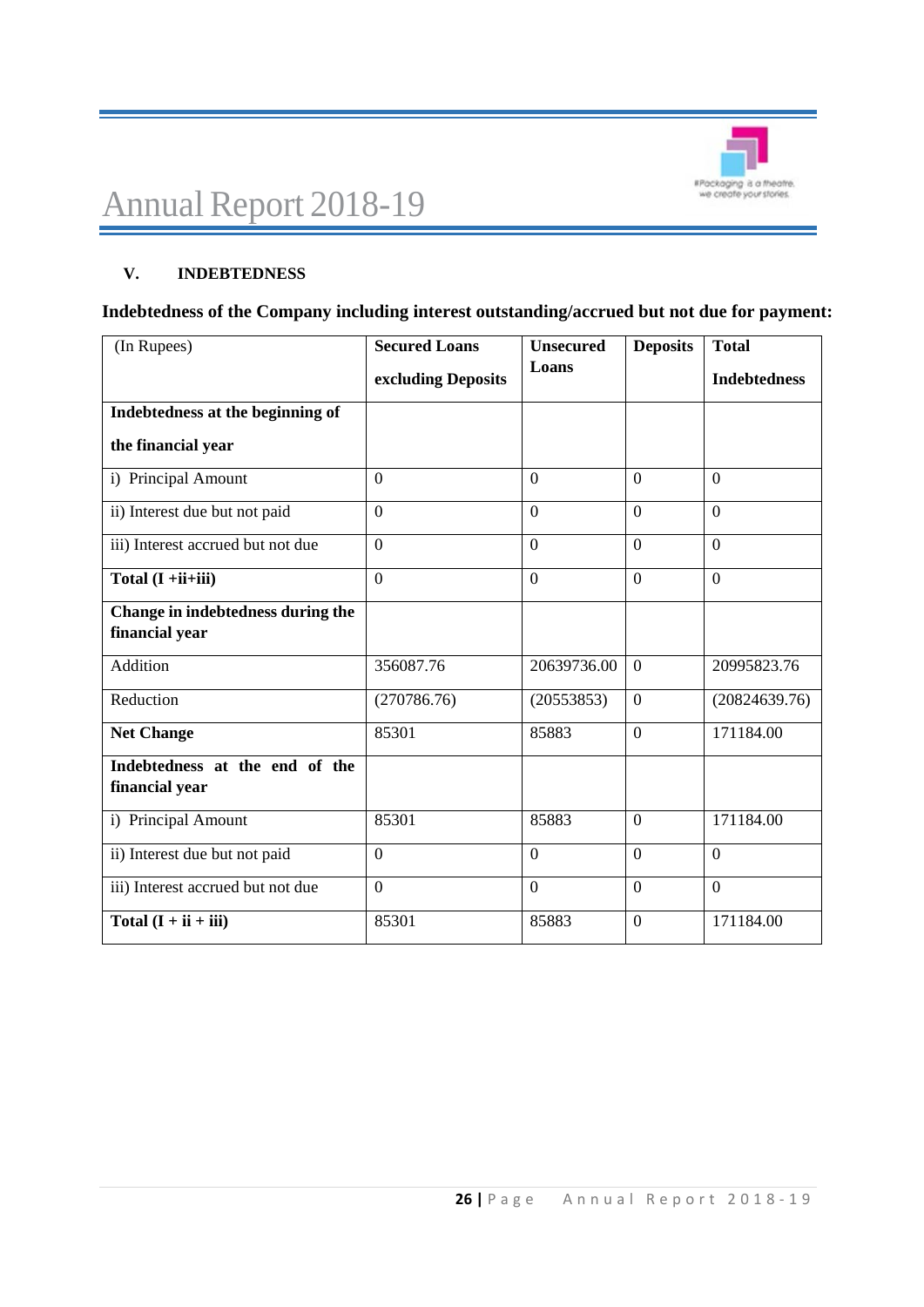## V. INDEBTEDNESS

**Indebtedness of the Company including interest outstanding/accrued but not due for payment:**

| (In Rupees) | **Secured Loans excluding Deposits** | **Unsecured Loans** | **Deposits** | **Total Indebtedness** |
|---|---|---|---|---|
| **Indebtedness at the beginning of the financial year** | | | | |
| i) Principal Amount | 0 | 0 | 0 | 0 |
| ii) Interest due but not paid | 0 | 0 | 0 | 0 |
| iii) Interest accrued but not due | 0 | 0 | 0 | 0 |
| **Total (I +ii+iii)** | 0 | 0 | 0 | 0 |
| **Change in indebtedness during the financial year** | | | | |
| Addition | 356087.76 | 20639736.00 | 0 | 20995823.76 |
| Reduction | (270786.76) | (20553853) | 0 | (20824639.76) |
| **Net Change** | 85301 | 85883 | 0 | 171184.00 |
| **Indebtedness at the end of the financial year** | | | | |
| i) Principal Amount | 85301 | 85883 | 0 | 171184.00 |
| ii) Interest due but not paid | 0 | 0 | 0 | 0 |
| iii) Interest accrued but not due | 0 | 0 | 0 | 0 |
| **Total (I + ii + iii)** | 85301 | 85883 | 0 | 171184.00 |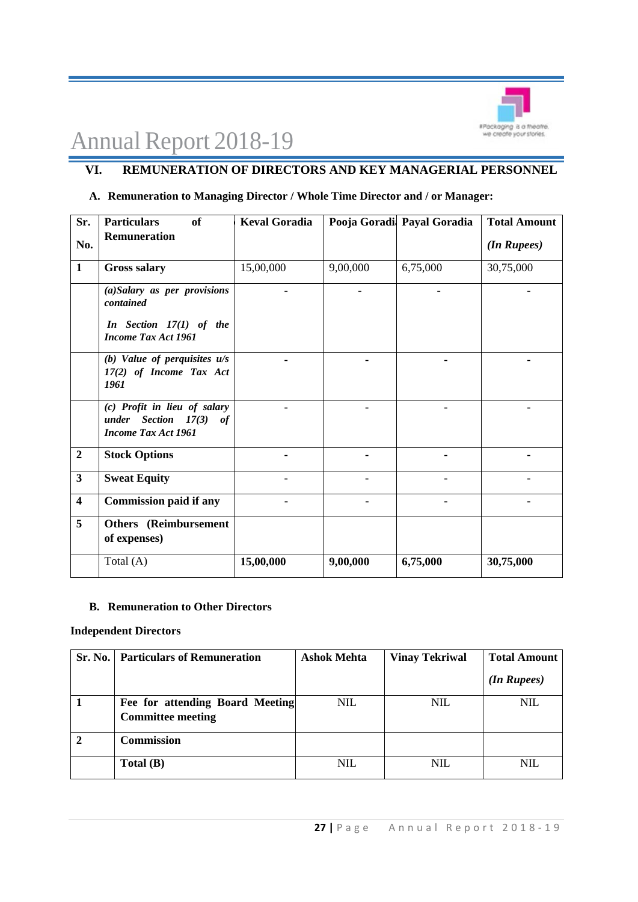## VI. REMUNERATION OF DIRECTORS AND KEY MANAGERIAL PERSONNEL

### A. Remuneration to Managing Director / Whole Time Director and / or Manager:

| Sr. No. | Particulars of Remuneration | Keval Goradia | Pooja Goradia | Payal Goradia | Total Amount *(In Rupees)* |
|---|---|---|---|---|---|
| **1** | **Gross salary** | 15,00,000 | 9,00,000 | 6,75,000 | 30,75,000 |
| | *(a)Salary as per provisions contained In Section 17(1) of the Income Tax Act 1961* | - | - | - | - |
| | *(b) Value of perquisites u/s 17(2) of Income Tax Act 1961* | - | - | - | - |
| | *(c) Profit in lieu of salary under Section 17(3) of Income Tax Act 1961* | - | - | - | - |
| **2** | **Stock Options** | - | - | - | - |
| **3** | **Sweat Equity** | - | - | - | - |
| **4** | **Commission paid if any** | - | - | - | - |
| **5** | **Others (Reimbursement of expenses)** | | | | |
| | Total (A) | **15,00,000** | **9,00,000** | **6,75,000** | **30,75,000** |

### B. Remuneration to Other Directors

**Independent Directors**

| Sr. No. | Particulars of Remuneration | Ashok Mehta | Vinay Tekriwal | Total Amount *(In Rupees)* |
|---|---|---|---|---|
| **1** | **Fee for attending Board Meeting Committee meeting** | NIL | NIL | NIL |
| **2** | **Commission** | | | |
| | **Total (B)** | NIL | NIL | NIL |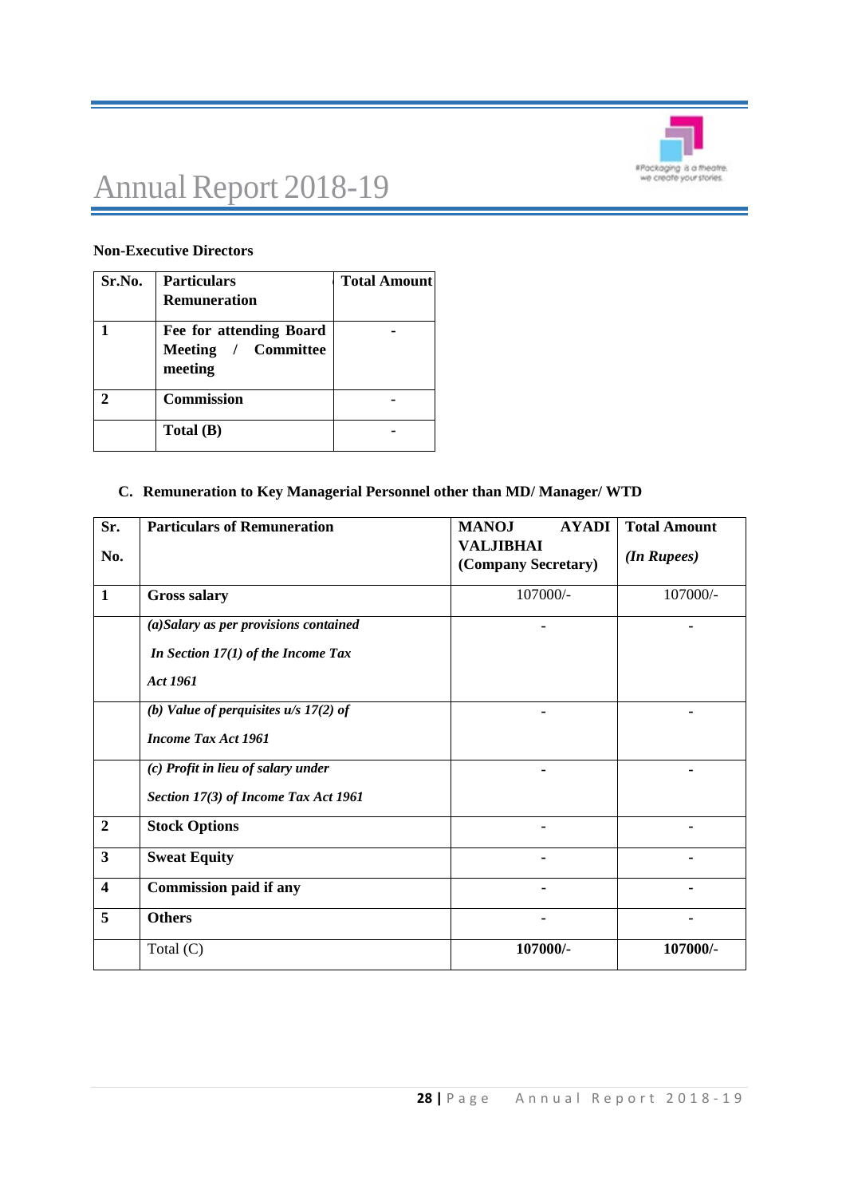**Non-Executive Directors**

| Sr.No. | Particulars Remuneration | Total Amount |
|---|---|---|
| **1** | **Fee for attending Board Meeting / Committee meeting** | - |
| **2** | **Commission** | - |
| | **Total (B)** | - |

**C. Remuneration to Key Managerial Personnel other than MD/ Manager/ WTD**

| Sr. No. | Particulars of Remuneration | MANOJ AYADI VALJIBHAI (Company Secretary) | Total Amount *(In Rupees)* |
|---|---|---|---|
| **1** | **Gross salary** | 107000/- | 107000/- |
| | ***(a)Salary as per provisions contained In Section 17(1) of the Income Tax Act 1961*** | - | - |
| | ***(b) Value of perquisites u/s 17(2) of Income Tax Act 1961*** | - | - |
| | ***(c) Profit in lieu of salary under Section 17(3) of Income Tax Act 1961*** | - | - |
| **2** | **Stock Options** | - | - |
| **3** | **Sweat Equity** | - | - |
| **4** | **Commission paid if any** | - | - |
| **5** | **Others** | - | - |
| | Total (C) | **107000/-** | **107000/-** |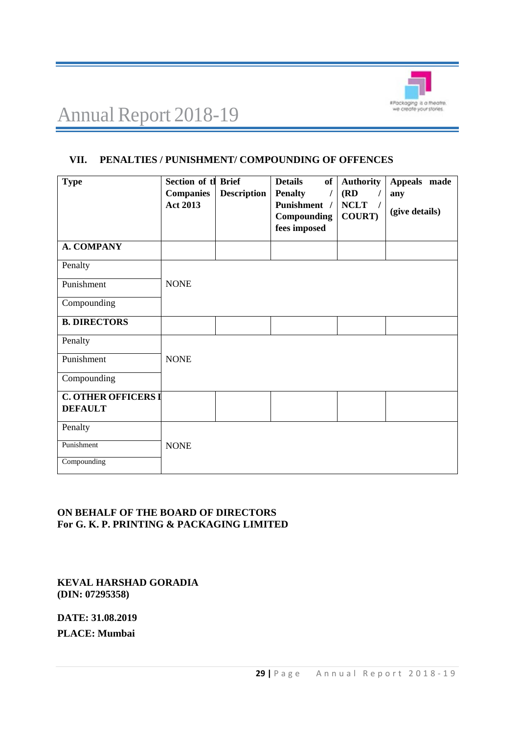## VII. PENALTIES / PUNISHMENT/ COMPOUNDING OF OFFENCES

| Type | Section of the Companies Act 2013 | Brief Description | Details of Penalty / Punishment / Compounding fees imposed | Authority (RD / NCLT / COURT) | Appeals made any (give details) |
|---|---|---|---|---|---|
| **A. COMPANY** | | | | | |
| Penalty | NONE | | | | |
| Punishment | | | | | |
| Compounding | | | | | |
| **B. DIRECTORS** | | | | | |
| Penalty | NONE | | | | |
| Punishment | | | | | |
| Compounding | | | | | |
| **C. OTHER OFFICERS IN DEFAULT** | | | | | |
| Penalty | NONE | | | | |
| Punishment | | | | | |
| Compounding | | | | | |

**ON BEHALF OF THE BOARD OF DIRECTORS**
**For G. K. P. PRINTING & PACKAGING LIMITED**

**KEVAL HARSHAD GORADIA**
**(DIN: 07295358)**

**DATE: 31.08.2019**

**PLACE: Mumbai**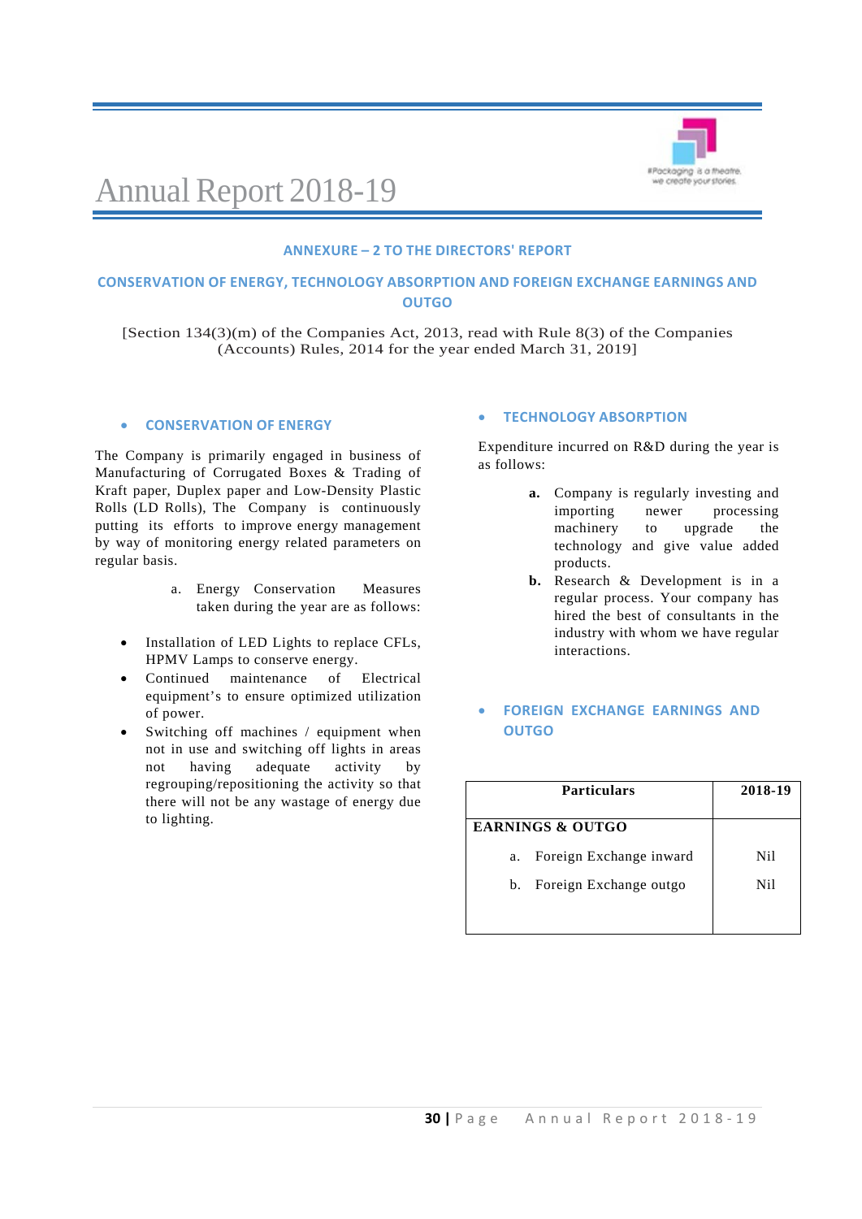## ANNEXURE – 2 TO THE DIRECTORS' REPORT

## CONSERVATION OF ENERGY, TECHNOLOGY ABSORPTION AND FOREIGN EXCHANGE EARNINGS AND OUTGO

[Section 134(3)(m) of the Companies Act, 2013, read with Rule 8(3) of the Companies (Accounts) Rules, 2014 for the year ended March 31, 2019]

### • CONSERVATION OF ENERGY

The Company is primarily engaged in business of Manufacturing of Corrugated Boxes & Trading of Kraft paper, Duplex paper and Low-Density Plastic Rolls (LD Rolls), The Company is continuously putting its efforts to improve energy management by way of monitoring energy related parameters on regular basis.

a. Energy Conservation Measures taken during the year are as follows:

- Installation of LED Lights to replace CFLs, HPMV Lamps to conserve energy.
- Continued maintenance of Electrical equipment's to ensure optimized utilization of power.
- Switching off machines / equipment when not in use and switching off lights in areas not having adequate activity by regrouping/repositioning the activity so that there will not be any wastage of energy due to lighting.

### • TECHNOLOGY ABSORPTION

Expenditure incurred on R&D during the year is as follows:

**a.** Company is regularly investing and importing newer processing machinery to upgrade the technology and give value added products.

**b.** Research & Development is in a regular process. Your company has hired the best of consultants in the industry with whom we have regular interactions.

### • FOREIGN EXCHANGE EARNINGS AND OUTGO

| Particulars | 2018-19 |
|---|---|
| **EARNINGS & OUTGO** | |
| a. Foreign Exchange inward | Nil |
| b. Foreign Exchange outgo | Nil |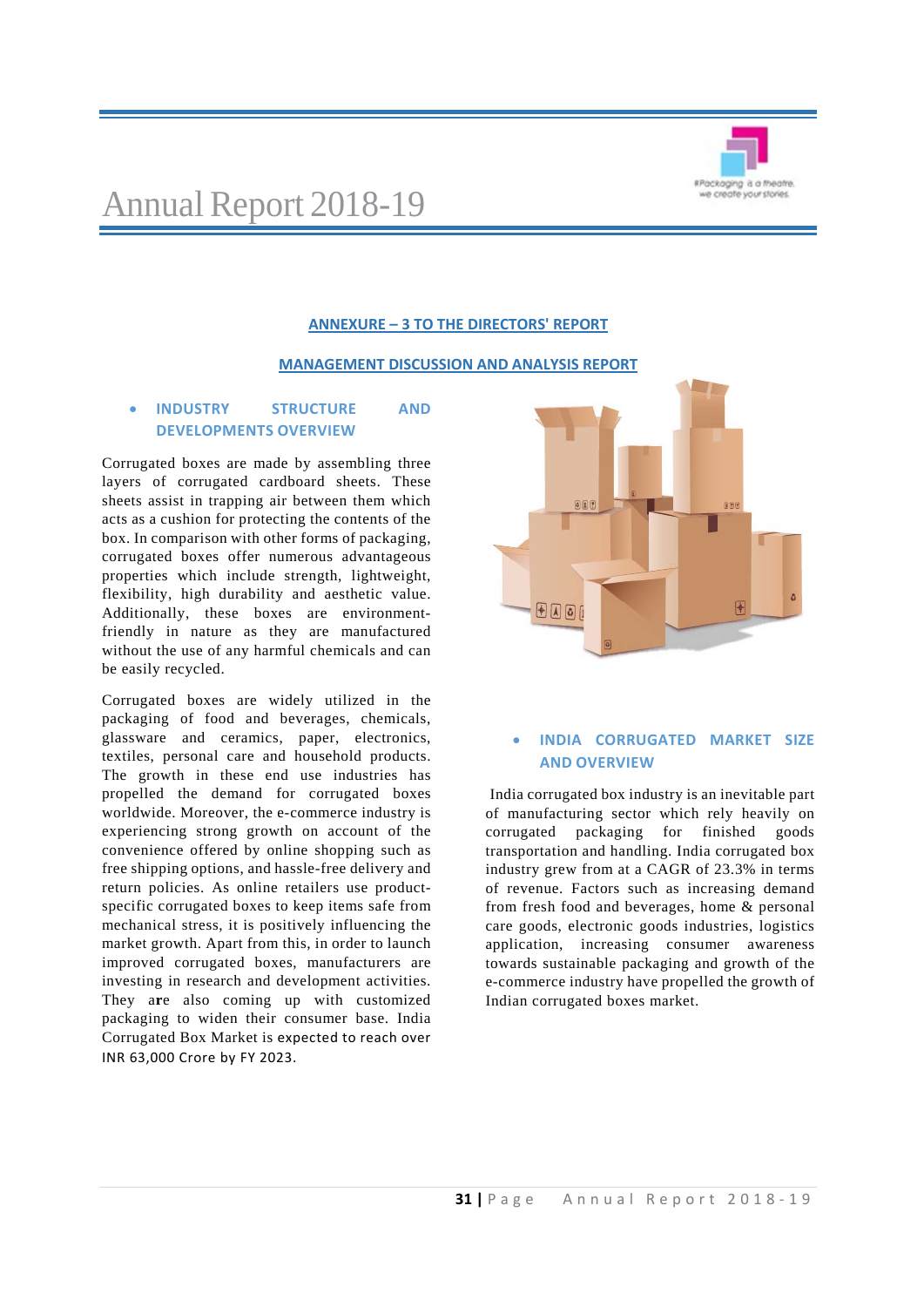## ANNEXURE – 3 TO THE DIRECTORS' REPORT

## MANAGEMENT DISCUSSION AND ANALYSIS REPORT

### • INDUSTRY STRUCTURE AND DEVELOPMENTS OVERVIEW

Corrugated boxes are made by assembling three layers of corrugated cardboard sheets. These sheets assist in trapping air between them which acts as a cushion for protecting the contents of the box. In comparison with other forms of packaging, corrugated boxes offer numerous advantageous properties which include strength, lightweight, flexibility, high durability and aesthetic value. Additionally, these boxes are environment-friendly in nature as they are manufactured without the use of any harmful chemicals and can be easily recycled.

Corrugated boxes are widely utilized in the packaging of food and beverages, chemicals, glassware and ceramics, paper, electronics, textiles, personal care and household products. The growth in these end use industries has propelled the demand for corrugated boxes worldwide. Moreover, the e-commerce industry is experiencing strong growth on account of the convenience offered by online shopping such as free shipping options, and hassle-free delivery and return policies. As online retailers use product-specific corrugated boxes to keep items safe from mechanical stress, it is positively influencing the market growth. Apart from this, in order to launch improved corrugated boxes, manufacturers are investing in research and development activities. They are also coming up with customized packaging to widen their consumer base. India Corrugated Box Market is expected to reach over INR 63,000 Crore by FY 2023.

### • INDIA CORRUGATED MARKET SIZE AND OVERVIEW

India corrugated box industry is an inevitable part of manufacturing sector which rely heavily on corrugated packaging for finished goods transportation and handling. India corrugated box industry grew from at a CAGR of 23.3% in terms of revenue. Factors such as increasing demand from fresh food and beverages, home & personal care goods, electronic goods industries, logistics application, increasing consumer awareness towards sustainable packaging and growth of the e-commerce industry have propelled the growth of Indian corrugated boxes market.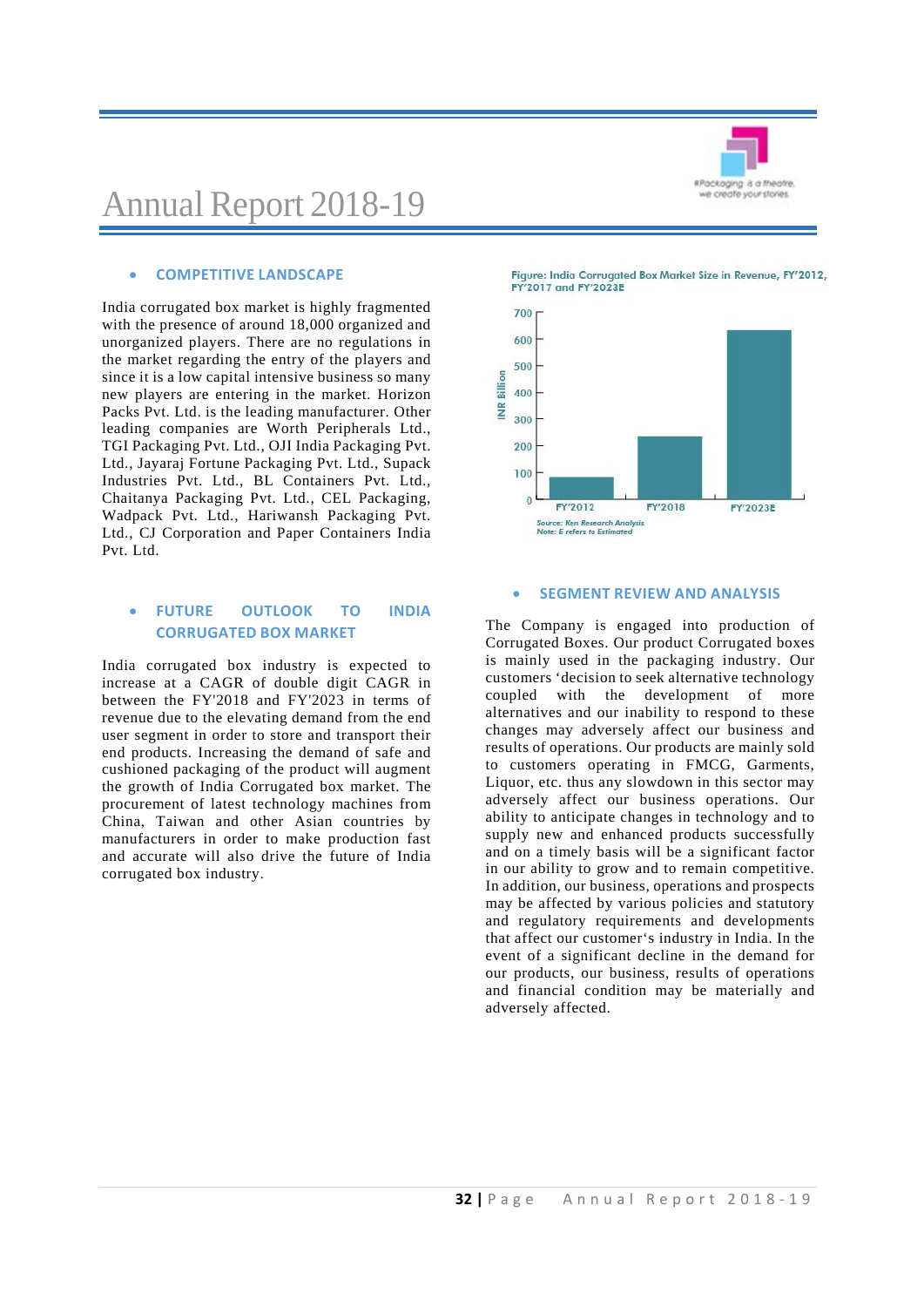## COMPETITIVE LANDSCAPE

India corrugated box market is highly fragmented with the presence of around 18,000 organized and unorganized players. There are no regulations in the market regarding the entry of the players and since it is a low capital intensive business so many new players are entering in the market. Horizon Packs Pvt. Ltd. is the leading manufacturer. Other leading companies are Worth Peripherals Ltd., TGI Packaging Pvt. Ltd., OJI India Packaging Pvt. Ltd., Jayaraj Fortune Packaging Pvt. Ltd., Supack Industries Pvt. Ltd., BL Containers Pvt. Ltd., Chaitanya Packaging Pvt. Ltd., CEL Packaging, Wadpack Pvt. Ltd., Hariwansh Packaging Pvt. Ltd., CJ Corporation and Paper Containers India Pvt. Ltd.

## FUTURE OUTLOOK TO INDIA CORRUGATED BOX MARKET

India corrugated box industry is expected to increase at a CAGR of double digit CAGR in between the FY'2018 and FY'2023 in terms of revenue due to the elevating demand from the end user segment in order to store and transport their end products. Increasing the demand of safe and cushioned packaging of the product will augment the growth of India Corrugated box market. The procurement of latest technology machines from China, Taiwan and other Asian countries by manufacturers in order to make production fast and accurate will also drive the future of India corrugated box industry.

Figure: India Corrugated Box Market Size in Revenue, FY'2012, FY'2017 and FY'2023E

INR Billion

FY'2012, FY'2018, FY'2023E

Source: Ken Research Analysis
Note: E refers to Estimated

## SEGMENT REVIEW AND ANALYSIS

The Company is engaged into production of Corrugated Boxes. Our product Corrugated boxes is mainly used in the packaging industry. Our customers 'decision to seek alternative technology coupled with the development of more alternatives and our inability to respond to these changes may adversely affect our business and results of operations. Our products are mainly sold to customers operating in FMCG, Garments, Liquor, etc. thus any slowdown in this sector may adversely affect our business operations. Our ability to anticipate changes in technology and to supply new and enhanced products successfully and on a timely basis will be a significant factor in our ability to grow and to remain competitive. In addition, our business, operations and prospects may be affected by various policies and statutory and regulatory requirements and developments that affect our customer's industry in India. In the event of a significant decline in the demand for our products, our business, results of operations and financial condition may be materially and adversely affected.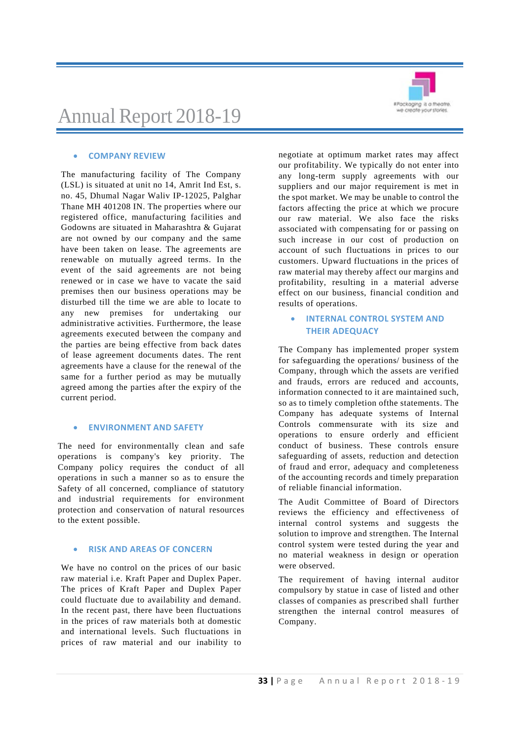- **COMPANY REVIEW**

The manufacturing facility of The Company (LSL) is situated at unit no 14, Amrit Ind Est, s. no. 45, Dhumal Nagar Waliv IP-12025, Palghar Thane MH 401208 IN. The properties where our registered office, manufacturing facilities and Godowns are situated in Maharashtra & Gujarat are not owned by our company and the same have been taken on lease. The agreements are renewable on mutually agreed terms. In the event of the said agreements are not being renewed or in case we have to vacate the said premises then our business operations may be disturbed till the time we are able to locate to any new premises for undertaking our administrative activities. Furthermore, the lease agreements executed between the company and the parties are being effective from back dates of lease agreement documents dates. The rent agreements have a clause for the renewal of the same for a further period as may be mutually agreed among the parties after the expiry of the current period.

- **ENVIRONMENT AND SAFETY**

The need for environmentally clean and safe operations is company's key priority. The Company policy requires the conduct of all operations in such a manner so as to ensure the Safety of all concerned, compliance of statutory and industrial requirements for environment protection and conservation of natural resources to the extent possible.

- **RISK AND AREAS OF CONCERN**

We have no control on the prices of our basic raw material i.e. Kraft Paper and Duplex Paper. The prices of Kraft Paper and Duplex Paper could fluctuate due to availability and demand. In the recent past, there have been fluctuations in the prices of raw materials both at domestic and international levels. Such fluctuations in prices of raw material and our inability to negotiate at optimum market rates may affect our profitability. We typically do not enter into any long-term supply agreements with our suppliers and our major requirement is met in the spot market. We may be unable to control the factors affecting the price at which we procure our raw material. We also face the risks associated with compensating for or passing on such increase in our cost of production on account of such fluctuations in prices to our customers. Upward fluctuations in the prices of raw material may thereby affect our margins and profitability, resulting in a material adverse effect on our business, financial condition and results of operations.

- **INTERNAL CONTROL SYSTEM AND THEIR ADEQUACY**

The Company has implemented proper system for safeguarding the operations/ business of the Company, through which the assets are verified and frauds, errors are reduced and accounts, information connected to it are maintained such, so as to timely completion ofthe statements. The Company has adequate systems of Internal Controls commensurate with its size and operations to ensure orderly and efficient conduct of business. These controls ensure safeguarding of assets, reduction and detection of fraud and error, adequacy and completeness of the accounting records and timely preparation of reliable financial information.

The Audit Committee of Board of Directors reviews the efficiency and effectiveness of internal control systems and suggests the solution to improve and strengthen. The Internal control system were tested during the year and no material weakness in design or operation were observed.

The requirement of having internal auditor compulsory by statue in case of listed and other classes of companies as prescribed shall further strengthen the internal control measures of Company.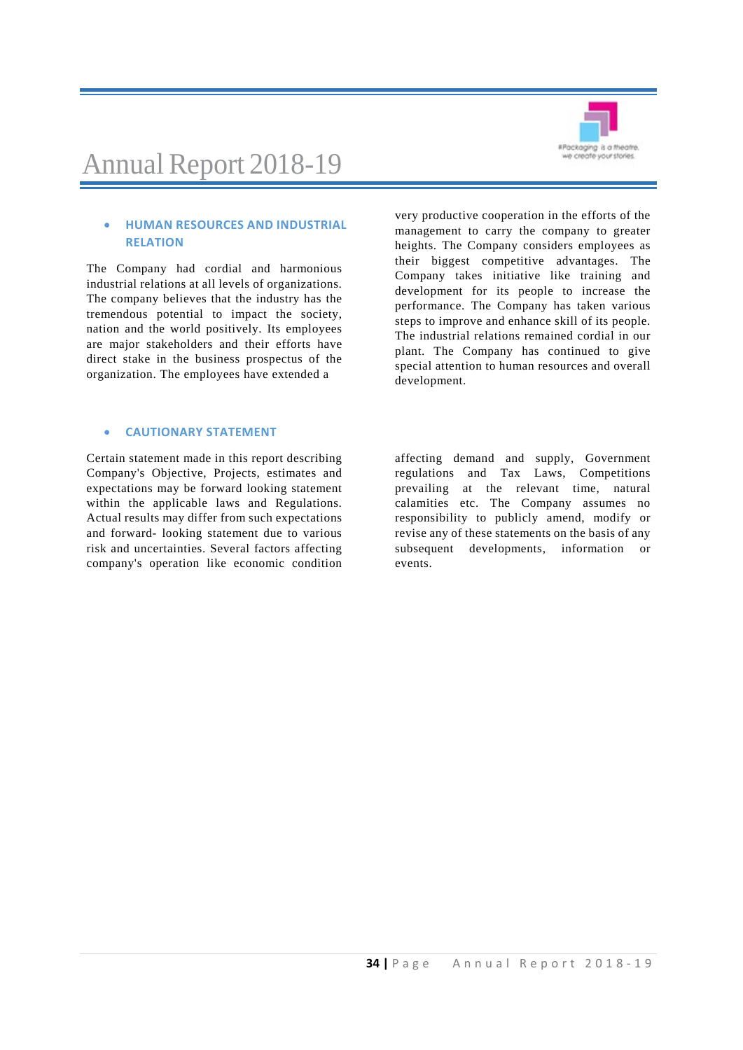- **HUMAN RESOURCES AND INDUSTRIAL RELATION**

The Company had cordial and harmonious industrial relations at all levels of organizations. The company believes that the industry has the tremendous potential to impact the society, nation and the world positively. Its employees are major stakeholders and their efforts have direct stake in the business prospectus of the organization. The employees have extended a very productive cooperation in the efforts of the management to carry the company to greater heights. The Company considers employees as their biggest competitive advantages. The Company takes initiative like training and development for its people to increase the performance. The Company has taken various steps to improve and enhance skill of its people. The industrial relations remained cordial in our plant. The Company has continued to give special attention to human resources and overall development.

- **CAUTIONARY STATEMENT**

Certain statement made in this report describing Company's Objective, Projects, estimates and expectations may be forward looking statement within the applicable laws and Regulations. Actual results may differ from such expectations and forward- looking statement due to various risk and uncertainties. Several factors affecting company's operation like economic condition affecting demand and supply, Government regulations and Tax Laws, Competitions prevailing at the relevant time, natural calamities etc. The Company assumes no responsibility to publicly amend, modify or revise any of these statements on the basis of any subsequent developments, information or events.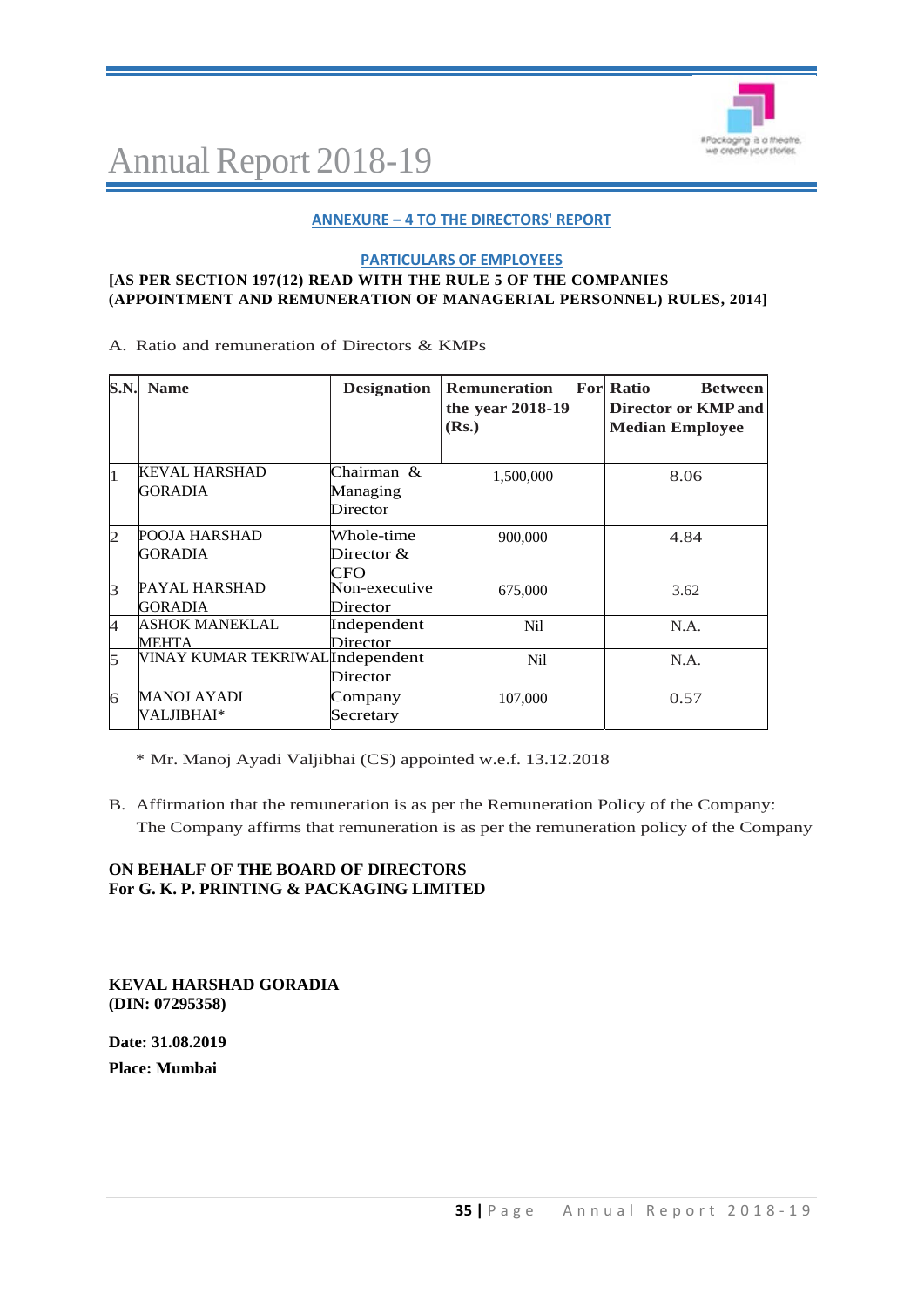## ANNEXURE – 4 TO THE DIRECTORS' REPORT

### PARTICULARS OF EMPLOYEES

**[AS PER SECTION 197(12) READ WITH THE RULE 5 OF THE COMPANIES (APPOINTMENT AND REMUNERATION OF MANAGERIAL PERSONNEL) RULES, 2014]**

A. Ratio and remuneration of Directors & KMPs

| S.N. | Name | Designation | Remuneration For the year 2018-19 (Rs.) | Ratio Between Director or KMP and Median Employee |
|---|---|---|---|---|
| 1 | KEVAL HARSHAD GORADIA | Chairman & Managing Director | 1,500,000 | 8.06 |
| 2 | POOJA HARSHAD GORADIA | Whole-time Director & CFO | 900,000 | 4.84 |
| 3 | PAYAL HARSHAD GORADIA | Non-executive Director | 675,000 | 3.62 |
| 4 | ASHOK MANEKLAL MEHTA | Independent Director | Nil | N.A. |
| 5 | VINAY KUMAR TEKRIWAL | Independent Director | Nil | N.A. |
| 6 | MANOJ AYADI VALJIBHAI* | Company Secretary | 107,000 | 0.57 |

\* Mr. Manoj Ayadi Valjibhai (CS) appointed w.e.f. 13.12.2018

B. Affirmation that the remuneration is as per the Remuneration Policy of the Company:
The Company affirms that remuneration is as per the remuneration policy of the Company

**ON BEHALF OF THE BOARD OF DIRECTORS**
**For G. K. P. PRINTING & PACKAGING LIMITED**

**KEVAL HARSHAD GORADIA**
**(DIN: 07295358)**

**Date: 31.08.2019**

**Place: Mumbai**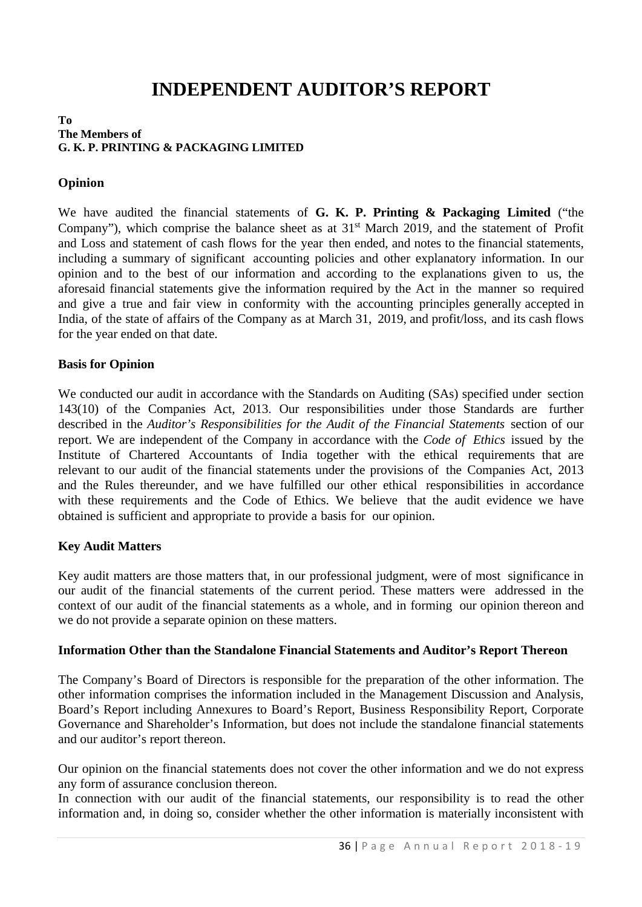# INDEPENDENT AUDITOR'S REPORT

**To**
**The Members of**
**G. K. P. PRINTING & PACKAGING LIMITED**

### Opinion

We have audited the financial statements of **G. K. P. Printing & Packaging Limited** ("the Company"), which comprise the balance sheet as at 31st March 2019, and the statement of Profit and Loss and statement of cash flows for the year then ended, and notes to the financial statements, including a summary of significant accounting policies and other explanatory information. In our opinion and to the best of our information and according to the explanations given to us, the aforesaid financial statements give the information required by the Act in the manner so required and give a true and fair view in conformity with the accounting principles generally accepted in India, of the state of affairs of the Company as at March 31, 2019, and profit/loss, and its cash flows for the year ended on that date.

### Basis for Opinion

We conducted our audit in accordance with the Standards on Auditing (SAs) specified under section 143(10) of the Companies Act, 2013. Our responsibilities under those Standards are further described in the *Auditor's Responsibilities for the Audit of the Financial Statements* section of our report. We are independent of the Company in accordance with the *Code of Ethics* issued by the Institute of Chartered Accountants of India together with the ethical requirements that are relevant to our audit of the financial statements under the provisions of the Companies Act, 2013 and the Rules thereunder, and we have fulfilled our other ethical responsibilities in accordance with these requirements and the Code of Ethics. We believe that the audit evidence we have obtained is sufficient and appropriate to provide a basis for our opinion.

### Key Audit Matters

Key audit matters are those matters that, in our professional judgment, were of most significance in our audit of the financial statements of the current period. These matters were addressed in the context of our audit of the financial statements as a whole, and in forming our opinion thereon and we do not provide a separate opinion on these matters.

### Information Other than the Standalone Financial Statements and Auditor's Report Thereon

The Company's Board of Directors is responsible for the preparation of the other information. The other information comprises the information included in the Management Discussion and Analysis, Board's Report including Annexures to Board's Report, Business Responsibility Report, Corporate Governance and Shareholder's Information, but does not include the standalone financial statements and our auditor's report thereon.

Our opinion on the financial statements does not cover the other information and we do not express any form of assurance conclusion thereon.
In connection with our audit of the financial statements, our responsibility is to read the other information and, in doing so, consider whether the other information is materially inconsistent with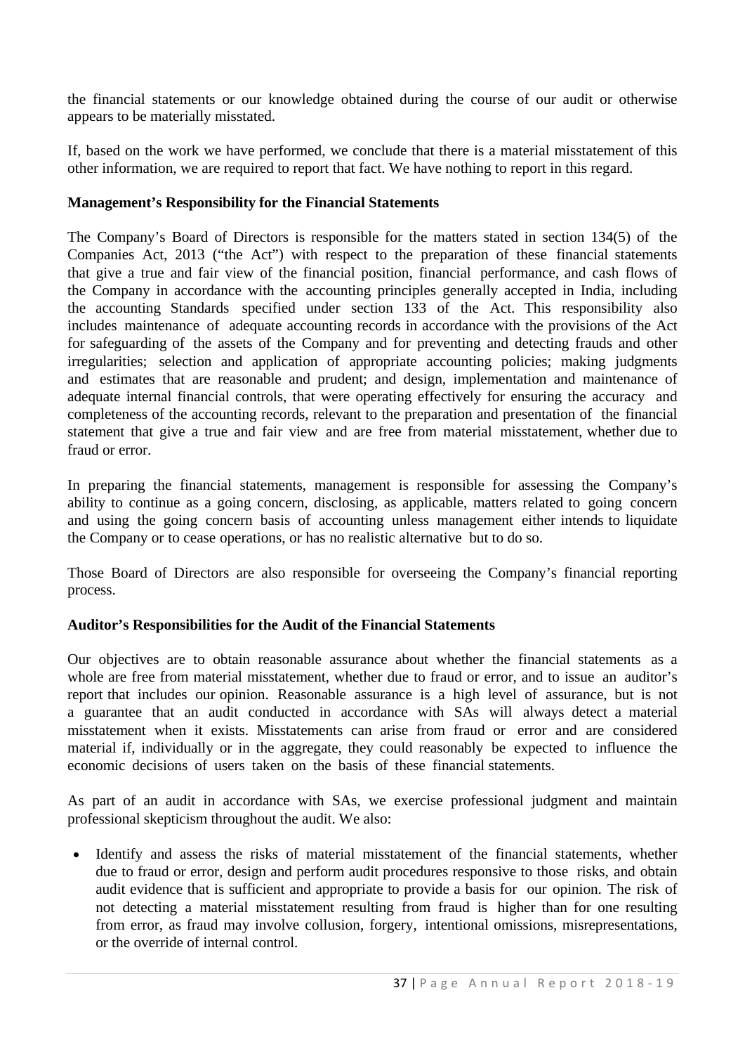the financial statements or our knowledge obtained during the course of our audit or otherwise appears to be materially misstated.

If, based on the work we have performed, we conclude that there is a material misstatement of this other information, we are required to report that fact. We have nothing to report in this regard.

**Management's Responsibility for the Financial Statements**

The Company's Board of Directors is responsible for the matters stated in section 134(5) of the Companies Act, 2013 ("the Act") with respect to the preparation of these financial statements that give a true and fair view of the financial position, financial performance, and cash flows of the Company in accordance with the accounting principles generally accepted in India, including the accounting Standards specified under section 133 of the Act. This responsibility also includes maintenance of adequate accounting records in accordance with the provisions of the Act for safeguarding of the assets of the Company and for preventing and detecting frauds and other irregularities; selection and application of appropriate accounting policies; making judgments and estimates that are reasonable and prudent; and design, implementation and maintenance of adequate internal financial controls, that were operating effectively for ensuring the accuracy and completeness of the accounting records, relevant to the preparation and presentation of the financial statement that give a true and fair view and are free from material misstatement, whether due to fraud or error.

In preparing the financial statements, management is responsible for assessing the Company's ability to continue as a going concern, disclosing, as applicable, matters related to going concern and using the going concern basis of accounting unless management either intends to liquidate the Company or to cease operations, or has no realistic alternative but to do so.

Those Board of Directors are also responsible for overseeing the Company's financial reporting process.

**Auditor's Responsibilities for the Audit of the Financial Statements**

Our objectives are to obtain reasonable assurance about whether the financial statements as a whole are free from material misstatement, whether due to fraud or error, and to issue an auditor's report that includes our opinion. Reasonable assurance is a high level of assurance, but is not a guarantee that an audit conducted in accordance with SAs will always detect a material misstatement when it exists. Misstatements can arise from fraud or error and are considered material if, individually or in the aggregate, they could reasonably be expected to influence the economic decisions of users taken on the basis of these financial statements.

As part of an audit in accordance with SAs, we exercise professional judgment and maintain professional skepticism throughout the audit. We also:

- Identify and assess the risks of material misstatement of the financial statements, whether due to fraud or error, design and perform audit procedures responsive to those risks, and obtain audit evidence that is sufficient and appropriate to provide a basis for our opinion. The risk of not detecting a material misstatement resulting from fraud is higher than for one resulting from error, as fraud may involve collusion, forgery, intentional omissions, misrepresentations, or the override of internal control.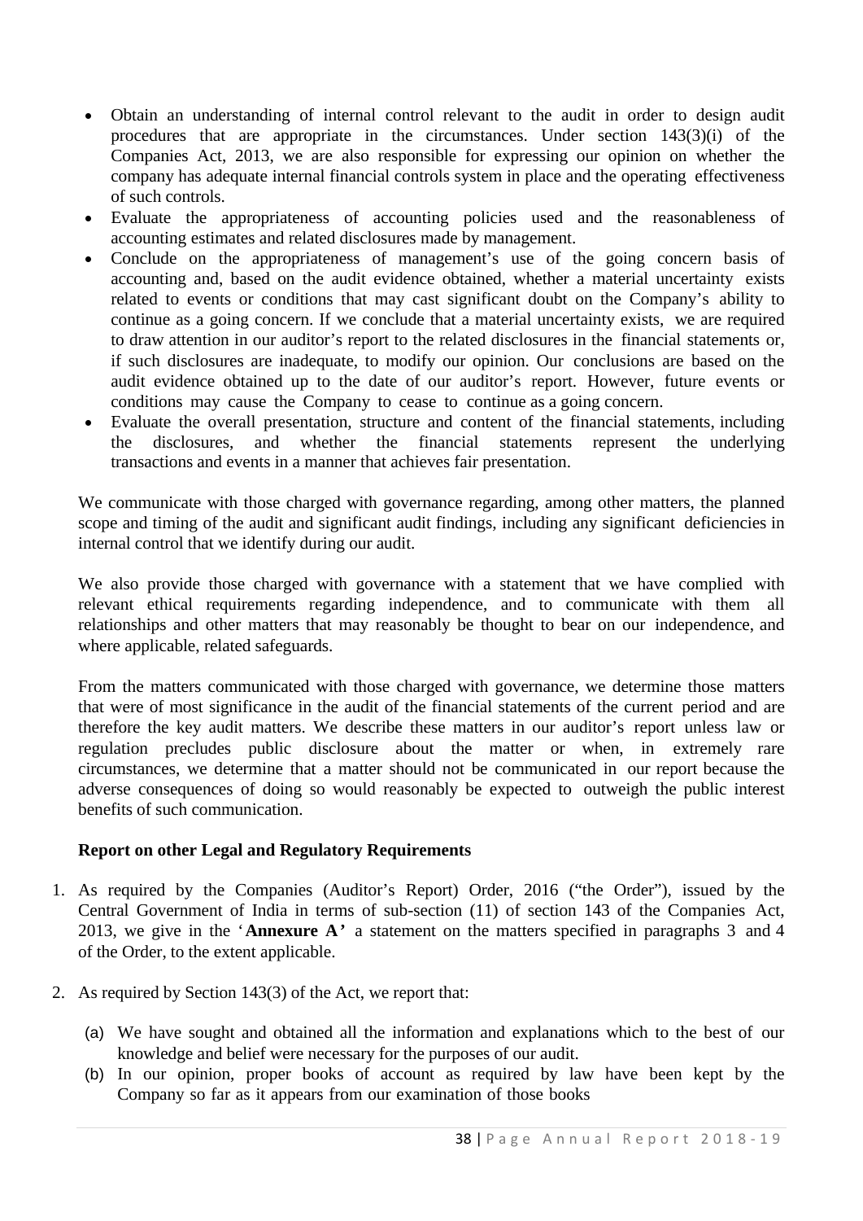- Obtain an understanding of internal control relevant to the audit in order to design audit procedures that are appropriate in the circumstances. Under section 143(3)(i) of the Companies Act, 2013, we are also responsible for expressing our opinion on whether the company has adequate internal financial controls system in place and the operating effectiveness of such controls.
- Evaluate the appropriateness of accounting policies used and the reasonableness of accounting estimates and related disclosures made by management.
- Conclude on the appropriateness of management's use of the going concern basis of accounting and, based on the audit evidence obtained, whether a material uncertainty exists related to events or conditions that may cast significant doubt on the Company's ability to continue as a going concern. If we conclude that a material uncertainty exists, we are required to draw attention in our auditor's report to the related disclosures in the financial statements or, if such disclosures are inadequate, to modify our opinion. Our conclusions are based on the audit evidence obtained up to the date of our auditor's report. However, future events or conditions may cause the Company to cease to continue as a going concern.
- Evaluate the overall presentation, structure and content of the financial statements, including the disclosures, and whether the financial statements represent the underlying transactions and events in a manner that achieves fair presentation.

We communicate with those charged with governance regarding, among other matters, the planned scope and timing of the audit and significant audit findings, including any significant deficiencies in internal control that we identify during our audit.

We also provide those charged with governance with a statement that we have complied with relevant ethical requirements regarding independence, and to communicate with them all relationships and other matters that may reasonably be thought to bear on our independence, and where applicable, related safeguards.

From the matters communicated with those charged with governance, we determine those matters that were of most significance in the audit of the financial statements of the current period and are therefore the key audit matters. We describe these matters in our auditor's report unless law or regulation precludes public disclosure about the matter or when, in extremely rare circumstances, we determine that a matter should not be communicated in our report because the adverse consequences of doing so would reasonably be expected to outweigh the public interest benefits of such communication.

**Report on other Legal and Regulatory Requirements**

1. As required by the Companies (Auditor's Report) Order, 2016 ("the Order"), issued by the Central Government of India in terms of sub-section (11) of section 143 of the Companies Act, 2013, we give in the '**Annexure A'** a statement on the matters specified in paragraphs 3 and 4 of the Order, to the extent applicable.

2. As required by Section 143(3) of the Act, we report that:

   (a) We have sought and obtained all the information and explanations which to the best of our knowledge and belief were necessary for the purposes of our audit.

   (b) In our opinion, proper books of account as required by law have been kept by the Company so far as it appears from our examination of those books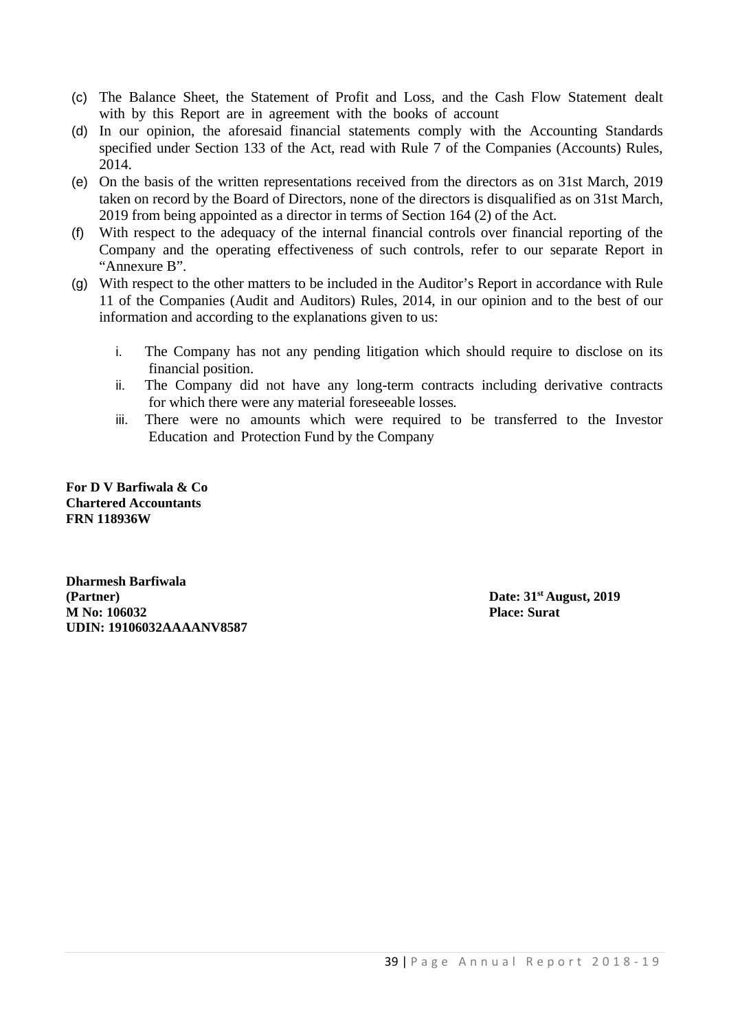(c) The Balance Sheet, the Statement of Profit and Loss, and the Cash Flow Statement dealt with by this Report are in agreement with the books of account

(d) In our opinion, the aforesaid financial statements comply with the Accounting Standards specified under Section 133 of the Act, read with Rule 7 of the Companies (Accounts) Rules, 2014.

(e) On the basis of the written representations received from the directors as on 31st March, 2019 taken on record by the Board of Directors, none of the directors is disqualified as on 31st March, 2019 from being appointed as a director in terms of Section 164 (2) of the Act.

(f) With respect to the adequacy of the internal financial controls over financial reporting of the Company and the operating effectiveness of such controls, refer to our separate Report in "Annexure B".

(g) With respect to the other matters to be included in the Auditor's Report in accordance with Rule 11 of the Companies (Audit and Auditors) Rules, 2014, in our opinion and to the best of our information and according to the explanations given to us:

   i. The Company has not any pending litigation which should require to disclose on its financial position.
   
   ii. The Company did not have any long-term contracts including derivative contracts for which there were any material foreseeable losses.
   
   iii. There were no amounts which were required to be transferred to the Investor Education and Protection Fund by the Company

**For D V Barfiwala & Co**
**Chartered Accountants**
**FRN 118936W**

**Dharmesh Barfiwala**
**(Partner)**
**M No: 106032**
**UDIN: 19106032AAAANV8587**

**Date: 31st August, 2019**
**Place: Surat**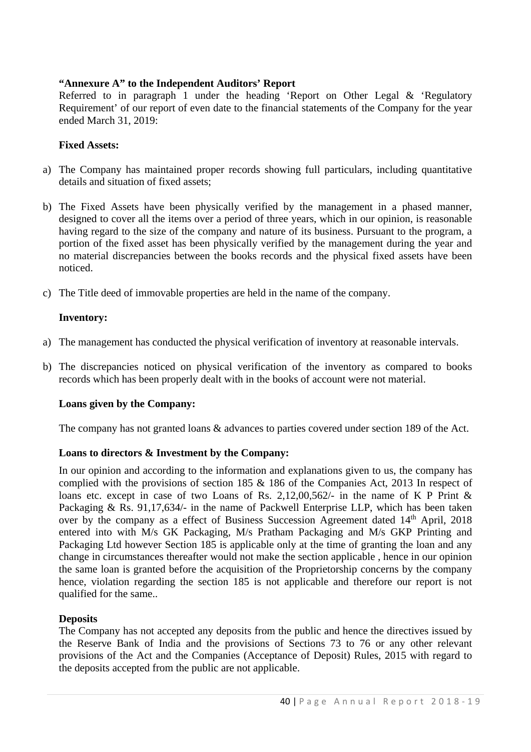**“Annexure A” to the Independent Auditors’ Report**

Referred to in paragraph 1 under the heading ‘Report on Other Legal & ‘Regulatory Requirement’ of our report of even date to the financial statements of the Company for the year ended March 31, 2019:

**Fixed Assets:**

a) The Company has maintained proper records showing full particulars, including quantitative details and situation of fixed assets;

b) The Fixed Assets have been physically verified by the management in a phased manner, designed to cover all the items over a period of three years, which in our opinion, is reasonable having regard to the size of the company and nature of its business. Pursuant to the program, a portion of the fixed asset has been physically verified by the management during the year and no material discrepancies between the books records and the physical fixed assets have been noticed.

c) The Title deed of immovable properties are held in the name of the company.

**Inventory:**

a) The management has conducted the physical verification of inventory at reasonable intervals.

b) The discrepancies noticed on physical verification of the inventory as compared to books records which has been properly dealt with in the books of account were not material.

**Loans given by the Company:**

The company has not granted loans & advances to parties covered under section 189 of the Act.

**Loans to directors & Investment by the Company:**

In our opinion and according to the information and explanations given to us, the company has complied with the provisions of section 185 & 186 of the Companies Act, 2013 In respect of loans etc. except in case of two Loans of Rs. 2,12,00,562/- in the name of K P Print & Packaging & Rs. 91,17,634/- in the name of Packwell Enterprise LLP, which has been taken over by the company as a effect of Business Succession Agreement dated 14th April, 2018 entered into with M/s GK Packaging, M/s Pratham Packaging and M/s GKP Printing and Packaging Ltd however Section 185 is applicable only at the time of granting the loan and any change in circumstances thereafter would not make the section applicable , hence in our opinion the same loan is granted before the acquisition of the Proprietorship concerns by the company hence, violation regarding the section 185 is not applicable and therefore our report is not qualified for the same..

**Deposits**

The Company has not accepted any deposits from the public and hence the directives issued by the Reserve Bank of India and the provisions of Sections 73 to 76 or any other relevant provisions of the Act and the Companies (Acceptance of Deposit) Rules, 2015 with regard to the deposits accepted from the public are not applicable.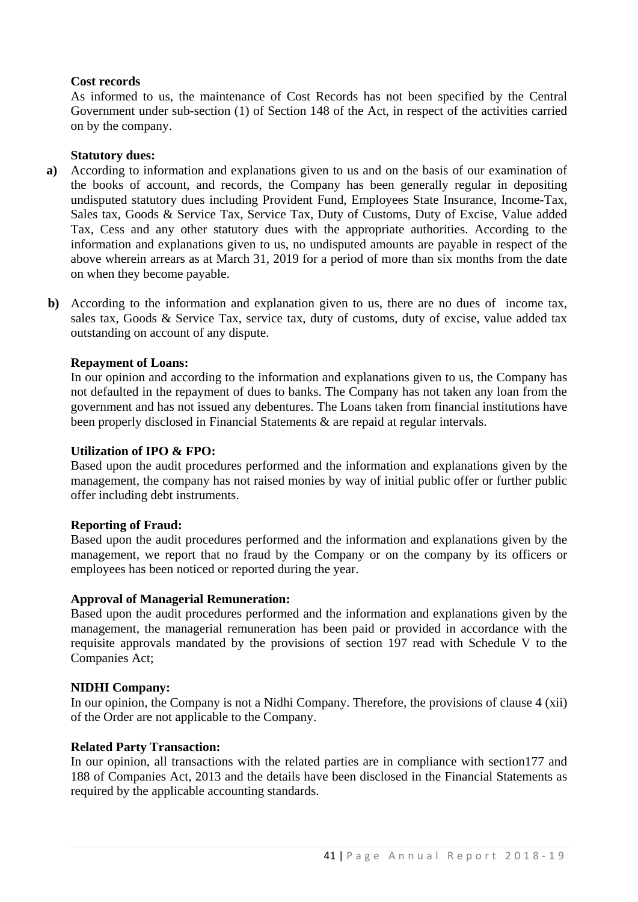**Cost records**

As informed to us, the maintenance of Cost Records has not been specified by the Central Government under sub-section (1) of Section 148 of the Act, in respect of the activities carried on by the company.

**Statutory dues:**

**a)** According to information and explanations given to us and on the basis of our examination of the books of account, and records, the Company has been generally regular in depositing undisputed statutory dues including Provident Fund, Employees State Insurance, Income-Tax, Sales tax, Goods & Service Tax, Service Tax, Duty of Customs, Duty of Excise, Value added Tax, Cess and any other statutory dues with the appropriate authorities. According to the information and explanations given to us, no undisputed amounts are payable in respect of the above wherein arrears as at March 31, 2019 for a period of more than six months from the date on when they become payable.

**b)** According to the information and explanation given to us, there are no dues of income tax, sales tax, Goods & Service Tax, service tax, duty of customs, duty of excise, value added tax outstanding on account of any dispute.

**Repayment of Loans:**

In our opinion and according to the information and explanations given to us, the Company has not defaulted in the repayment of dues to banks. The Company has not taken any loan from the government and has not issued any debentures. The Loans taken from financial institutions have been properly disclosed in Financial Statements & are repaid at regular intervals.

**Utilization of IPO & FPO:**

Based upon the audit procedures performed and the information and explanations given by the management, the company has not raised monies by way of initial public offer or further public offer including debt instruments.

**Reporting of Fraud:**

Based upon the audit procedures performed and the information and explanations given by the management, we report that no fraud by the Company or on the company by its officers or employees has been noticed or reported during the year.

**Approval of Managerial Remuneration:**

Based upon the audit procedures performed and the information and explanations given by the management, the managerial remuneration has been paid or provided in accordance with the requisite approvals mandated by the provisions of section 197 read with Schedule V to the Companies Act;

**NIDHI Company:**

In our opinion, the Company is not a Nidhi Company. Therefore, the provisions of clause 4 (xii) of the Order are not applicable to the Company.

**Related Party Transaction:**

In our opinion, all transactions with the related parties are in compliance with section177 and 188 of Companies Act, 2013 and the details have been disclosed in the Financial Statements as required by the applicable accounting standards.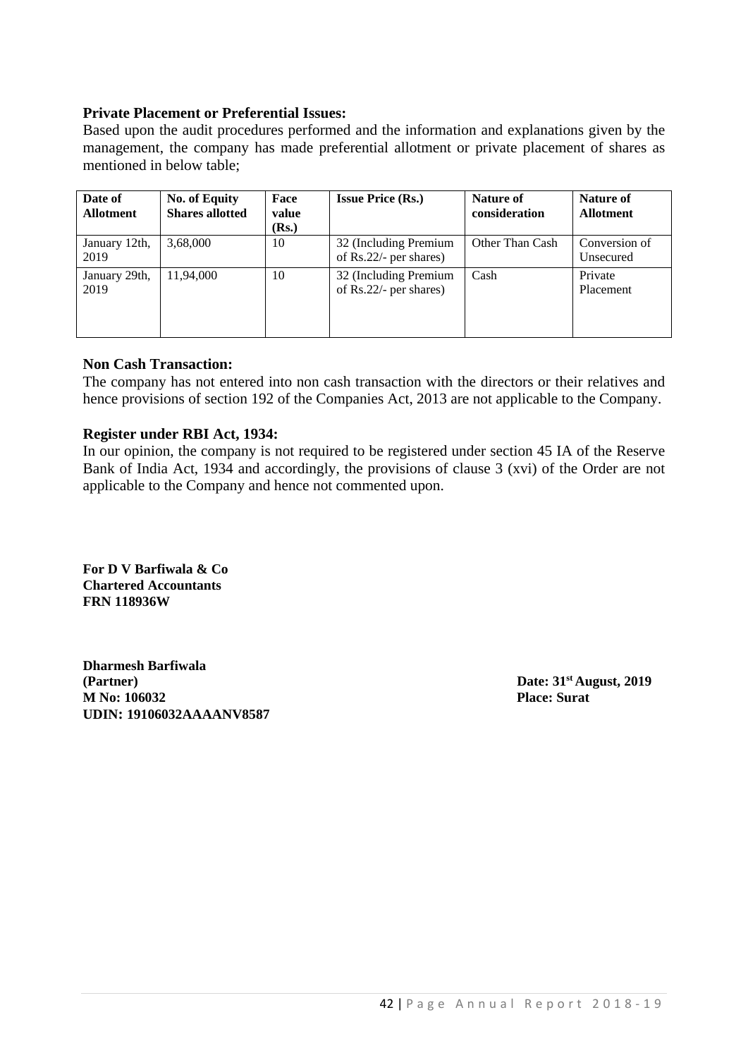**Private Placement or Preferential Issues:**

Based upon the audit procedures performed and the information and explanations given by the management, the company has made preferential allotment or private placement of shares as mentioned in below table;

| Date of Allotment | No. of Equity Shares allotted | Face value (Rs.) | Issue Price (Rs.) | Nature of consideration | Nature of Allotment |
|---|---|---|---|---|---|
| January 12th, 2019 | 3,68,000 | 10 | 32 (Including Premium of Rs.22/- per shares) | Other Than Cash | Conversion of Unsecured |
| January 29th, 2019 | 11,94,000 | 10 | 32 (Including Premium of Rs.22/- per shares) | Cash | Private Placement |

**Non Cash Transaction:**

The company has not entered into non cash transaction with the directors or their relatives and hence provisions of section 192 of the Companies Act, 2013 are not applicable to the Company.

**Register under RBI Act, 1934:**

In our opinion, the company is not required to be registered under section 45 IA of the Reserve Bank of India Act, 1934 and accordingly, the provisions of clause 3 (xvi) of the Order are not applicable to the Company and hence not commented upon.

**For D V Barfiwala & Co**
**Chartered Accountants**
**FRN 118936W**

**Dharmesh Barfiwala**
**(Partner)**
**M No: 106032**
**UDIN: 19106032AAAANV8587**

**Date: 31st August, 2019**
**Place: Surat**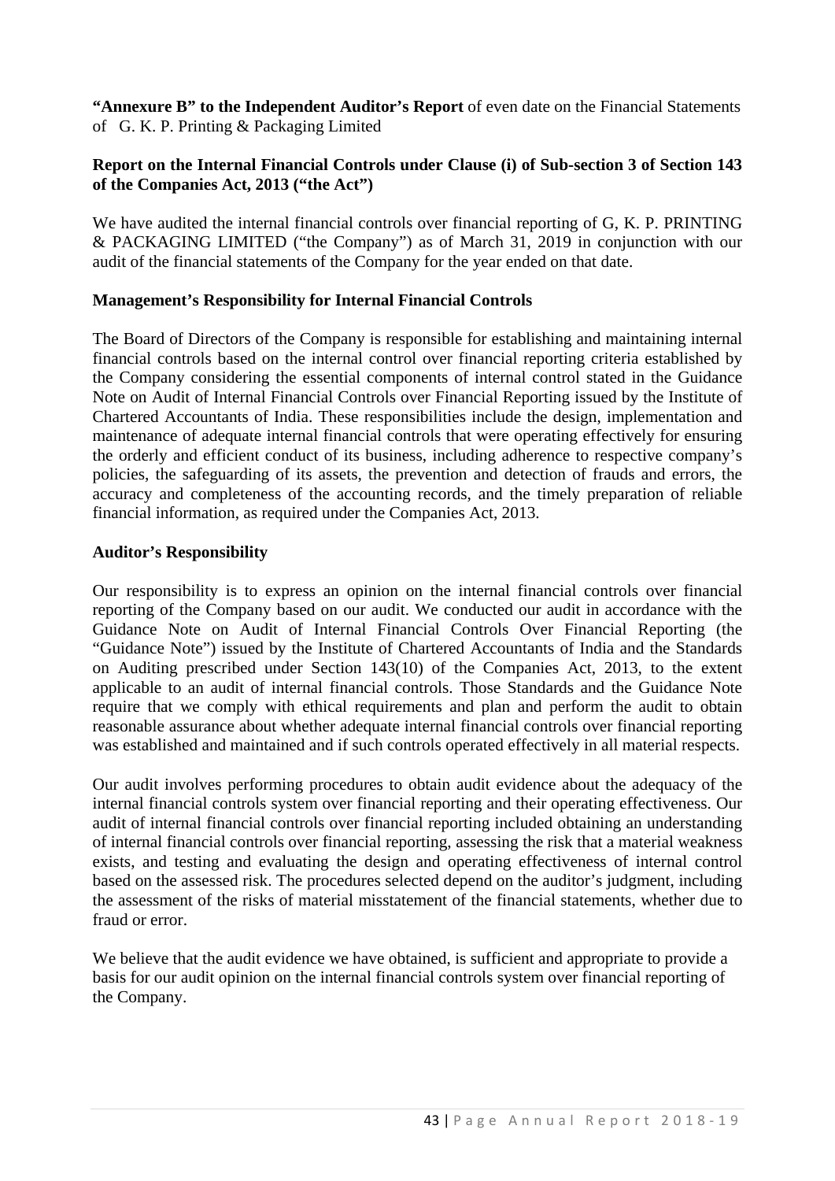**"Annexure B" to the Independent Auditor's Report** of even date on the Financial Statements of G. K. P. Printing & Packaging Limited

**Report on the Internal Financial Controls under Clause (i) of Sub-section 3 of Section 143 of the Companies Act, 2013 ("the Act")**

We have audited the internal financial controls over financial reporting of G, K. P. PRINTING & PACKAGING LIMITED ("the Company") as of March 31, 2019 in conjunction with our audit of the financial statements of the Company for the year ended on that date.

**Management's Responsibility for Internal Financial Controls**

The Board of Directors of the Company is responsible for establishing and maintaining internal financial controls based on the internal control over financial reporting criteria established by the Company considering the essential components of internal control stated in the Guidance Note on Audit of Internal Financial Controls over Financial Reporting issued by the Institute of Chartered Accountants of India. These responsibilities include the design, implementation and maintenance of adequate internal financial controls that were operating effectively for ensuring the orderly and efficient conduct of its business, including adherence to respective company's policies, the safeguarding of its assets, the prevention and detection of frauds and errors, the accuracy and completeness of the accounting records, and the timely preparation of reliable financial information, as required under the Companies Act, 2013.

**Auditor's Responsibility**

Our responsibility is to express an opinion on the internal financial controls over financial reporting of the Company based on our audit. We conducted our audit in accordance with the Guidance Note on Audit of Internal Financial Controls Over Financial Reporting (the "Guidance Note") issued by the Institute of Chartered Accountants of India and the Standards on Auditing prescribed under Section 143(10) of the Companies Act, 2013, to the extent applicable to an audit of internal financial controls. Those Standards and the Guidance Note require that we comply with ethical requirements and plan and perform the audit to obtain reasonable assurance about whether adequate internal financial controls over financial reporting was established and maintained and if such controls operated effectively in all material respects.

Our audit involves performing procedures to obtain audit evidence about the adequacy of the internal financial controls system over financial reporting and their operating effectiveness. Our audit of internal financial controls over financial reporting included obtaining an understanding of internal financial controls over financial reporting, assessing the risk that a material weakness exists, and testing and evaluating the design and operating effectiveness of internal control based on the assessed risk. The procedures selected depend on the auditor's judgment, including the assessment of the risks of material misstatement of the financial statements, whether due to fraud or error.

We believe that the audit evidence we have obtained, is sufficient and appropriate to provide a basis for our audit opinion on the internal financial controls system over financial reporting of the Company.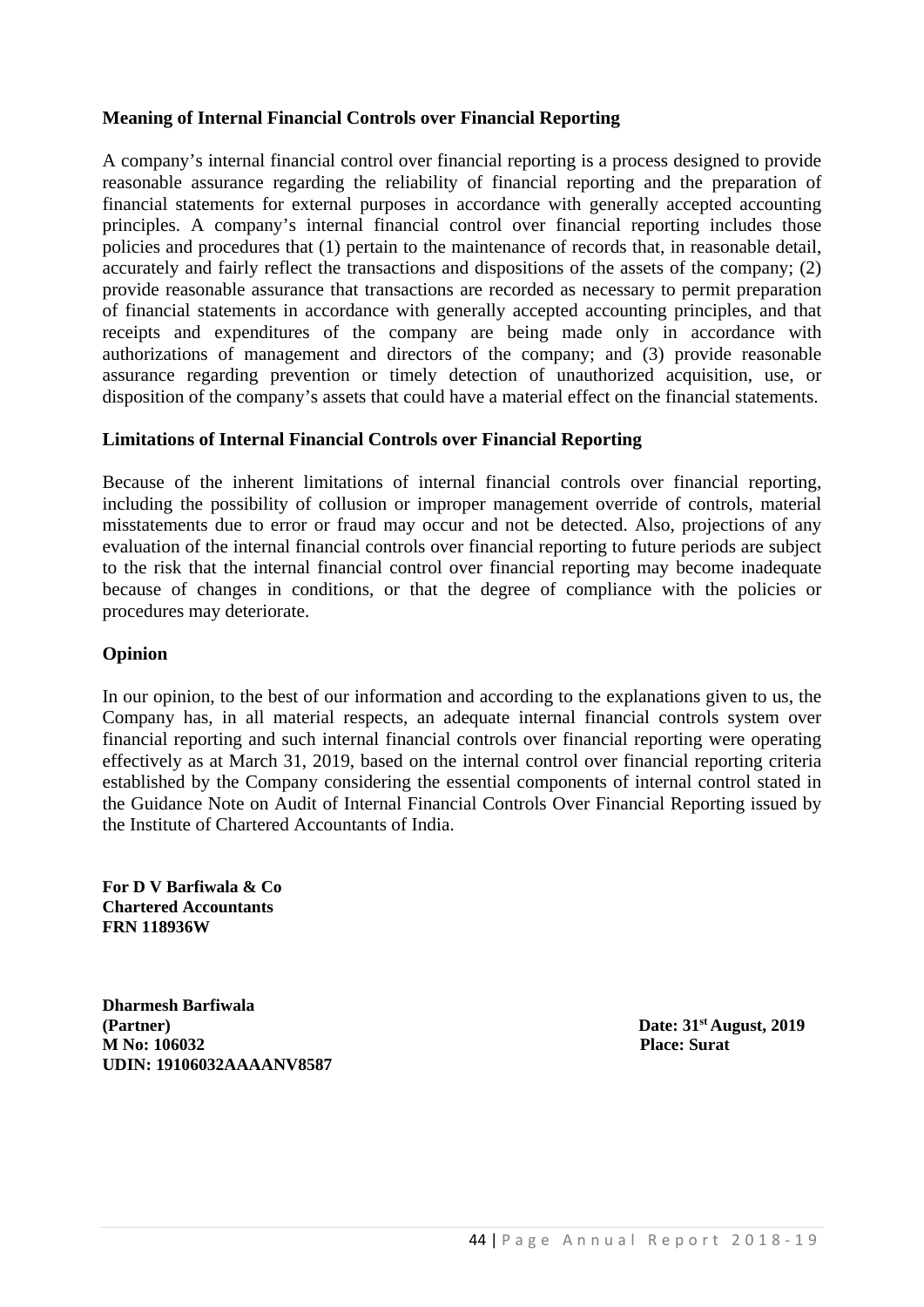**Meaning of Internal Financial Controls over Financial Reporting**

A company's internal financial control over financial reporting is a process designed to provide reasonable assurance regarding the reliability of financial reporting and the preparation of financial statements for external purposes in accordance with generally accepted accounting principles. A company's internal financial control over financial reporting includes those policies and procedures that (1) pertain to the maintenance of records that, in reasonable detail, accurately and fairly reflect the transactions and dispositions of the assets of the company; (2) provide reasonable assurance that transactions are recorded as necessary to permit preparation of financial statements in accordance with generally accepted accounting principles, and that receipts and expenditures of the company are being made only in accordance with authorizations of management and directors of the company; and (3) provide reasonable assurance regarding prevention or timely detection of unauthorized acquisition, use, or disposition of the company's assets that could have a material effect on the financial statements.

**Limitations of Internal Financial Controls over Financial Reporting**

Because of the inherent limitations of internal financial controls over financial reporting, including the possibility of collusion or improper management override of controls, material misstatements due to error or fraud may occur and not be detected. Also, projections of any evaluation of the internal financial controls over financial reporting to future periods are subject to the risk that the internal financial control over financial reporting may become inadequate because of changes in conditions, or that the degree of compliance with the policies or procedures may deteriorate.

**Opinion**

In our opinion, to the best of our information and according to the explanations given to us, the Company has, in all material respects, an adequate internal financial controls system over financial reporting and such internal financial controls over financial reporting were operating effectively as at March 31, 2019, based on the internal control over financial reporting criteria established by the Company considering the essential components of internal control stated in the Guidance Note on Audit of Internal Financial Controls Over Financial Reporting issued by the Institute of Chartered Accountants of India.

**For D V Barfiwala & Co**
**Chartered Accountants**
**FRN 118936W**

**Dharmesh Barfiwala**
**(Partner)**
**M No: 106032**
**UDIN: 19106032AAAANV8587**

**Date: 31st August, 2019**
**Place: Surat**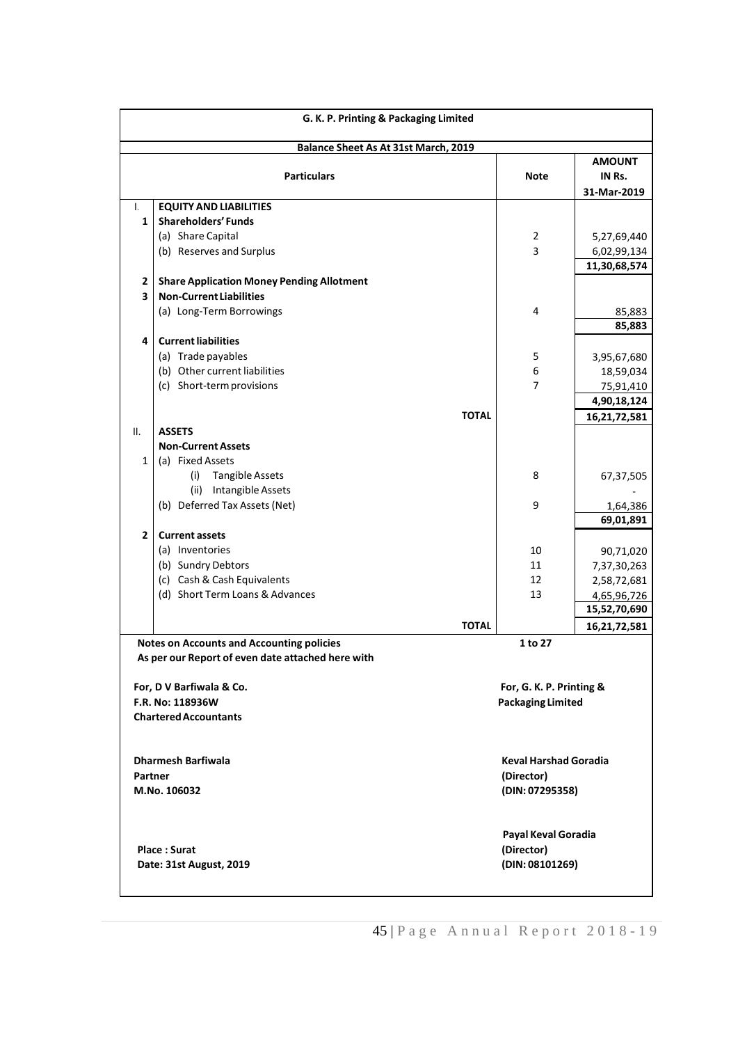## G. K. P. Printing & Packaging Limited

### Balance Sheet As At 31st March, 2019

| | Particulars | Note | AMOUNT IN Rs. 31-Mar-2019 |
|---|---|---|---|
| I. | **EQUITY AND LIABILITIES** | | |
| 1 | **Shareholders' Funds** | | |
| | (a) Share Capital | 2 | 5,27,69,440 |
| | (b) Reserves and Surplus | 3 | 6,02,99,134 |
| | | | **11,30,68,574** |
| 2 | **Share Application Money Pending Allotment** | | |
| 3 | **Non-Current Liabilities** | | |
| | (a) Long-Term Borrowings | 4 | 85,883 |
| | | | **85,883** |
| 4 | **Current liabilities** | | |
| | (a) Trade payables | 5 | 3,95,67,680 |
| | (b) Other current liabilities | 6 | 18,59,034 |
| | (c) Short-term provisions | 7 | 75,91,410 |
| | | | **4,90,18,124** |
| | **TOTAL** | | **16,21,72,581** |
| II. | **ASSETS** | | |
| | **Non-Current Assets** | | |
| 1 | (a) Fixed Assets | | |
| | (i) Tangible Assets | 8 | 67,37,505 |
| | (ii) Intangible Assets | | - |
| | (b) Deferred Tax Assets (Net) | 9 | 1,64,386 |
| | | | **69,01,891** |
| 2 | **Current assets** | | |
| | (a) Inventories | 10 | 90,71,020 |
| | (b) Sundry Debtors | 11 | 7,37,30,263 |
| | (c) Cash & Cash Equivalents | 12 | 2,58,72,681 |
| | (d) Short Term Loans & Advances | 13 | 4,65,96,726 |
| | | | **15,52,70,690** |
| | **TOTAL** | | **16,21,72,581** |

**Notes on Accounts and Accounting policies** **1 to 27**

**As per our Report of even date attached here with**

**For, D V Barfiwala & Co.**
**F.R. No: 118936W**
**Chartered Accountants**

**Dharmesh Barfiwala**
**Partner**
**M.No. 106032**

**Place : Surat**
**Date: 31st August, 2019**

**For, G. K. P. Printing & Packaging Limited**

**Keval Harshad Goradia**
**(Director)**
**(DIN: 07295358)**

**Payal Keval Goradia**
**(Director)**
**(DIN: 08101269)**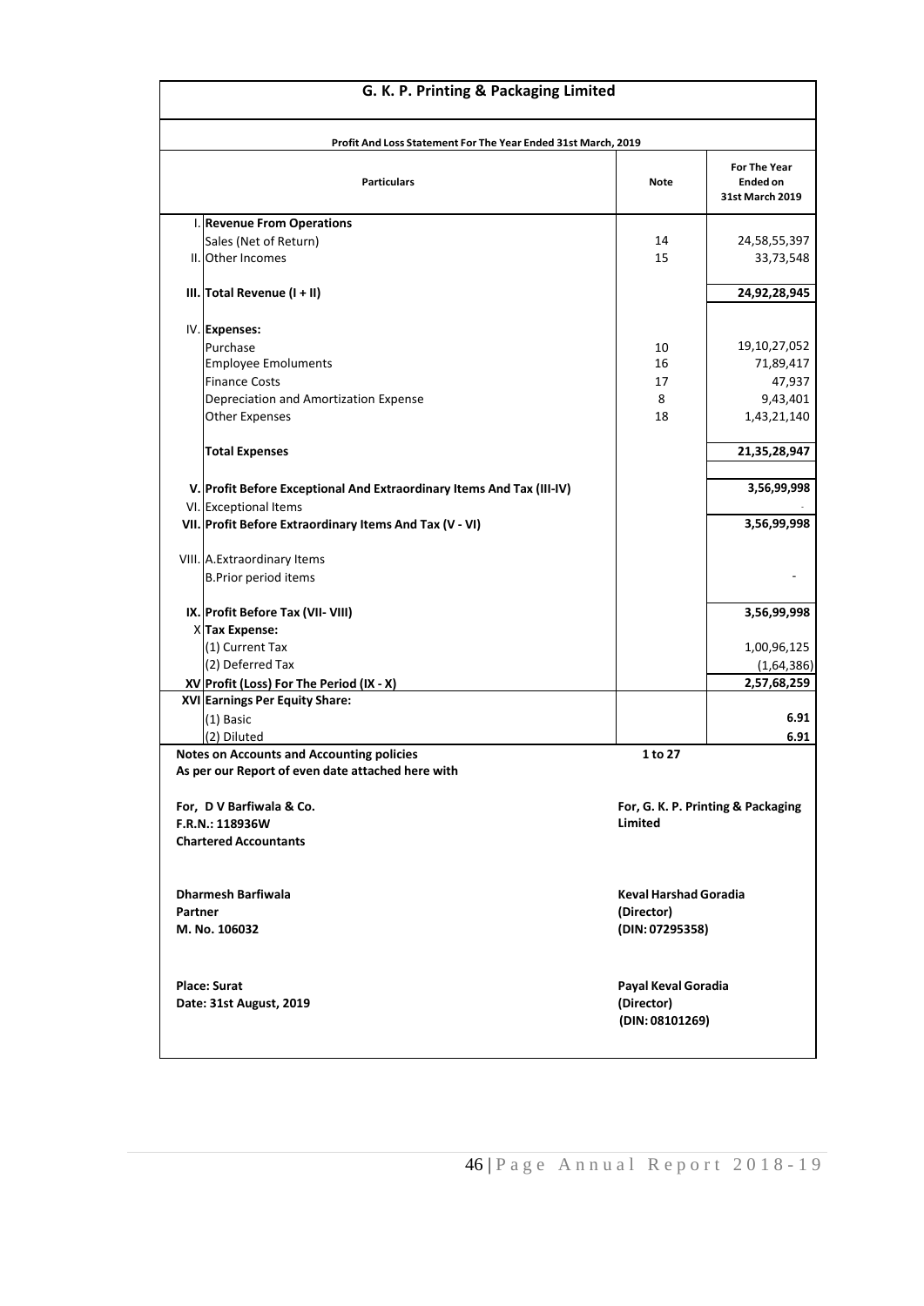# G. K. P. Printing & Packaging Limited

**Profit And Loss Statement For The Year Ended 31st March, 2019**

| | Particulars | Note | For The Year Ended on 31st March 2019 |
|---|---|---|---|
| I. | **Revenue From Operations** | | |
| | Sales (Net of Return) | 14 | 24,58,55,397 |
| II. | Other Incomes | 15 | 33,73,548 |
| **III.** | **Total Revenue (I + II)** | | **24,92,28,945** |
| IV. | **Expenses:** | | |
| | Purchase | 10 | 19,10,27,052 |
| | Employee Emoluments | 16 | 71,89,417 |
| | Finance Costs | 17 | 47,937 |
| | Depreciation and Amortization Expense | 8 | 9,43,401 |
| | Other Expenses | 18 | 1,43,21,140 |
| | **Total Expenses** | | **21,35,28,947** |
| **V.** | **Profit Before Exceptional And Extraordinary Items And Tax (III-IV)** | | **3,56,99,998** |
| VI. | Exceptional Items | | - |
| **VII.** | **Profit Before Extraordinary Items And Tax (V - VI)** | | **3,56,99,998** |
| VIII. | A.Extraordinary Items | | |
| | B.Prior period items | | - |
| **IX.** | **Profit Before Tax (VII- VIII)** | | **3,56,99,998** |
| X | **Tax Expense:** | | |
| | (1) Current Tax | | 1,00,96,125 |
| | (2) Deferred Tax | | (1,64,386) |
| **XV** | **Profit (Loss) For The Period (IX - X)** | | **2,57,68,259** |
| **XVI** | **Earnings Per Equity Share:** | | |
| | (1) Basic | | **6.91** |
| | (2) Diluted | | **6.91** |

**Notes on Accounts and Accounting policies** **1 to 27**

**As per our Report of even date attached here with**

**For, D V Barfiwala & Co.**
**F.R.N.: 118936W**
**Chartered Accountants**

**Dharmesh Barfiwala**
**Partner**
**M. No. 106032**

**Place: Surat**
**Date: 31st August, 2019**

**For, G. K. P. Printing & Packaging Limited**

**Keval Harshad Goradia**
**(Director)**
**(DIN: 07295358)**

**Payal Keval Goradia**
**(Director)**
**(DIN: 08101269)**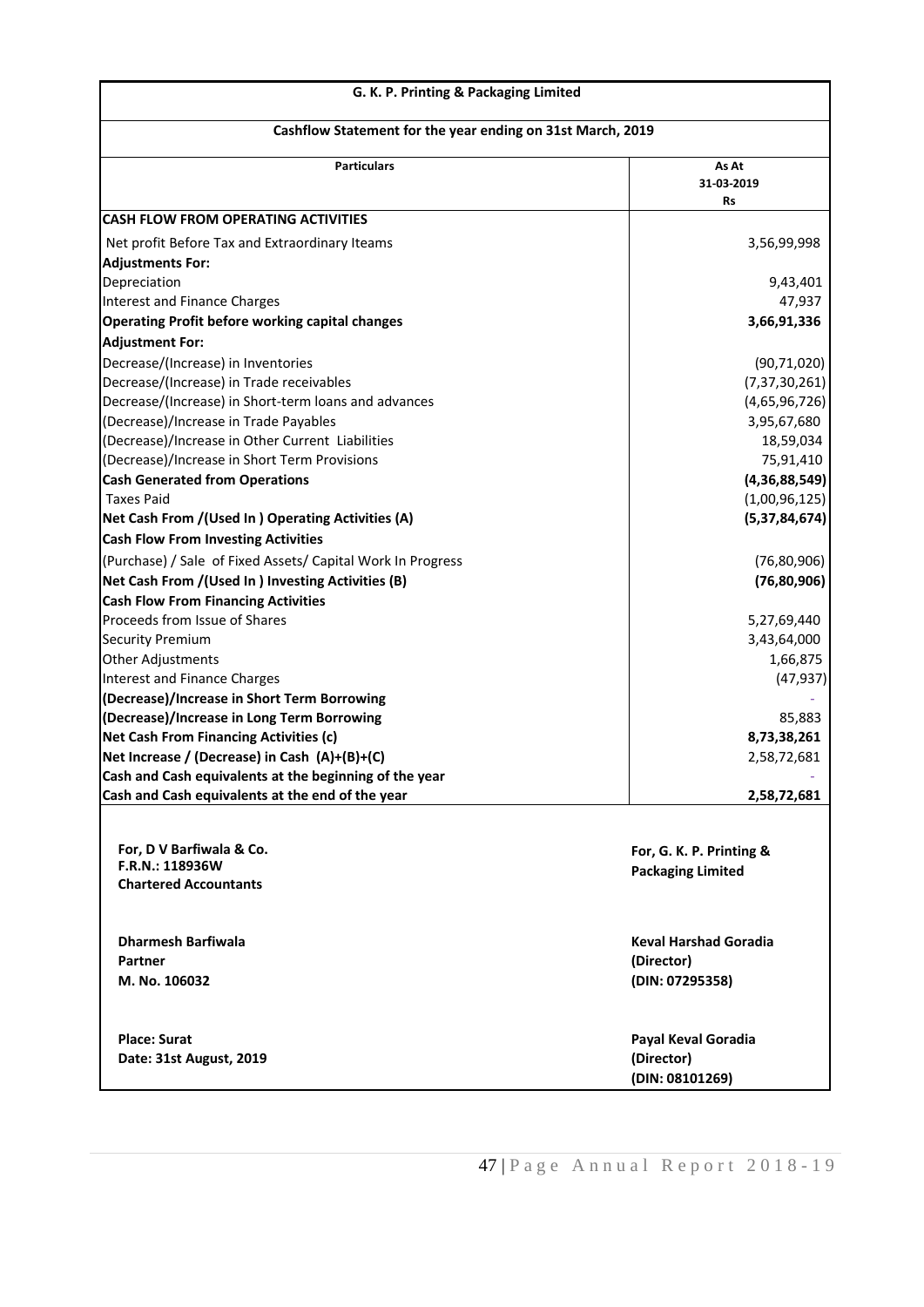# G. K. P. Printing & Packaging Limited

## Cashflow Statement for the year ending on 31st March, 2019

| Particulars | As At 31-03-2019 Rs |
|---|---|
| **CASH FLOW FROM OPERATING ACTIVITIES** | |
| Net profit Before Tax and Extraordinary Iteams | 3,56,99,998 |
| **Adjustments For:** | |
| Depreciation | 9,43,401 |
| Interest and Finance Charges | 47,937 |
| **Operating Profit before working capital changes** | **3,66,91,336** |
| **Adjustment For:** | |
| Decrease/(Increase) in Inventories | (90,71,020) |
| Decrease/(Increase) in Trade receivables | (7,37,30,261) |
| Decrease/(Increase) in Short-term loans and advances | (4,65,96,726) |
| (Decrease)/Increase in Trade Payables | 3,95,67,680 |
| (Decrease)/Increase in Other Current Liabilities | 18,59,034 |
| (Decrease)/Increase in Short Term Provisions | 75,91,410 |
| **Cash Generated from Operations** | **(4,36,88,549)** |
| Taxes Paid | (1,00,96,125) |
| **Net Cash From /(Used In ) Operating Activities (A)** | **(5,37,84,674)** |
| **Cash Flow From Investing Activities** | |
| (Purchase) / Sale of Fixed Assets/ Capital Work In Progress | (76,80,906) |
| **Net Cash From /(Used In ) Investing Activities (B)** | **(76,80,906)** |
| **Cash Flow From Financing Activities** | |
| Proceeds from Issue of Shares | 5,27,69,440 |
| Security Premium | 3,43,64,000 |
| Other Adjustments | 1,66,875 |
| Interest and Finance Charges | (47,937) |
| **(Decrease)/Increase in Short Term Borrowing** | - |
| **(Decrease)/Increase in Long Term Borrowing** | 85,883 |
| **Net Cash From Financing Activities (c)** | **8,73,38,261** |
| **Net Increase / (Decrease) in Cash (A)+(B)+(C)** | 2,58,72,681 |
| **Cash and Cash equivalents at the beginning of the year** | - |
| **Cash and Cash equivalents at the end of the year** | **2,58,72,681** |

**For, D V Barfiwala & Co.**
**F.R.N.: 118936W**
**Chartered Accountants**

**Dharmesh Barfiwala**
**Partner**
**M. No. 106032**

**Place: Surat**
**Date: 31st August, 2019**

**For, G. K. P. Printing & Packaging Limited**

**Keval Harshad Goradia**
**(Director)**
**(DIN: 07295358)**

**Payal Keval Goradia**
**(Director)**
**(DIN: 08101269)**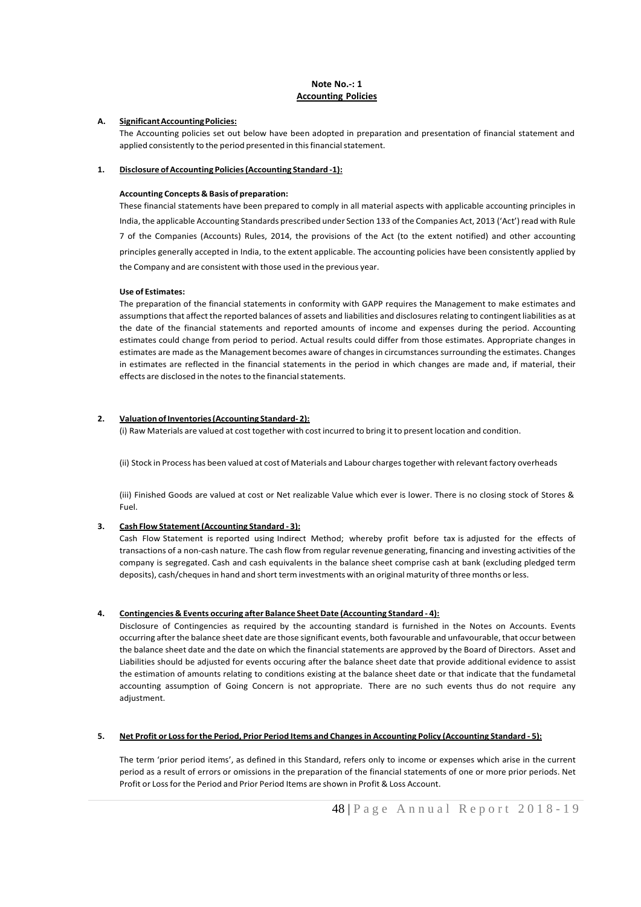**Note No.-: 1**
**Accounting Policies**

**A. Significant Accounting Policies:**

The Accounting policies set out below have been adopted in preparation and presentation of financial statement and applied consistently to the period presented in this financial statement.

**1. Disclosure of Accounting Policies (Accounting Standard -1):**

**Accounting Concepts & Basis of preparation:**

These financial statements have been prepared to comply in all material aspects with applicable accounting principles in India, the applicable Accounting Standards prescribed under Section 133 of the Companies Act, 2013 ('Act') read with Rule 7 of the Companies (Accounts) Rules, 2014, the provisions of the Act (to the extent notified) and other accounting principles generally accepted in India, to the extent applicable. The accounting policies have been consistently applied by the Company and are consistent with those used in the previous year.

**Use of Estimates:**

The preparation of the financial statements in conformity with GAPP requires the Management to make estimates and assumptions that affect the reported balances of assets and liabilities and disclosures relating to contingent liabilities as at the date of the financial statements and reported amounts of income and expenses during the period. Accounting estimates could change from period to period. Actual results could differ from those estimates. Appropriate changes in estimates are made as the Management becomes aware of changes in circumstances surrounding the estimates. Changes in estimates are reflected in the financial statements in the period in which changes are made and, if material, their effects are disclosed in the notes to the financial statements.

**2. Valuation of Inventories (Accounting Standard- 2):**

(i) Raw Materials are valued at cost together with cost incurred to bring it to present location and condition.

(ii) Stock in Process has been valued at cost of Materials and Labour charges together with relevant factory overheads

(iii) Finished Goods are valued at cost or Net realizable Value which ever is lower. There is no closing stock of Stores & Fuel.

**3. Cash Flow Statement (Accounting Standard - 3):**

Cash Flow Statement is reported using Indirect Method; whereby profit before tax is adjusted for the effects of transactions of a non-cash nature. The cash flow from regular revenue generating, financing and investing activities of the company is segregated. Cash and cash equivalents in the balance sheet comprise cash at bank (excluding pledged term deposits), cash/cheques in hand and short term investments with an original maturity of three months or less.

**4. Contingencies & Events occuring after Balance Sheet Date (Accounting Standard - 4):**

Disclosure of Contingencies as required by the accounting standard is furnished in the Notes on Accounts. Events occurring after the balance sheet date are those significant events, both favourable and unfavourable, that occur between the balance sheet date and the date on which the financial statements are approved by the Board of Directors. Asset and Liabilities should be adjusted for events occuring after the balance sheet date that provide additional evidence to assist the estimation of amounts relating to conditions existing at the balance sheet date or that indicate that the fundametal accounting assumption of Going Concern is not appropriate. There are no such events thus do not require any adjustment.

**5. Net Profit or Loss for the Period, Prior Period Items and Changes in Accounting Policy (Accounting Standard - 5):**

The term 'prior period items', as defined in this Standard, refers only to income or expenses which arise in the current period as a result of errors or omissions in the preparation of the financial statements of one or more prior periods. Net Profit or Loss for the Period and Prior Period Items are shown in Profit & Loss Account.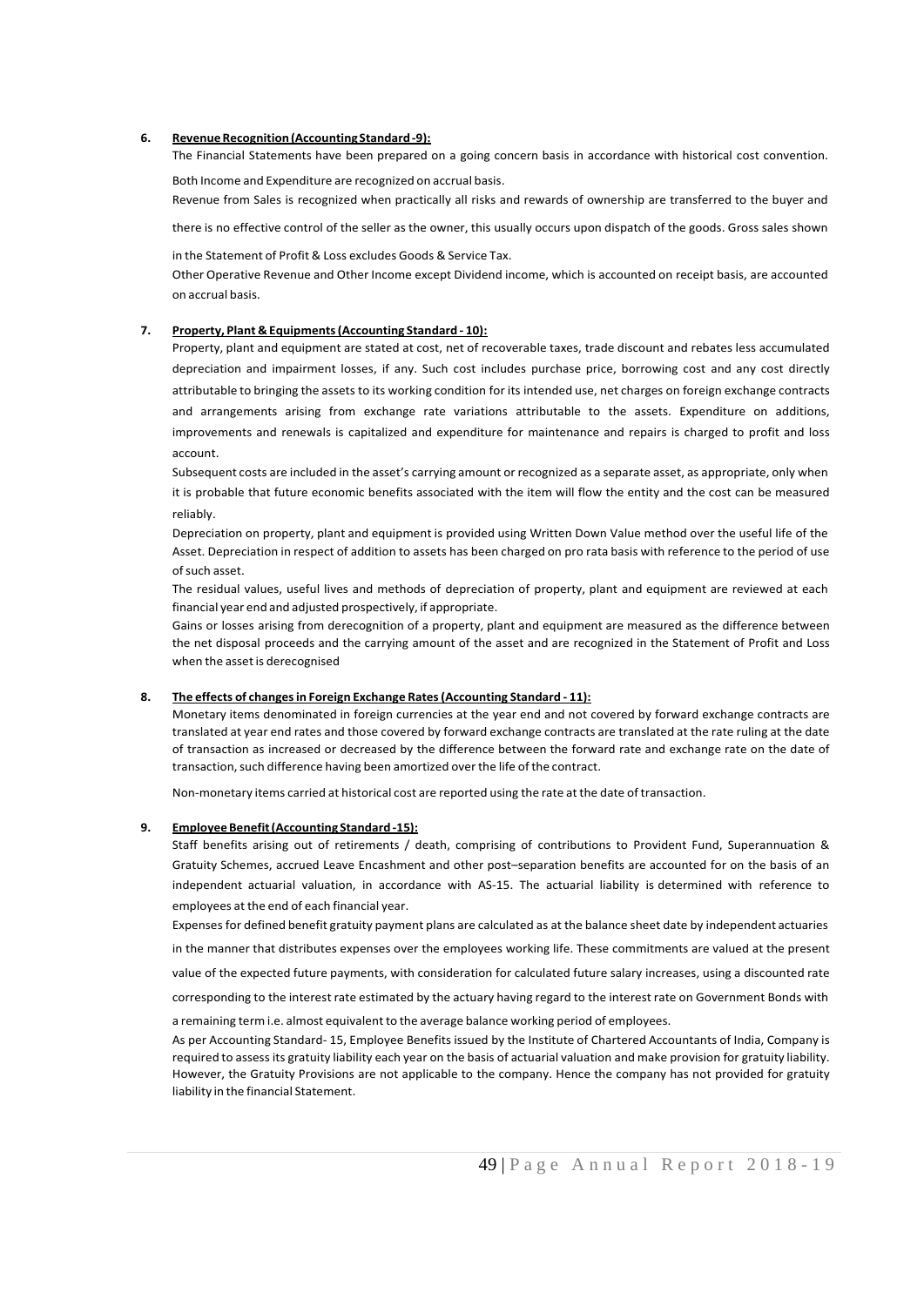6. **Revenue Recognition (Accounting Standard -9):**

The Financial Statements have been prepared on a going concern basis in accordance with historical cost convention.

Both Income and Expenditure are recognized on accrual basis.

Revenue from Sales is recognized when practically all risks and rewards of ownership are transferred to the buyer and there is no effective control of the seller as the owner, this usually occurs upon dispatch of the goods. Gross sales shown in the Statement of Profit & Loss excludes Goods & Service Tax.

Other Operative Revenue and Other Income except Dividend income, which is accounted on receipt basis, are accounted on accrual basis.

7. **Property, Plant & Equipments (Accounting Standard - 10):**

Property, plant and equipment are stated at cost, net of recoverable taxes, trade discount and rebates less accumulated depreciation and impairment losses, if any. Such cost includes purchase price, borrowing cost and any cost directly attributable to bringing the assets to its working condition for its intended use, net charges on foreign exchange contracts and arrangements arising from exchange rate variations attributable to the assets. Expenditure on additions, improvements and renewals is capitalized and expenditure for maintenance and repairs is charged to profit and loss account.

Subsequent costs are included in the asset's carrying amount or recognized as a separate asset, as appropriate, only when it is probable that future economic benefits associated with the item will flow the entity and the cost can be measured reliably.

Depreciation on property, plant and equipment is provided using Written Down Value method over the useful life of the Asset. Depreciation in respect of addition to assets has been charged on pro rata basis with reference to the period of use of such asset.

The residual values, useful lives and methods of depreciation of property, plant and equipment are reviewed at each financial year end and adjusted prospectively, if appropriate.

Gains or losses arising from derecognition of a property, plant and equipment are measured as the difference between the net disposal proceeds and the carrying amount of the asset and are recognized in the Statement of Profit and Loss when the asset is derecognised

8. **The effects of changes in Foreign Exchange Rates (Accounting Standard - 11):**

Monetary items denominated in foreign currencies at the year end and not covered by forward exchange contracts are translated at year end rates and those covered by forward exchange contracts are translated at the rate ruling at the date of transaction as increased or decreased by the difference between the forward rate and exchange rate on the date of transaction, such difference having been amortized over the life of the contract.

Non-monetary items carried at historical cost are reported using the rate at the date of transaction.

9. **Employee Benefit (Accounting Standard -15):**

Staff benefits arising out of retirements / death, comprising of contributions to Provident Fund, Superannuation & Gratuity Schemes, accrued Leave Encashment and other post–separation benefits are accounted for on the basis of an independent actuarial valuation, in accordance with AS-15. The actuarial liability is determined with reference to employees at the end of each financial year.

Expenses for defined benefit gratuity payment plans are calculated as at the balance sheet date by independent actuaries in the manner that distributes expenses over the employees working life. These commitments are valued at the present value of the expected future payments, with consideration for calculated future salary increases, using a discounted rate corresponding to the interest rate estimated by the actuary having regard to the interest rate on Government Bonds with a remaining term i.e. almost equivalent to the average balance working period of employees.

As per Accounting Standard- 15, Employee Benefits issued by the Institute of Chartered Accountants of India, Company is required to assess its gratuity liability each year on the basis of actuarial valuation and make provision for gratuity liability. However, the Gratuity Provisions are not applicable to the company. Hence the company has not provided for gratuity liability in the financial Statement.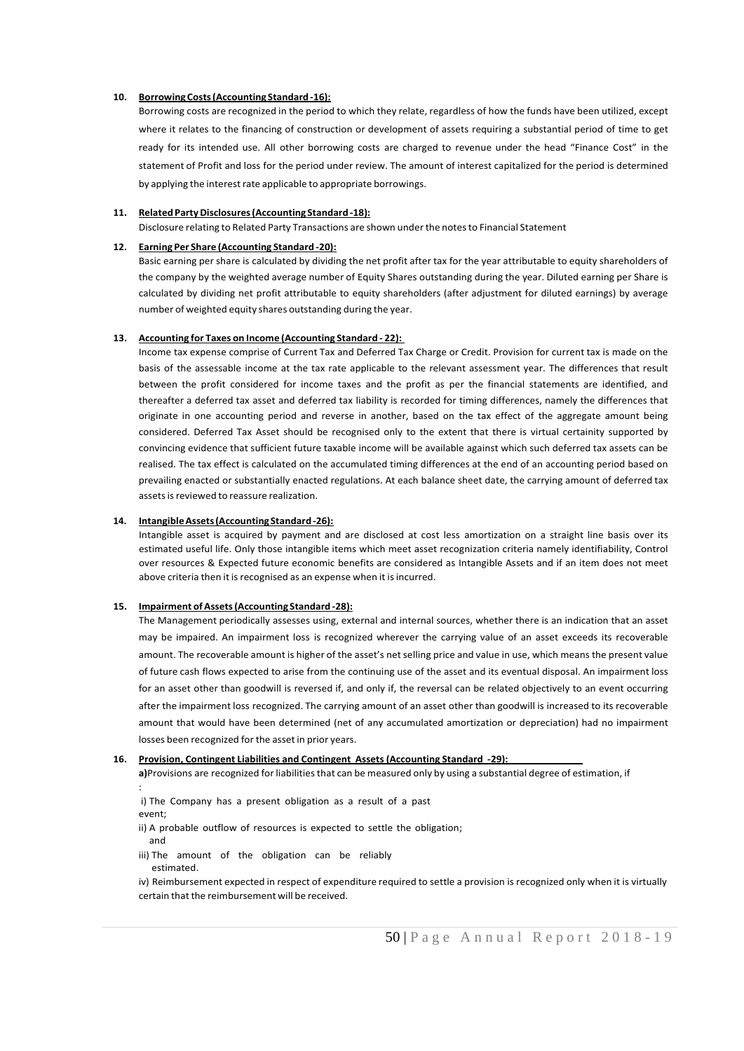**10. Borrowing Costs (Accounting Standard -16):**

Borrowing costs are recognized in the period to which they relate, regardless of how the funds have been utilized, except where it relates to the financing of construction or development of assets requiring a substantial period of time to get ready for its intended use. All other borrowing costs are charged to revenue under the head "Finance Cost" in the statement of Profit and loss for the period under review. The amount of interest capitalized for the period is determined by applying the interest rate applicable to appropriate borrowings.

**11. Related Party Disclosures (Accounting Standard -18):**

Disclosure relating to Related Party Transactions are shown under the notes to Financial Statement

**12. Earning Per Share (Accounting Standard -20):**

Basic earning per share is calculated by dividing the net profit after tax for the year attributable to equity shareholders of the company by the weighted average number of Equity Shares outstanding during the year. Diluted earning per Share is calculated by dividing net profit attributable to equity shareholders (after adjustment for diluted earnings) by average number of weighted equity shares outstanding during the year.

**13. Accounting for Taxes on Income (Accounting Standard - 22):**

Income tax expense comprise of Current Tax and Deferred Tax Charge or Credit. Provision for current tax is made on the basis of the assessable income at the tax rate applicable to the relevant assessment year. The differences that result between the profit considered for income taxes and the profit as per the financial statements are identified, and thereafter a deferred tax asset and deferred tax liability is recorded for timing differences, namely the differences that originate in one accounting period and reverse in another, based on the tax effect of the aggregate amount being considered. Deferred Tax Asset should be recognised only to the extent that there is virtual certainity supported by convincing evidence that sufficient future taxable income will be available against which such deferred tax assets can be realised. The tax effect is calculated on the accumulated timing differences at the end of an accounting period based on prevailing enacted or substantially enacted regulations. At each balance sheet date, the carrying amount of deferred tax assets is reviewed to reassure realization.

**14. Intangible Assets (Accounting Standard -26):**

Intangible asset is acquired by payment and are disclosed at cost less amortization on a straight line basis over its estimated useful life. Only those intangible items which meet asset recognization criteria namely identifiability, Control over resources & Expected future economic benefits are considered as Intangible Assets and if an item does not meet above criteria then it is recognised as an expense when it is incurred.

**15. Impairment of Assets (Accounting Standard -28):**

The Management periodically assesses using, external and internal sources, whether there is an indication that an asset may be impaired. An impairment loss is recognized wherever the carrying value of an asset exceeds its recoverable amount. The recoverable amount is higher of the asset's net selling price and value in use, which means the present value of future cash flows expected to arise from the continuing use of the asset and its eventual disposal. An impairment loss for an asset other than goodwill is reversed if, and only if, the reversal can be related objectively to an event occurring after the impairment loss recognized. The carrying amount of an asset other than goodwill is increased to its recoverable amount that would have been determined (net of any accumulated amortization or depreciation) had no impairment losses been recognized for the asset in prior years.

**16. Provision, Contingent Liabilities and Contingent Assets (Accounting Standard -29):**

**a)** Provisions are recognized for liabilities that can be measured only by using a substantial degree of estimation, if :

i) The Company has a present obligation as a result of a past event;

ii) A probable outflow of resources is expected to settle the obligation; and

iii) The amount of the obligation can be reliably estimated.

iv) Reimbursement expected in respect of expenditure required to settle a provision is recognized only when it is virtually certain that the reimbursement will be received.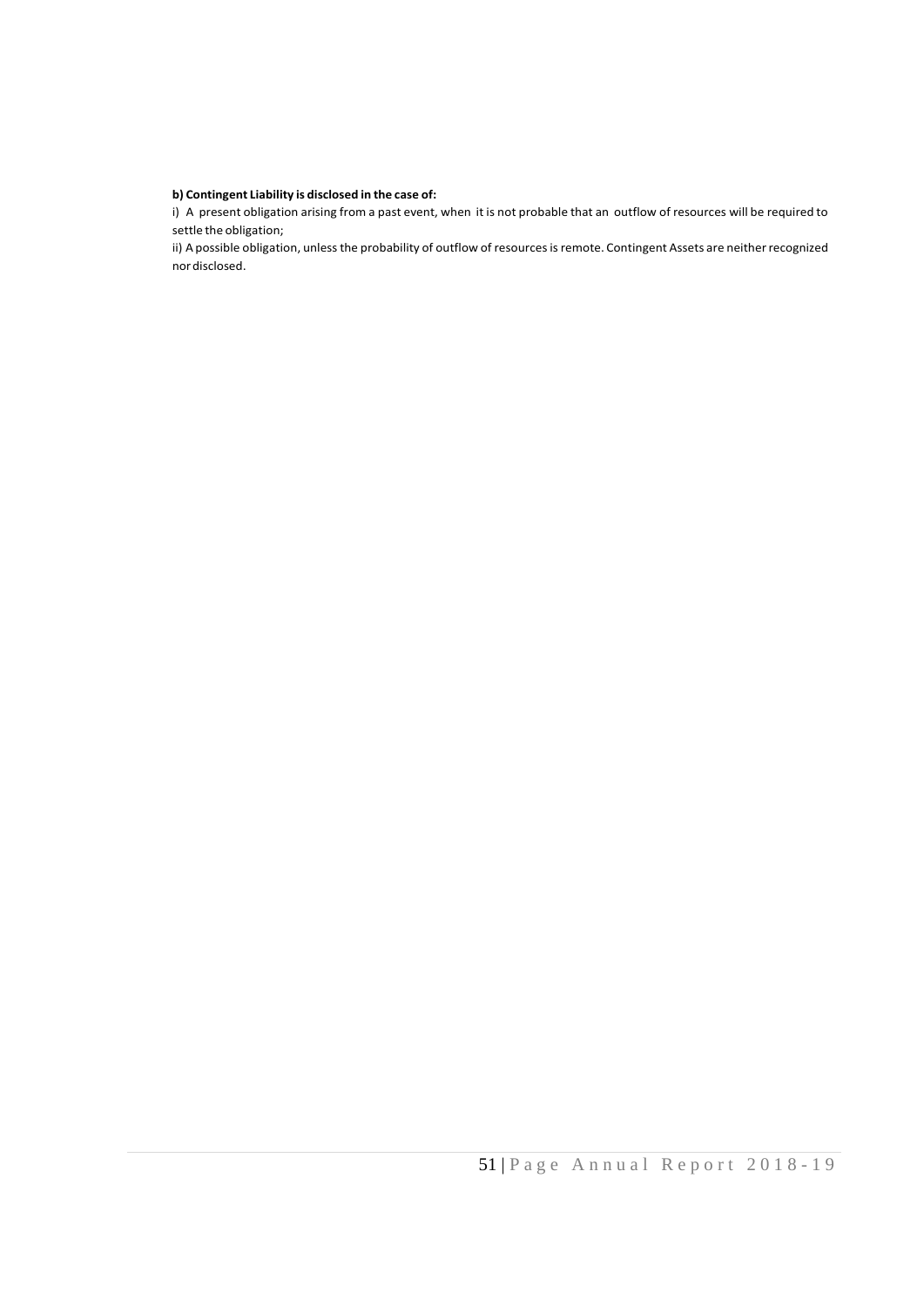**b) Contingent Liability is disclosed in the case of:**

i) A present obligation arising from a past event, when it is not probable that an outflow of resources will be required to settle the obligation;

ii) A possible obligation, unless the probability of outflow of resources is remote. Contingent Assets are neither recognized nor disclosed.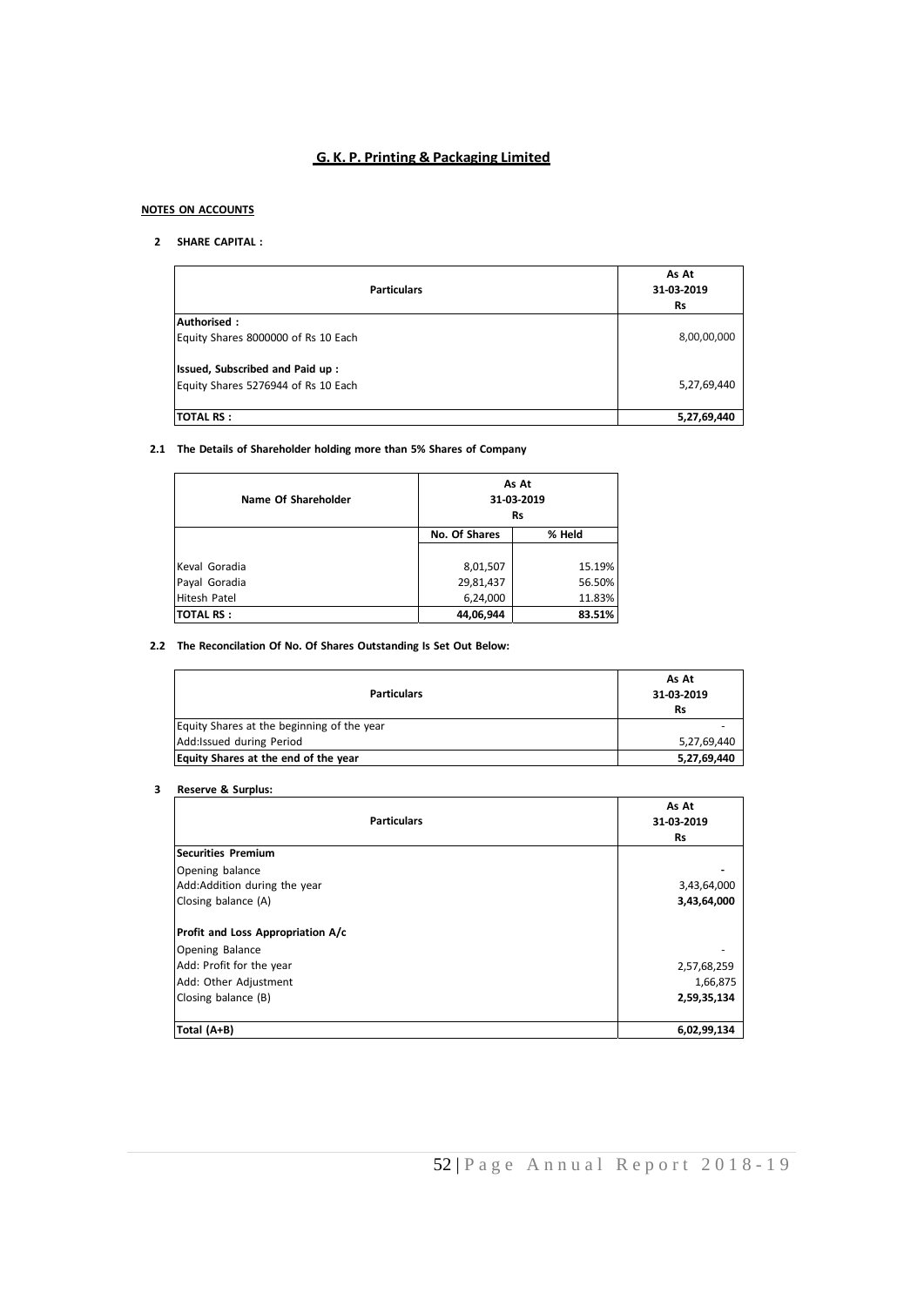# G. K. P. Printing & Packaging Limited

**NOTES ON ACCOUNTS**

**2 SHARE CAPITAL :**

| Particulars | As At 31-03-2019 Rs |
|---|---|
| **Authorised :** | |
| Equity Shares 8000000 of Rs 10 Each | 8,00,00,000 |
| **Issued, Subscribed and Paid up :** | |
| Equity Shares 5276944 of Rs 10 Each | 5,27,69,440 |
| **TOTAL RS :** | **5,27,69,440** |

**2.1 The Details of Shareholder holding more than 5% Shares of Company**

| Name Of Shareholder | As At 31-03-2019 Rs | |
|---|---|---|
| | No. Of Shares | % Held |
| Keval Goradia | 8,01,507 | 15.19% |
| Payal Goradia | 29,81,437 | 56.50% |
| Hitesh Patel | 6,24,000 | 11.83% |
| **TOTAL RS :** | **44,06,944** | **83.51%** |

**2.2 The Reconcilation Of No. Of Shares Outstanding Is Set Out Below:**

| Particulars | As At 31-03-2019 Rs |
|---|---|
| Equity Shares at the beginning of the year | - |
| Add:Issued during Period | 5,27,69,440 |
| **Equity Shares at the end of the year** | **5,27,69,440** |

**3 Reserve & Surplus:**

| Particulars | As At 31-03-2019 Rs |
|---|---|
| **Securities Premium** | |
| Opening balance | - |
| Add:Addition during the year | 3,43,64,000 |
| Closing balance (A) | **3,43,64,000** |
| **Profit and Loss Appropriation A/c** | |
| Opening Balance | - |
| Add: Profit for the year | 2,57,68,259 |
| Add: Other Adjustment | 1,66,875 |
| Closing balance (B) | **2,59,35,134** |
| **Total (A+B)** | **6,02,99,134** |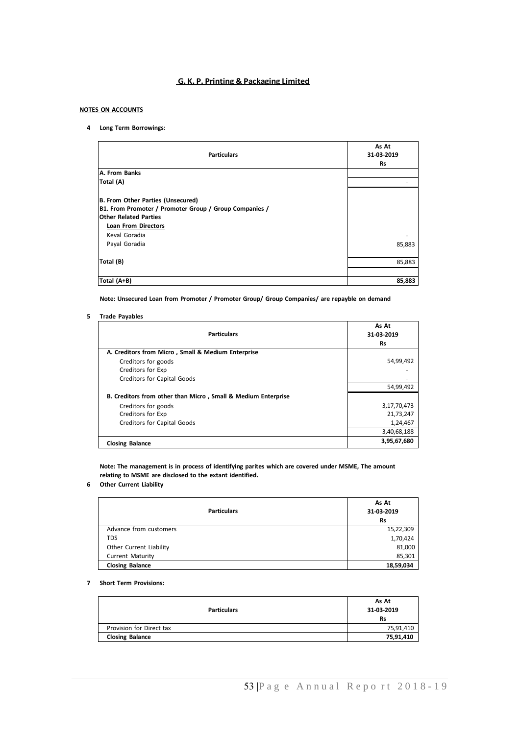## G. K. P. Printing & Packaging Limited

**NOTES ON ACCOUNTS**

**4 Long Term Borrowings:**

| Particulars | As At 31-03-2019 Rs |
|---|---|
| **A. From Banks** | |
| **Total (A)** | - |
| **B. From Other Parties (Unsecured)** | |
| **B1. From Promoter / Promoter Group / Group Companies / Other Related Parties** | |
| **Loan From Directors** | |
| Keval Goradia | - |
| Payal Goradia | 85,883 |
| **Total (B)** | 85,883 |
| **Total (A+B)** | **85,883** |

**Note: Unsecured Loan from Promoter / Promoter Group/ Group Companies/ are repayble on demand**

**5 Trade Payables**

| Particulars | As At 31-03-2019 Rs |
|---|---|
| **A. Creditors from Micro , Small & Medium Enterprise** | |
| Creditors for goods | 54,99,492 |
| Creditors for Exp | - |
| Creditors for Capital Goods | - |
| | 54,99,492 |
| **B. Creditors from other than Micro , Small & Medium Enterprise** | |
| Creditors for goods | 3,17,70,473 |
| Creditors for Exp | 21,73,247 |
| Creditors for Capital Goods | 1,24,467 |
| | 3,40,68,188 |
| **Closing Balance** | **3,95,67,680** |

**Note: The management is in process of identifying parites which are covered under MSME, The amount relating to MSME are disclosed to the extant identified.**

**6 Other Current Liability**

| Particulars | As At 31-03-2019 Rs |
|---|---|
| Advance from customers | 15,22,309 |
| TDS | 1,70,424 |
| Other Current Liability | 81,000 |
| Current Maturity | 85,301 |
| **Closing Balance** | **18,59,034** |

**7 Short Term Provisions:**

| Particulars | As At 31-03-2019 Rs |
|---|---|
| Provision for Direct tax | 75,91,410 |
| **Closing Balance** | **75,91,410** |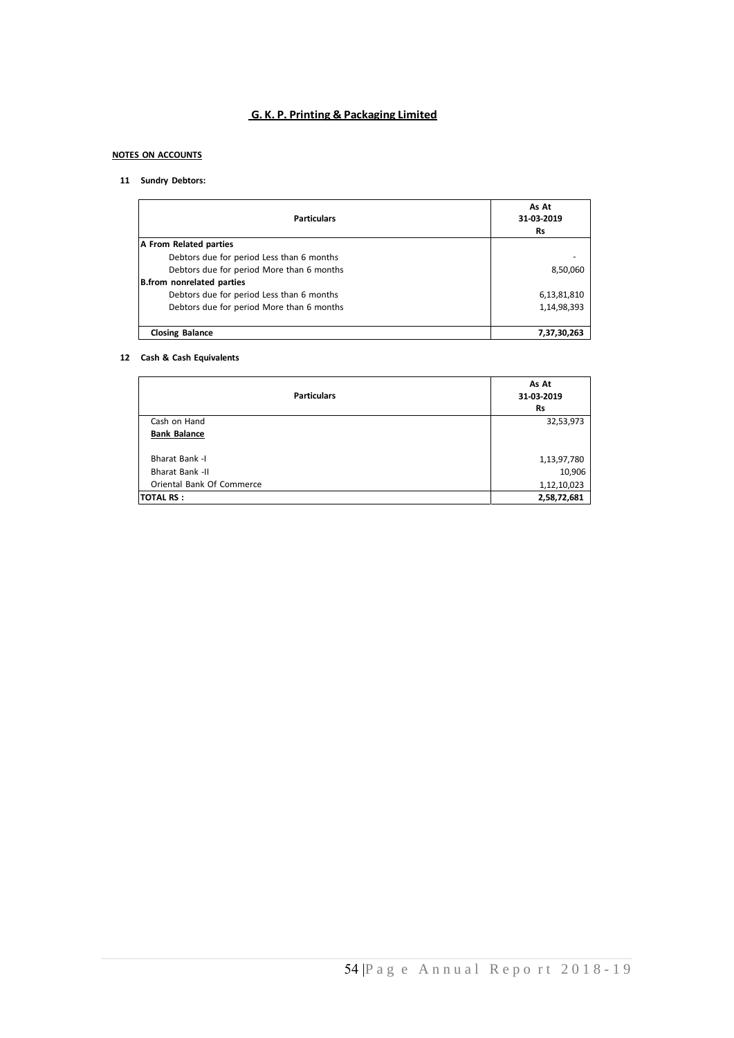# G. K. P. Printing & Packaging Limited

**NOTES ON ACCOUNTS**

**11 Sundry Debtors:**

| Particulars | As At 31-03-2019 Rs |
|---|---|
| **A From Related parties** | |
| Debtors due for period Less than 6 months | - |
| Debtors due for period More than 6 months | 8,50,060 |
| **B.from nonrelated parties** | |
| Debtors due for period Less than 6 months | 6,13,81,810 |
| Debtors due for period More than 6 months | 1,14,98,393 |
| **Closing Balance** | **7,37,30,263** |

**12 Cash & Cash Equivalents**

| Particulars | As At 31-03-2019 Rs |
|---|---|
| Cash on Hand | 32,53,973 |
| **Bank Balance** | |
| Bharat Bank -I | 1,13,97,780 |
| Bharat Bank -II | 10,906 |
| Oriental Bank Of Commerce | 1,12,10,023 |
| **TOTAL RS :** | **2,58,72,681** |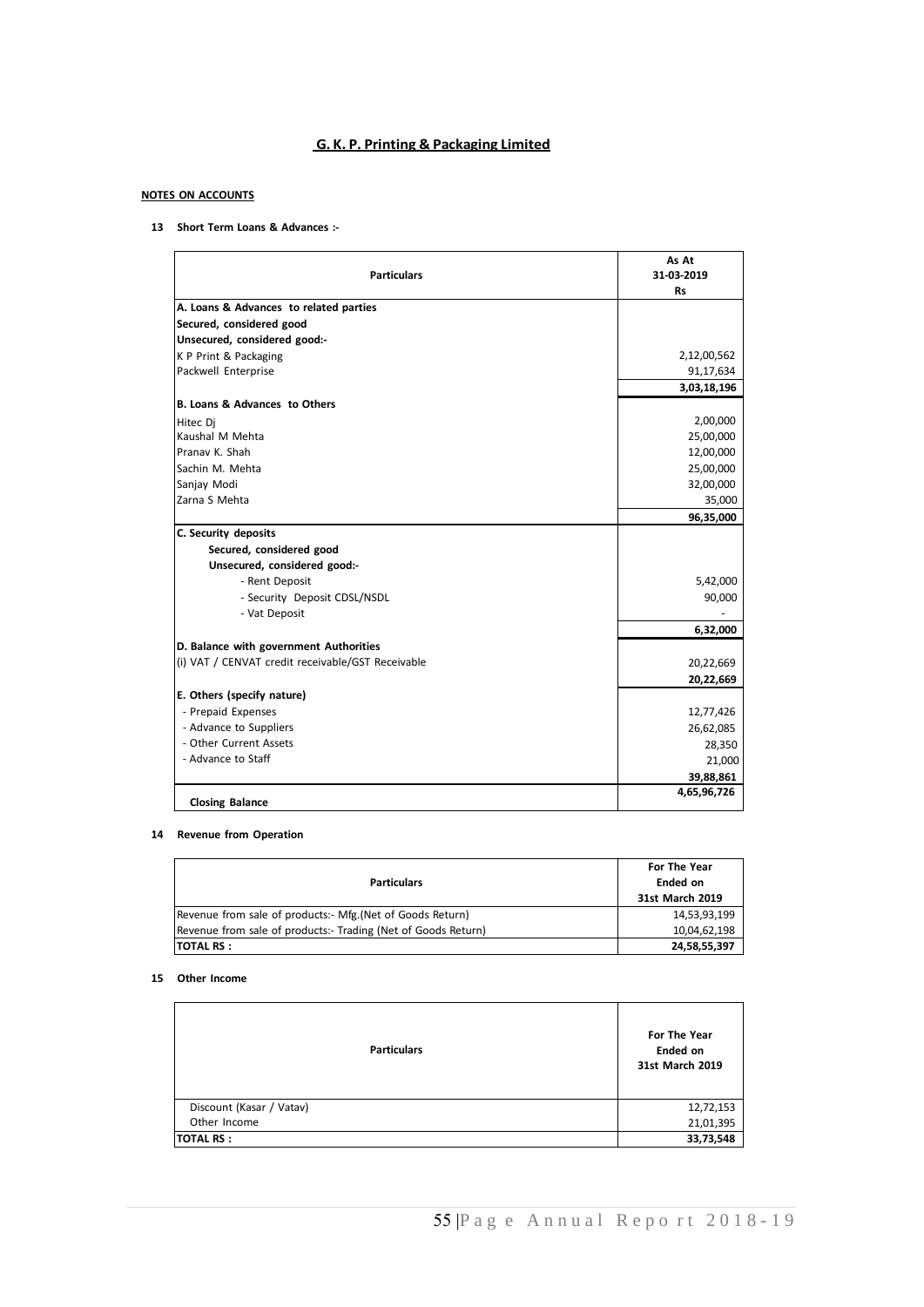# G. K. P. Printing & Packaging Limited

**NOTES ON ACCOUNTS**

**13 Short Term Loans & Advances :-**

| Particulars | As At 31-03-2019 Rs |
|---|---|
| **A. Loans & Advances to related parties** | |
| **Secured, considered good** | |
| **Unsecured, considered good:-** | |
| K P Print & Packaging | 2,12,00,562 |
| Packwell Enterprise | 91,17,634 |
| | **3,03,18,196** |
| **B. Loans & Advances to Others** | |
| Hitec Dj | 2,00,000 |
| Kaushal M Mehta | 25,00,000 |
| Pranav K. Shah | 12,00,000 |
| Sachin M. Mehta | 25,00,000 |
| Sanjay Modi | 32,00,000 |
| Zarna S Mehta | 35,000 |
| | **96,35,000** |
| **C. Security deposits** | |
| **Secured, considered good** | |
| **Unsecured, considered good:-** | |
| - Rent Deposit | 5,42,000 |
| - Security Deposit CDSL/NSDL | 90,000 |
| - Vat Deposit | - |
| | **6,32,000** |
| **D. Balance with government Authorities** | |
| (i) VAT / CENVAT credit receivable/GST Receivable | 20,22,669 |
| | **20,22,669** |
| **E. Others (specify nature)** | |
| - Prepaid Expenses | 12,77,426 |
| - Advance to Suppliers | 26,62,085 |
| - Other Current Assets | 28,350 |
| - Advance to Staff | 21,000 |
| | **39,88,861** |
| **Closing Balance** | **4,65,96,726** |

**14 Revenue from Operation**

| Particulars | For The Year Ended on 31st March 2019 |
|---|---|
| Revenue from sale of products:- Mfg.(Net of Goods Return) | 14,53,93,199 |
| Revenue from sale of products:- Trading (Net of Goods Return) | 10,04,62,198 |
| **TOTAL RS :** | **24,58,55,397** |

**15 Other Income**

| Particulars | For The Year Ended on 31st March 2019 |
|---|---|
| Discount (Kasar / Vatav) | 12,72,153 |
| Other Income | 21,01,395 |
| **TOTAL RS :** | **33,73,548** |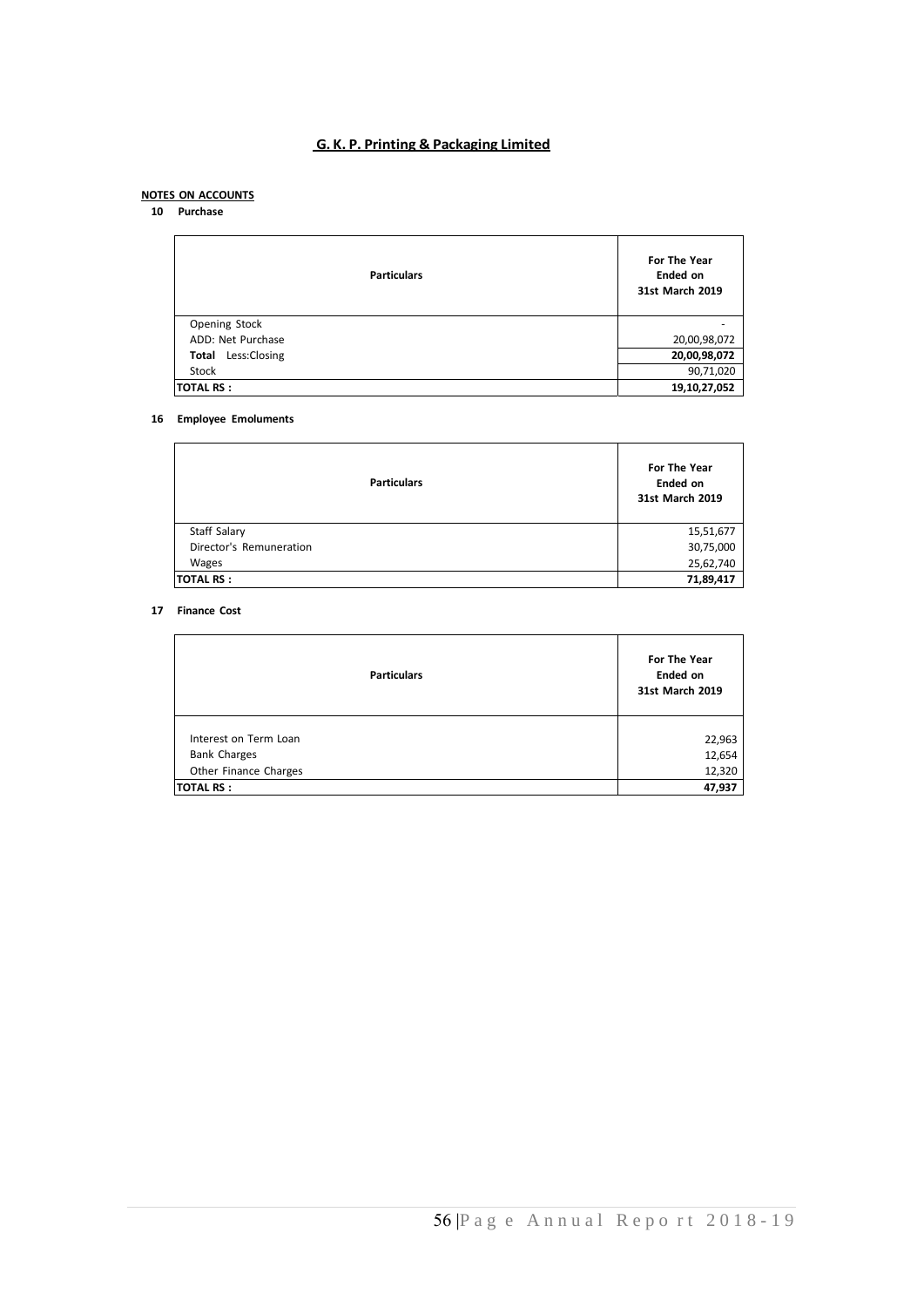# G. K. P. Printing & Packaging Limited

**NOTES ON ACCOUNTS**

**10 Purchase**

| Particulars | For The Year Ended on 31st March 2019 |
|---|---|
| Opening Stock | - |
| ADD: Net Purchase | 20,00,98,072 |
| **Total** Less:Closing | **20,00,98,072** |
| Stock | 90,71,020 |
| **TOTAL RS :** | **19,10,27,052** |

**16 Employee Emoluments**

| Particulars | For The Year Ended on 31st March 2019 |
|---|---|
| Staff Salary | 15,51,677 |
| Director's Remuneration | 30,75,000 |
| Wages | 25,62,740 |
| **TOTAL RS :** | **71,89,417** |

**17 Finance Cost**

| Particulars | For The Year Ended on 31st March 2019 |
|---|---|
| Interest on Term Loan | 22,963 |
| Bank Charges | 12,654 |
| Other Finance Charges | 12,320 |
| **TOTAL RS :** | **47,937** |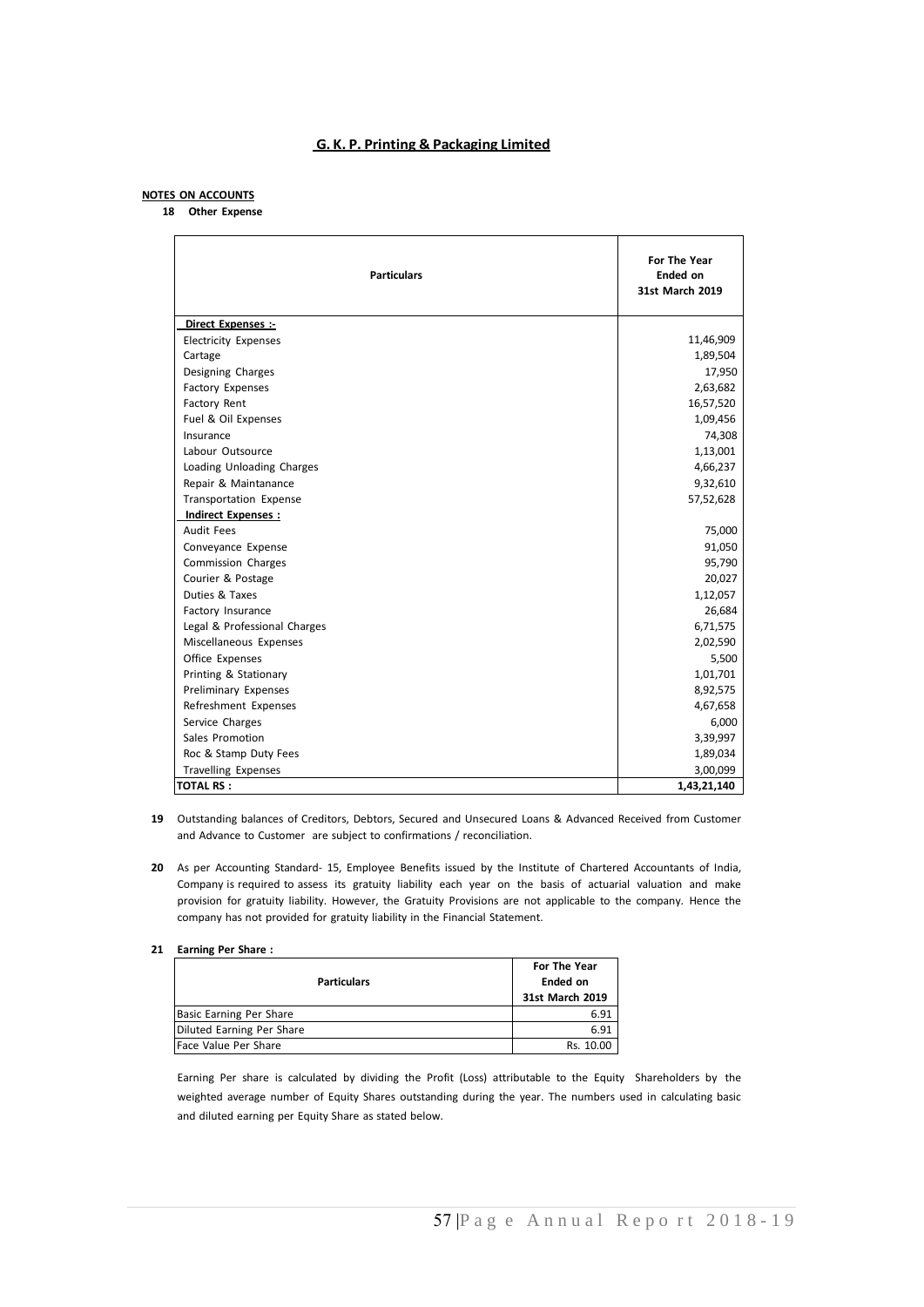# G. K. P. Printing & Packaging Limited

**NOTES ON ACCOUNTS**

**18 Other Expense**

| Particulars | For The Year Ended on 31st March 2019 |
|---|---|
| **Direct Expenses :-** | |
| Electricity Expenses | 11,46,909 |
| Cartage | 1,89,504 |
| Designing Charges | 17,950 |
| Factory Expenses | 2,63,682 |
| Factory Rent | 16,57,520 |
| Fuel & Oil Expenses | 1,09,456 |
| Insurance | 74,308 |
| Labour Outsource | 1,13,001 |
| Loading Unloading Charges | 4,66,237 |
| Repair & Maintanance | 9,32,610 |
| Transportation Expense | 57,52,628 |
| **Indirect Expenses :** | |
| Audit Fees | 75,000 |
| Conveyance Expense | 91,050 |
| Commission Charges | 95,790 |
| Courier & Postage | 20,027 |
| Duties & Taxes | 1,12,057 |
| Factory Insurance | 26,684 |
| Legal & Professional Charges | 6,71,575 |
| Miscellaneous Expenses | 2,02,590 |
| Office Expenses | 5,500 |
| Printing & Stationary | 1,01,701 |
| Preliminary Expenses | 8,92,575 |
| Refreshment Expenses | 4,67,658 |
| Service Charges | 6,000 |
| Sales Promotion | 3,39,997 |
| Roc & Stamp Duty Fees | 1,89,034 |
| Travelling Expenses | 3,00,099 |
| **TOTAL RS :** | **1,43,21,140** |

**19** Outstanding balances of Creditors, Debtors, Secured and Unsecured Loans & Advanced Received from Customer and Advance to Customer are subject to confirmations / reconciliation.

**20** As per Accounting Standard- 15, Employee Benefits issued by the Institute of Chartered Accountants of India, Company is required to assess its gratuity liability each year on the basis of actuarial valuation and make provision for gratuity liability. However, the Gratuity Provisions are not applicable to the company. Hence the company has not provided for gratuity liability in the Financial Statement.

**21 Earning Per Share :**

| Particulars | For The Year Ended on 31st March 2019 |
|---|---|
| Basic Earning Per Share | 6.91 |
| Diluted Earning Per Share | 6.91 |
| Face Value Per Share | Rs. 10.00 |

Earning Per share is calculated by dividing the Profit (Loss) attributable to the Equity Shareholders by the weighted average number of Equity Shares outstanding during the year. The numbers used in calculating basic and diluted earning per Equity Share as stated below.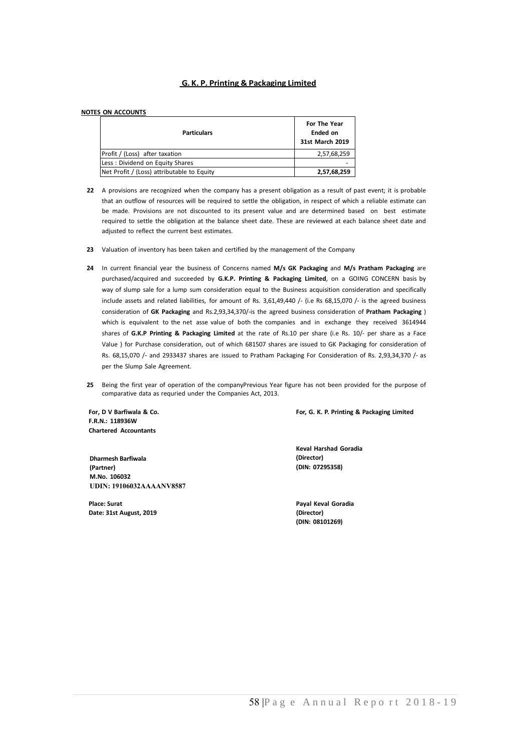# G. K. P. Printing & Packaging Limited

**NOTES ON ACCOUNTS**

| Particulars | For The Year Ended on 31st March 2019 |
|---|---|
| Profit / (Loss) after taxation | 2,57,68,259 |
| Less : Dividend on Equity Shares | - |
| Net Profit / (Loss) attributable to Equity | **2,57,68,259** |

**22** A provisions are recognized when the company has a present obligation as a result of past event; it is probable that an outflow of resources will be required to settle the obligation, in respect of which a reliable estimate can be made. Provisions are not discounted to its present value and are determined based on best estimate required to settle the obligation at the balance sheet date. These are reviewed at each balance sheet date and adjusted to reflect the current best estimates.

**23** Valuation of inventory has been taken and certified by the management of the Company

**24** In current financial year the business of Concerns named **M/s GK Packaging** and **M/s Pratham Packaging** are purchased/acquired and succeeded by **G.K.P. Printing & Packaging Limited**, on a GOING CONCERN basis by way of slump sale for a lump sum consideration equal to the Business acquisition consideration and specifically include assets and related liabilities, for amount of Rs. 3,61,49,440 /- (i.e Rs 68,15,070 /- is the agreed business consideration of **GK Packaging** and Rs.2,93,34,370/-is the agreed business consideration of **Pratham Packaging** ) which is equivalent to the net asse value of both the companies and in exchange they received 3614944 shares of **G.K.P Printing & Packaging Limited** at the rate of Rs.10 per share (i.e Rs. 10/- per share as a Face Value ) for Purchase consideration, out of which 681507 shares are issued to GK Packaging for consideration of Rs. 68,15,070 /- and 2933437 shares are issued to Pratham Packaging For Consideration of Rs. 2,93,34,370 /- as per the Slump Sale Agreement.

**25** Being the first year of operation of the companyPrevious Year figure has not been provided for the purpose of comparative data as requried under the Companies Act, 2013.

**For, D V Barfiwala & Co.**
**F.R.N.: 118936W**
**Chartered Accountants**

**Dharmesh Barfiwala**
**(Partner)**
**M.No. 106032**
**UDIN: 19106032AAAANV8587**

**Place: Surat**
**Date: 31st August, 2019**

**For, G. K. P. Printing & Packaging Limited**

**Keval Harshad Goradia**
**(Director)**
**(DIN: 07295358)**

**Payal Keval Goradia**
**(Director)**
**(DIN: 08101269)**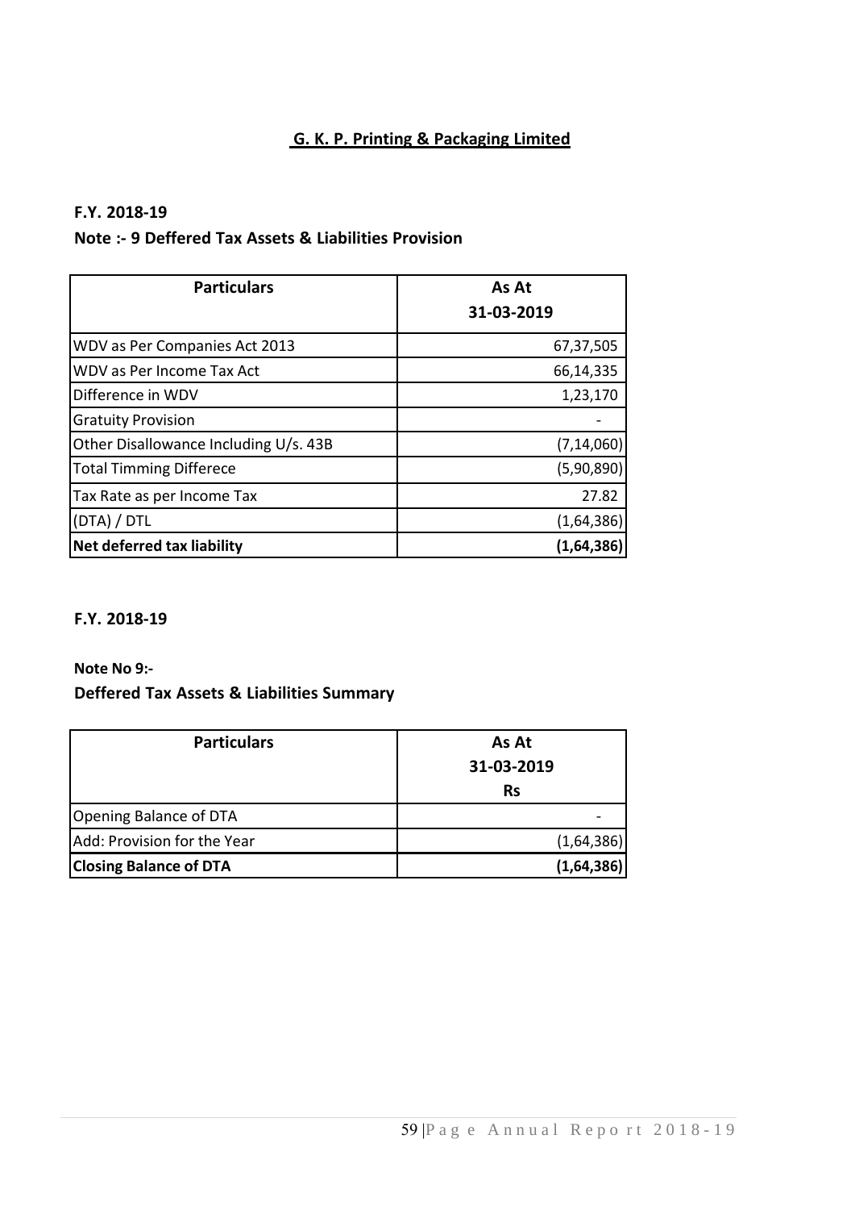## G. K. P. Printing & Packaging Limited

**F.Y. 2018-19**

**Note :- 9 Deffered Tax Assets & Liabilities Provision**

| Particulars | As At 31-03-2019 |
|---|---|
| WDV as Per Companies Act 2013 | 67,37,505 |
| WDV as Per Income Tax Act | 66,14,335 |
| Difference in WDV | 1,23,170 |
| Gratuity Provision | - |
| Other Disallowance Including U/s. 43B | (7,14,060) |
| Total Timming Differece | (5,90,890) |
| Tax Rate as per Income Tax | 27.82 |
| (DTA) / DTL | (1,64,386) |
| **Net deferred tax liability** | **(1,64,386)** |

**F.Y. 2018-19**

**Note No 9:-**

**Deffered Tax Assets & Liabilities Summary**

| Particulars | As At 31-03-2019 Rs |
|---|---|
| Opening Balance of DTA | - |
| Add: Provision for the Year | (1,64,386) |
| **Closing Balance of DTA** | **(1,64,386)** |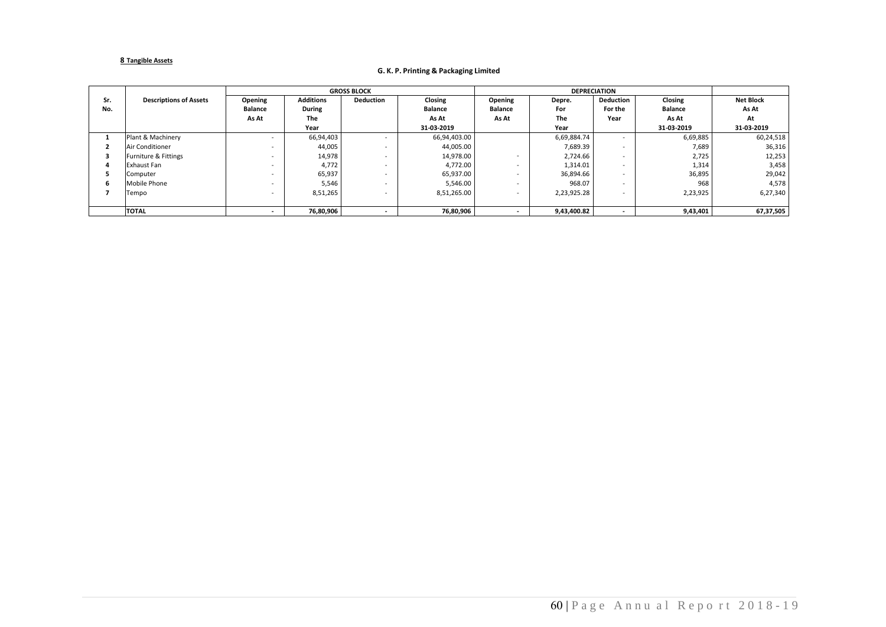**8 Tangible Assets**

**G. K. P. Printing & Packaging Limited**

| Sr. No. | Descriptions of Assets | GROSS BLOCK | | | | DEPRECIATION | | | | Net Block As At 31-03-2019 |
|---|---|---|---|---|---|---|---|---|---|---|
| | | Opening Balance As At | Additions During The Year | Deduction | Closing Balance As At 31-03-2019 | Opening Balance As At | Depre. For The Year | Deduction For the Year | Closing Balance As At 31-03-2019 | |
| 1 | Plant & Machinery | - | 66,94,403 | - | 66,94,403.00 | | 6,69,884.74 | - | 6,69,885 | 60,24,518 |
| 2 | Air Conditioner | - | 44,005 | - | 44,005.00 | | 7,689.39 | - | 7,689 | 36,316 |
| 3 | Furniture & Fittings | - | 14,978 | - | 14,978.00 | - | 2,724.66 | - | 2,725 | 12,253 |
| 4 | Exhaust Fan | - | 4,772 | - | 4,772.00 | - | 1,314.01 | - | 1,314 | 3,458 |
| 5 | Computer | - | 65,937 | - | 65,937.00 | - | 36,894.66 | - | 36,895 | 29,042 |
| 6 | Mobile Phone | - | 5,546 | - | 5,546.00 | - | 968.07 | - | 968 | 4,578 |
| 7 | Tempo | - | 8,51,265 | - | 8,51,265.00 | - | 2,23,925.28 | - | 2,23,925 | 6,27,340 |
| | **TOTAL** | **-** | **76,80,906** | **-** | **76,80,906** | **-** | **9,43,400.82** | **-** | **9,43,401** | **67,37,505** |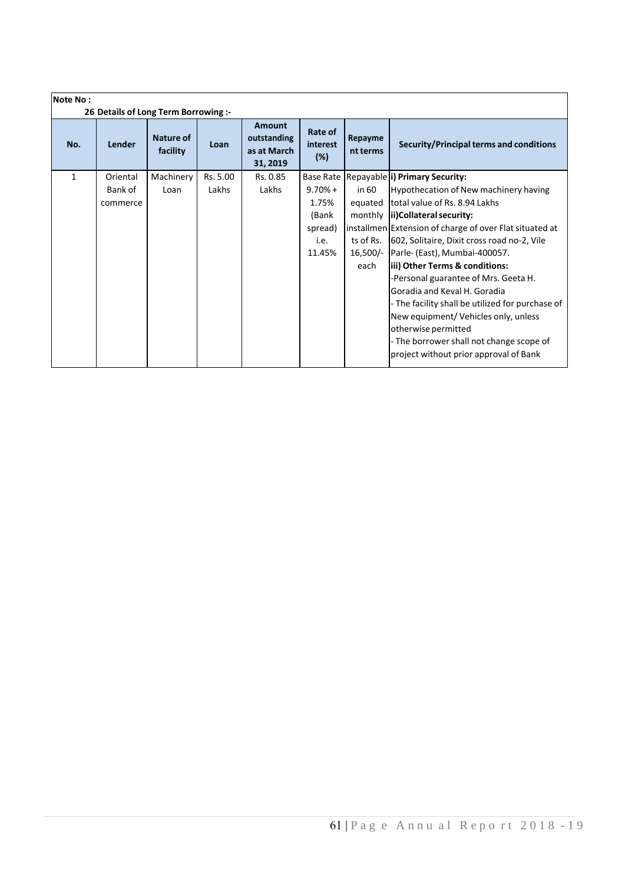**Note No :**

**26 Details of Long Term Borrowing :-**

| No. | Lender | Nature of facility | Loan | Amount outstanding as at March 31, 2019 | Rate of interest (%) | Repayment terms | Security/Principal terms and conditions |
|---|---|---|---|---|---|---|---|
| 1 | Oriental Bank of commerce | Machinery Loan | Rs. 5.00 Lakhs | Rs. 0.85 Lakhs | Base Rate 9.70% + 1.75% (Bank spread) i.e. 11.45% | Repayable in 60 equated monthly installments of Rs. 16,500/- each | **i) Primary Security:** Hypothecation of New machinery having total value of Rs. 8.94 Lakhs **ii)Collateral security:** Extension of charge of over Flat situated at 602, Solitaire, Dixit cross road no-2, Vile Parle- (East), Mumbai-400057. **iii) Other Terms & conditions:** -Personal guarantee of Mrs. Geeta H. Goradia and Keval H. Goradia - The facility shall be utilized for purchase of New equipment/ Vehicles only, unless otherwise permitted - The borrower shall not change scope of project without prior approval of Bank |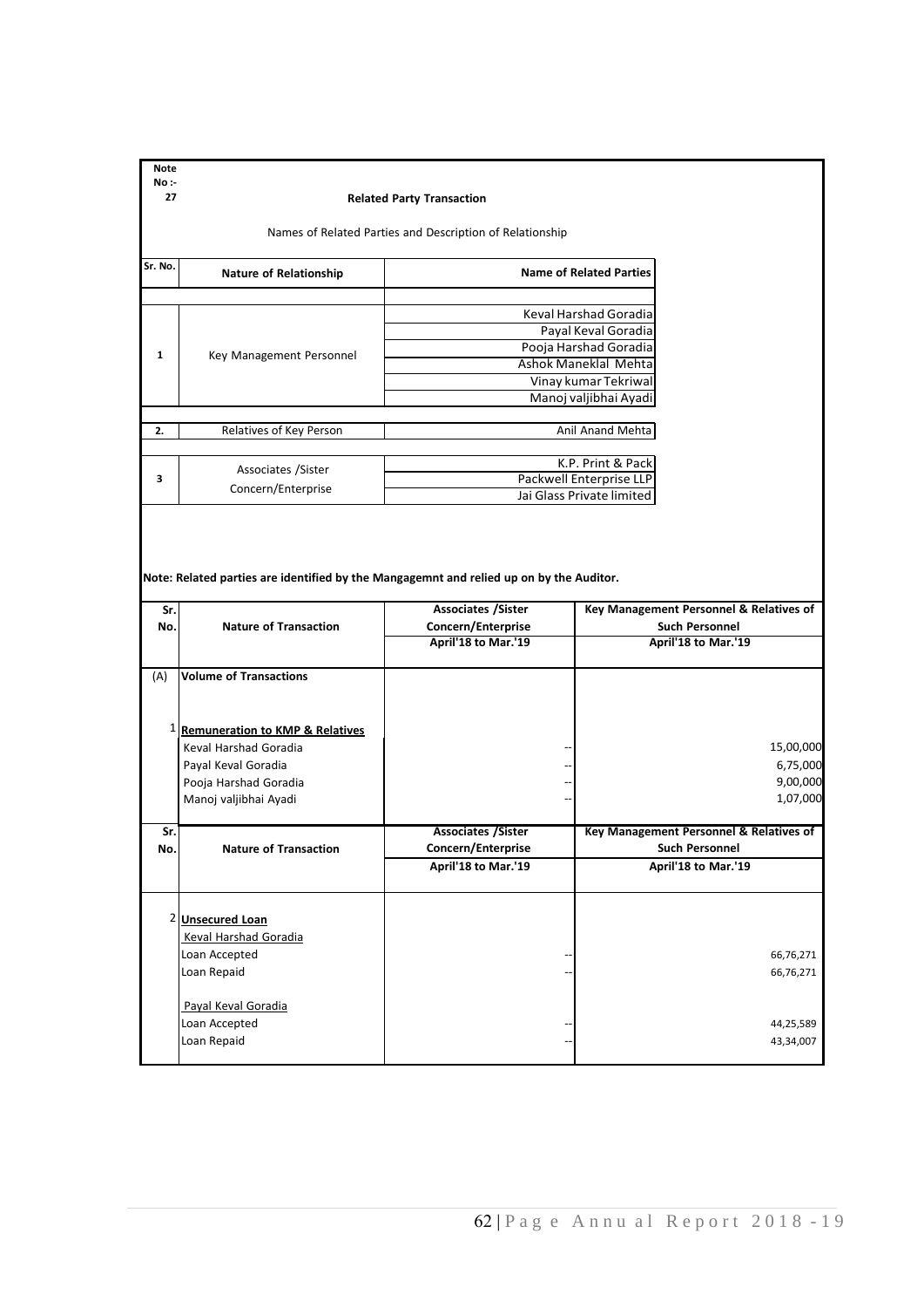**Note No :- 27**

## Related Party Transaction

Names of Related Parties and Description of Relationship

| Sr. No. | Nature of Relationship | Name of Related Parties |
|---|---|---|
| 1 | Key Management Personnel | Keval Harshad Goradia |
| | | Payal Keval Goradia |
| | | Pooja Harshad Goradia |
| | | Ashok Maneklal Mehta |
| | | Vinay kumar Tekriwal |
| | | Manoj valjibhai Ayadi |
| 2. | Relatives of Key Person | Anil Anand Mehta |
| 3 | Associates /Sister Concern/Enterprise | K.P. Print & Pack |
| | | Packwell Enterprise LLP |
| | | Jai Glass Private limited |

**Note: Related parties are identified by the Mangagemnt and relied up on by the Auditor.**

| Sr. No. | Nature of Transaction | Associates /Sister Concern/Enterprise April'18 to Mar.'19 | Key Management Personnel & Relatives of Such Personnel April'18 to Mar.'19 |
|---|---|---|---|
| (A) | **Volume of Transactions** | | |
| 1 | **Remuneration to KMP & Relatives** | | |
| | Keval Harshad Goradia | -- | 15,00,000 |
| | Payal Keval Goradia | -- | 6,75,000 |
| | Pooja Harshad Goradia | -- | 9,00,000 |
| | Manoj valjibhai Ayadi | -- | 1,07,000 |

| Sr. No. | Nature of Transaction | Associates /Sister Concern/Enterprise April'18 to Mar.'19 | Key Management Personnel & Relatives of Such Personnel April'18 to Mar.'19 |
|---|---|---|---|
| 2 | **Unsecured Loan** | | |
| | Keval Harshad Goradia | | |
| | Loan Accepted | -- | 66,76,271 |
| | Loan Repaid | -- | 66,76,271 |
| | Payal Keval Goradia | | |
| | Loan Accepted | -- | 44,25,589 |
| | Loan Repaid | -- | 43,34,007 |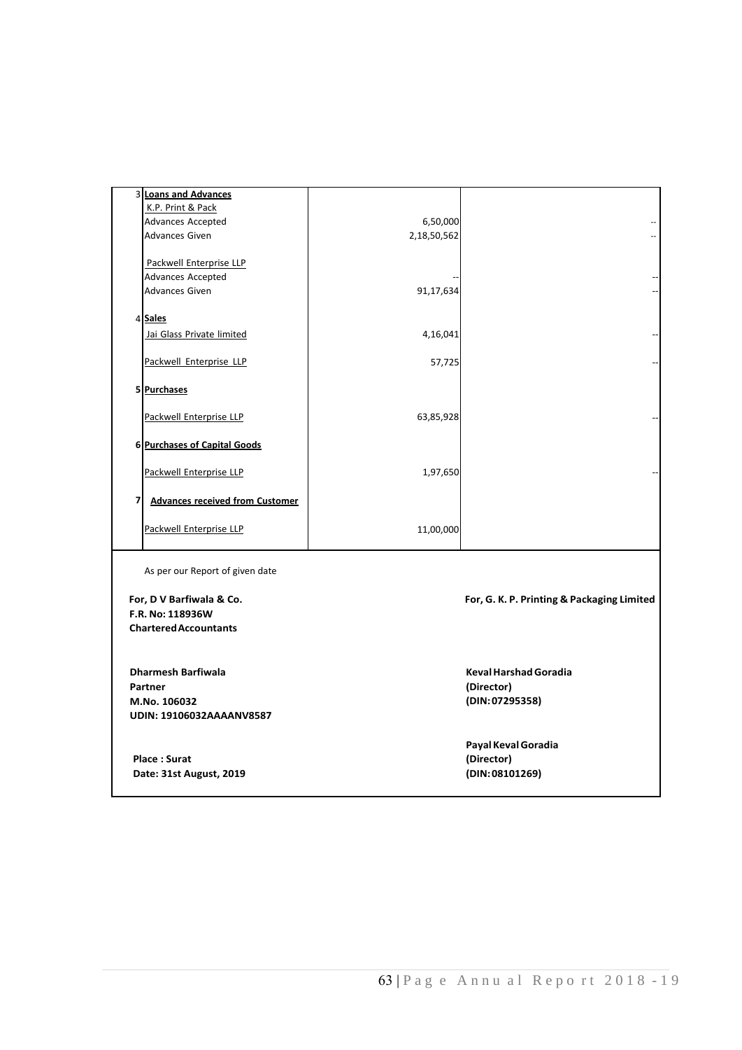| | | | |
|---|---|---|---|
| 3 | **Loans and Advances** | | |
| | K.P. Print & Pack | | |
| | Advances Accepted | 6,50,000 | -- |
| | Advances Given | 2,18,50,562 | -- |
| | | | |
| | Packwell Enterprise LLP | | |
| | Advances Accepted | -- | -- |
| | Advances Given | 91,17,634 | -- |
| | | | |
| 4 | **Sales** | | |
| | Jai Glass Private limited | 4,16,041 | -- |
| | | | |
| | Packwell Enterprise LLP | 57,725 | -- |
| | | | |
| 5 | **Purchases** | | |
| | | | |
| | Packwell Enterprise LLP | 63,85,928 | -- |
| | | | |
| 6 | **Purchases of Capital Goods** | | |
| | | | |
| | Packwell Enterprise LLP | 1,97,650 | -- |
| | | | |
| 7 | **Advances received from Customer** | | |
| | | | |
| | Packwell Enterprise LLP | 11,00,000 | |

As per our Report of given date

**For, D V Barfiwala & Co.**
**F.R. No: 118936W**
**Chartered Accountants**

**Dharmesh Barfiwala**
**Partner**
**M.No. 106032**
**UDIN: 19106032AAAANV8587**

**Place : Surat**
**Date: 31st August, 2019**

**For, G. K. P. Printing & Packaging Limited**

**Keval Harshad Goradia**
**(Director)**
**(DIN: 07295358)**

**Payal Keval Goradia**
**(Director)**
**(DIN: 08101269)**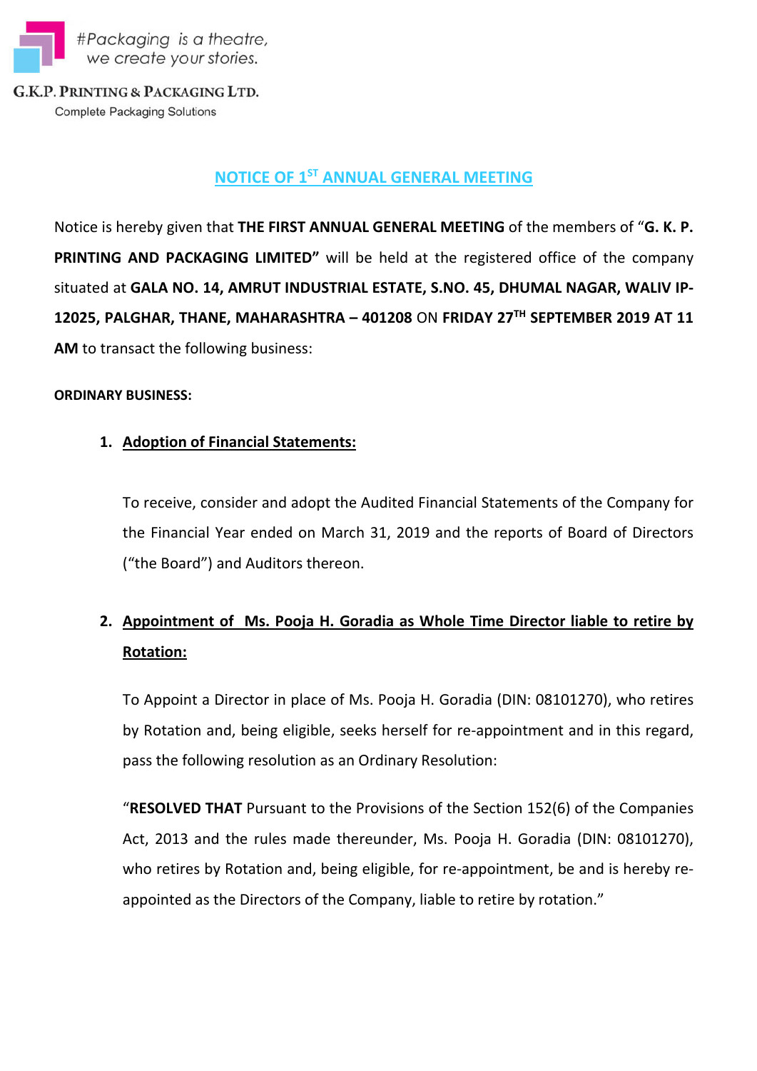#Packaging is a theatre, we create your stories.

G.K.P. PRINTING & PACKAGING LTD.
Complete Packaging Solutions

## NOTICE OF 1ST ANNUAL GENERAL MEETING

Notice is hereby given that **THE FIRST ANNUAL GENERAL MEETING** of the members of "**G. K. P. PRINTING AND PACKAGING LIMITED"** will be held at the registered office of the company situated at **GALA NO. 14, AMRUT INDUSTRIAL ESTATE, S.NO. 45, DHUMAL NAGAR, WALIV IP-12025, PALGHAR, THANE, MAHARASHTRA – 401208** ON **FRIDAY 27TH SEPTEMBER 2019 AT 11 AM** to transact the following business:

**ORDINARY BUSINESS:**

1. **Adoption of Financial Statements:**

   To receive, consider and adopt the Audited Financial Statements of the Company for the Financial Year ended on March 31, 2019 and the reports of Board of Directors ("the Board") and Auditors thereon.

2. **Appointment of Ms. Pooja H. Goradia as Whole Time Director liable to retire by Rotation:**

   To Appoint a Director in place of Ms. Pooja H. Goradia (DIN: 08101270), who retires by Rotation and, being eligible, seeks herself for re-appointment and in this regard, pass the following resolution as an Ordinary Resolution:

   "**RESOLVED THAT** Pursuant to the Provisions of the Section 152(6) of the Companies Act, 2013 and the rules made thereunder, Ms. Pooja H. Goradia (DIN: 08101270), who retires by Rotation and, being eligible, for re-appointment, be and is hereby re-appointed as the Directors of the Company, liable to retire by rotation."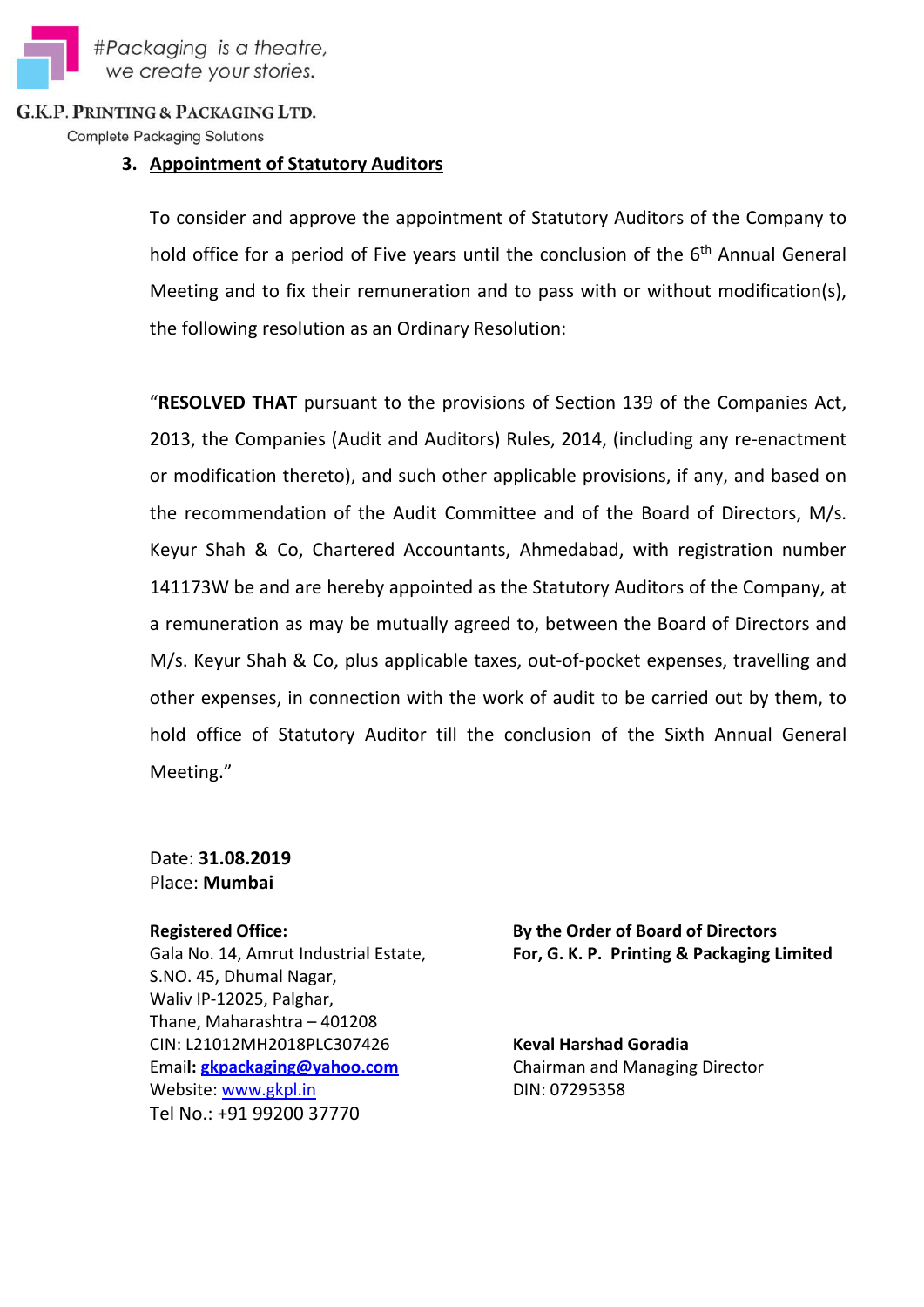### 3. Appointment of Statutory Auditors

To consider and approve the appointment of Statutory Auditors of the Company to hold office for a period of Five years until the conclusion of the 6th Annual General Meeting and to fix their remuneration and to pass with or without modification(s), the following resolution as an Ordinary Resolution:

"**RESOLVED THAT** pursuant to the provisions of Section 139 of the Companies Act, 2013, the Companies (Audit and Auditors) Rules, 2014, (including any re-enactment or modification thereto), and such other applicable provisions, if any, and based on the recommendation of the Audit Committee and of the Board of Directors, M/s. Keyur Shah & Co, Chartered Accountants, Ahmedabad, with registration number 141173W be and are hereby appointed as the Statutory Auditors of the Company, at a remuneration as may be mutually agreed to, between the Board of Directors and M/s. Keyur Shah & Co, plus applicable taxes, out-of-pocket expenses, travelling and other expenses, in connection with the work of audit to be carried out by them, to hold office of Statutory Auditor till the conclusion of the Sixth Annual General Meeting."

Date: **31.08.2019**
Place: **Mumbai**

**Registered Office:**
Gala No. 14, Amrut Industrial Estate,
S.NO. 45, Dhumal Nagar,
Waliv IP-12025, Palghar,
Thane, Maharashtra – 401208
CIN: L21012MH2018PLC307426
Email: gkpackaging@yahoo.com
Website: www.gkpl.in
Tel No.: +91 99200 37770

**By the Order of Board of Directors**
**For, G. K. P. Printing & Packaging Limited**

**Keval Harshad Goradia**
Chairman and Managing Director
DIN: 07295358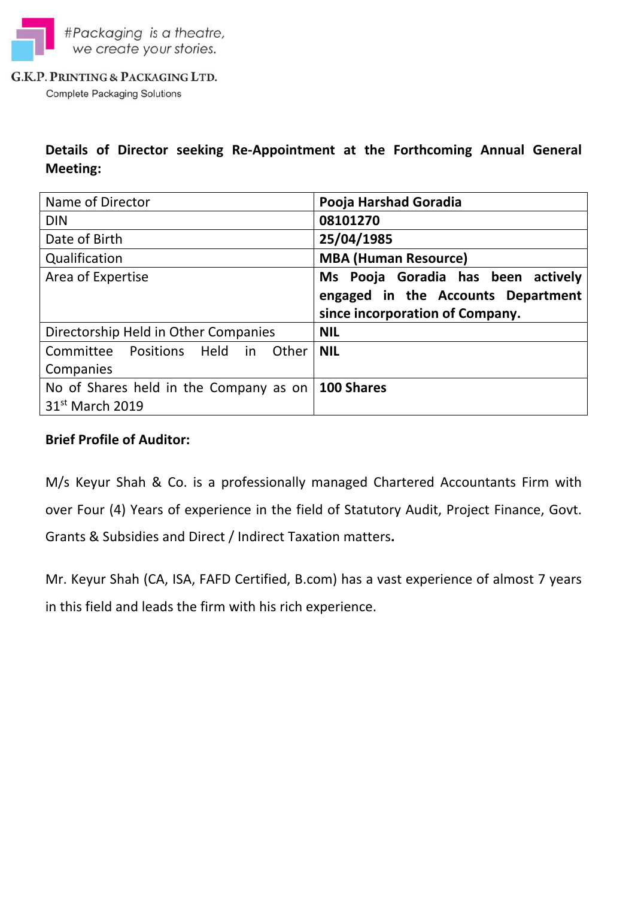#Packaging is a theatre, we create your stories.

G.K.P. PRINTING & PACKAGING LTD.
Complete Packaging Solutions

**Details of Director seeking Re-Appointment at the Forthcoming Annual General Meeting:**

| Name of Director | **Pooja Harshad Goradia** |
|---|---|
| DIN | **08101270** |
| Date of Birth | **25/04/1985** |
| Qualification | **MBA (Human Resource)** |
| Area of Expertise | **Ms Pooja Goradia has been actively engaged in the Accounts Department since incorporation of Company.** |
| Directorship Held in Other Companies | **NIL** |
| Committee Positions Held in Other Companies | **NIL** |
| No of Shares held in the Company as on 31st March 2019 | **100 Shares** |

**Brief Profile of Auditor:**

M/s Keyur Shah & Co. is a professionally managed Chartered Accountants Firm with over Four (4) Years of experience in the field of Statutory Audit, Project Finance, Govt. Grants & Subsidies and Direct / Indirect Taxation matters.

Mr. Keyur Shah (CA, ISA, FAFD Certified, B.com) has a vast experience of almost 7 years in this field and leads the firm with his rich experience.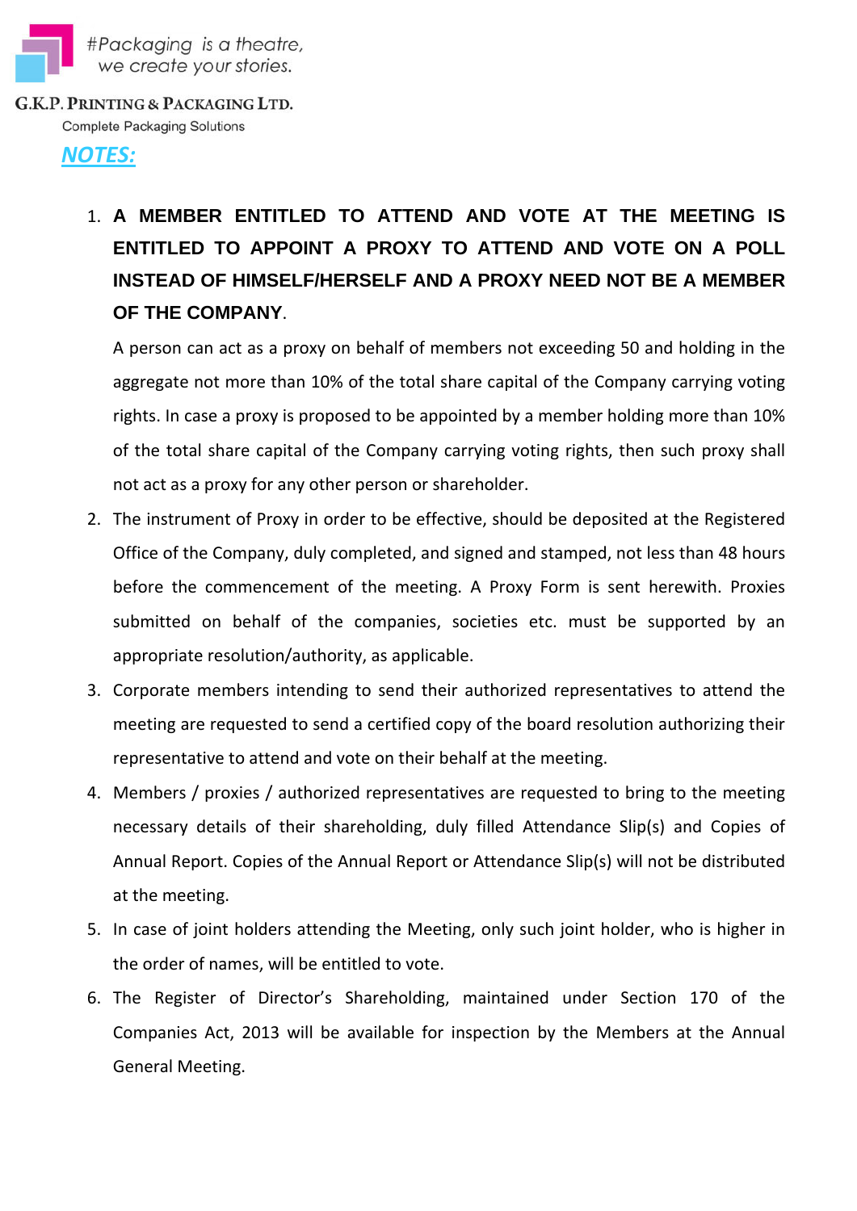## NOTES:

1. **A MEMBER ENTITLED TO ATTEND AND VOTE AT THE MEETING IS ENTITLED TO APPOINT A PROXY TO ATTEND AND VOTE ON A POLL INSTEAD OF HIMSELF/HERSELF AND A PROXY NEED NOT BE A MEMBER OF THE COMPANY**.

   A person can act as a proxy on behalf of members not exceeding 50 and holding in the aggregate not more than 10% of the total share capital of the Company carrying voting rights. In case a proxy is proposed to be appointed by a member holding more than 10% of the total share capital of the Company carrying voting rights, then such proxy shall not act as a proxy for any other person or shareholder.

2. The instrument of Proxy in order to be effective, should be deposited at the Registered Office of the Company, duly completed, and signed and stamped, not less than 48 hours before the commencement of the meeting. A Proxy Form is sent herewith. Proxies submitted on behalf of the companies, societies etc. must be supported by an appropriate resolution/authority, as applicable.

3. Corporate members intending to send their authorized representatives to attend the meeting are requested to send a certified copy of the board resolution authorizing their representative to attend and vote on their behalf at the meeting.

4. Members / proxies / authorized representatives are requested to bring to the meeting necessary details of their shareholding, duly filled Attendance Slip(s) and Copies of Annual Report. Copies of the Annual Report or Attendance Slip(s) will not be distributed at the meeting.

5. In case of joint holders attending the Meeting, only such joint holder, who is higher in the order of names, will be entitled to vote.

6. The Register of Director's Shareholding, maintained under Section 170 of the Companies Act, 2013 will be available for inspection by the Members at the Annual General Meeting.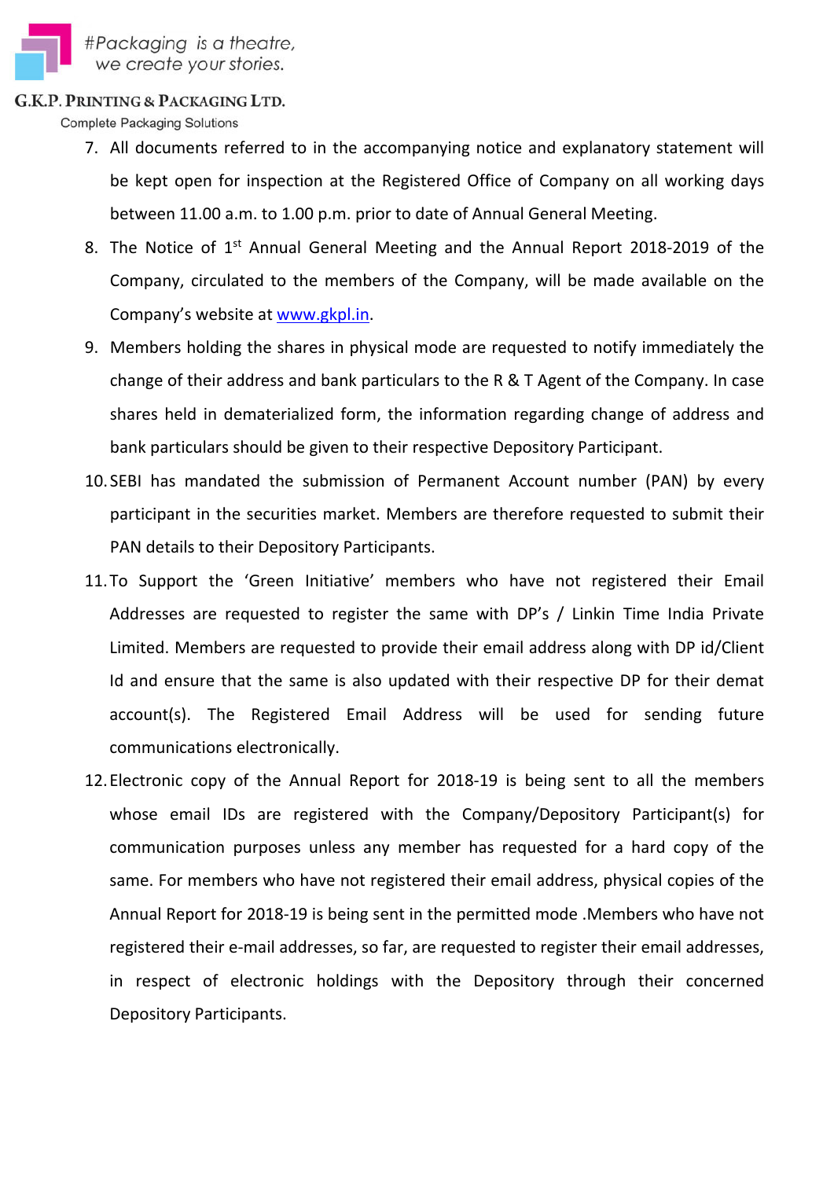7. All documents referred to in the accompanying notice and explanatory statement will be kept open for inspection at the Registered Office of Company on all working days between 11.00 a.m. to 1.00 p.m. prior to date of Annual General Meeting.
8. The Notice of 1st Annual General Meeting and the Annual Report 2018-2019 of the Company, circulated to the members of the Company, will be made available on the Company's website at www.gkpl.in.
9. Members holding the shares in physical mode are requested to notify immediately the change of their address and bank particulars to the R & T Agent of the Company. In case shares held in dematerialized form, the information regarding change of address and bank particulars should be given to their respective Depository Participant.
10. SEBI has mandated the submission of Permanent Account number (PAN) by every participant in the securities market. Members are therefore requested to submit their PAN details to their Depository Participants.
11. To Support the 'Green Initiative' members who have not registered their Email Addresses are requested to register the same with DP's / Linkin Time India Private Limited. Members are requested to provide their email address along with DP id/Client Id and ensure that the same is also updated with their respective DP for their demat account(s). The Registered Email Address will be used for sending future communications electronically.
12. Electronic copy of the Annual Report for 2018-19 is being sent to all the members whose email IDs are registered with the Company/Depository Participant(s) for communication purposes unless any member has requested for a hard copy of the same. For members who have not registered their email address, physical copies of the Annual Report for 2018-19 is being sent in the permitted mode .Members who have not registered their e-mail addresses, so far, are requested to register their email addresses, in respect of electronic holdings with the Depository through their concerned Depository Participants.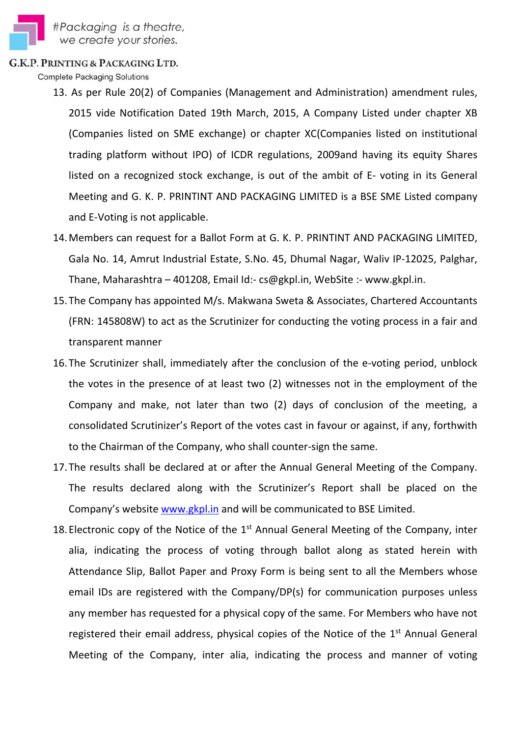13. As per Rule 20(2) of Companies (Management and Administration) amendment rules, 2015 vide Notification Dated 19th March, 2015, A Company Listed under chapter XB (Companies listed on SME exchange) or chapter XC(Companies listed on institutional trading platform without IPO) of ICDR regulations, 2009and having its equity Shares listed on a recognized stock exchange, is out of the ambit of E- voting in its General Meeting and G. K. P. PRINTINT AND PACKAGING LIMITED is a BSE SME Listed company and E-Voting is not applicable.
14. Members can request for a Ballot Form at G. K. P. PRINTINT AND PACKAGING LIMITED, Gala No. 14, Amrut Industrial Estate, S.No. 45, Dhumal Nagar, Waliv IP-12025, Palghar, Thane, Maharashtra – 401208, Email Id:- cs@gkpl.in, WebSite :- www.gkpl.in.
15. The Company has appointed M/s. Makwana Sweta & Associates, Chartered Accountants (FRN: 145808W) to act as the Scrutinizer for conducting the voting process in a fair and transparent manner
16. The Scrutinizer shall, immediately after the conclusion of the e-voting period, unblock the votes in the presence of at least two (2) witnesses not in the employment of the Company and make, not later than two (2) days of conclusion of the meeting, a consolidated Scrutinizer's Report of the votes cast in favour or against, if any, forthwith to the Chairman of the Company, who shall counter-sign the same.
17. The results shall be declared at or after the Annual General Meeting of the Company. The results declared along with the Scrutinizer's Report shall be placed on the Company's website www.gkpl.in and will be communicated to BSE Limited.
18. Electronic copy of the Notice of the 1st Annual General Meeting of the Company, inter alia, indicating the process of voting through ballot along as stated herein with Attendance Slip, Ballot Paper and Proxy Form is being sent to all the Members whose email IDs are registered with the Company/DP(s) for communication purposes unless any member has requested for a physical copy of the same. For Members who have not registered their email address, physical copies of the Notice of the 1st Annual General Meeting of the Company, inter alia, indicating the process and manner of voting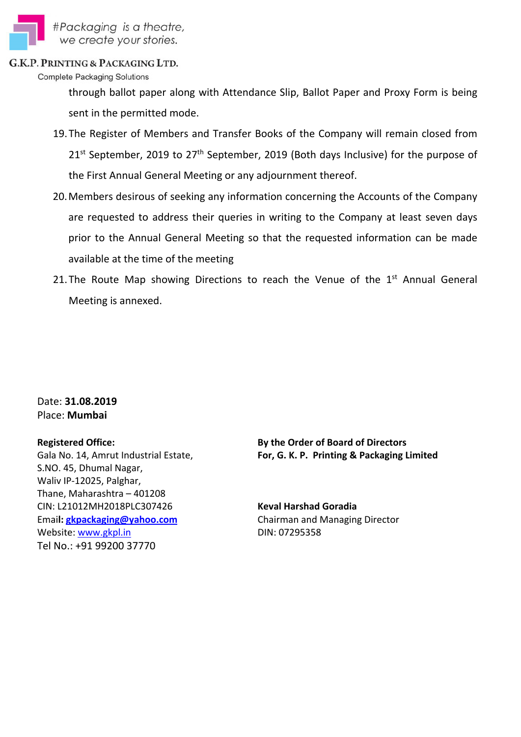through ballot paper along with Attendance Slip, Ballot Paper and Proxy Form is being sent in the permitted mode.

19. The Register of Members and Transfer Books of the Company will remain closed from 21st September, 2019 to 27th September, 2019 (Both days Inclusive) for the purpose of the First Annual General Meeting or any adjournment thereof.
20. Members desirous of seeking any information concerning the Accounts of the Company are requested to address their queries in writing to the Company at least seven days prior to the Annual General Meeting so that the requested information can be made available at the time of the meeting
21. The Route Map showing Directions to reach the Venue of the 1st Annual General Meeting is annexed.

Date: **31.08.2019**
Place: **Mumbai**

**Registered Office:**
Gala No. 14, Amrut Industrial Estate,
S.NO. 45, Dhumal Nagar,
Waliv IP-12025, Palghar,
Thane, Maharashtra – 401208
CIN: L21012MH2018PLC307426
Email: **gkpackaging@yahoo.com**
Website: www.gkpl.in
Tel No.: +91 99200 37770

**By the Order of Board of Directors**
**For, G. K. P. Printing & Packaging Limited**

**Keval Harshad Goradia**
Chairman and Managing Director
DIN: 07295358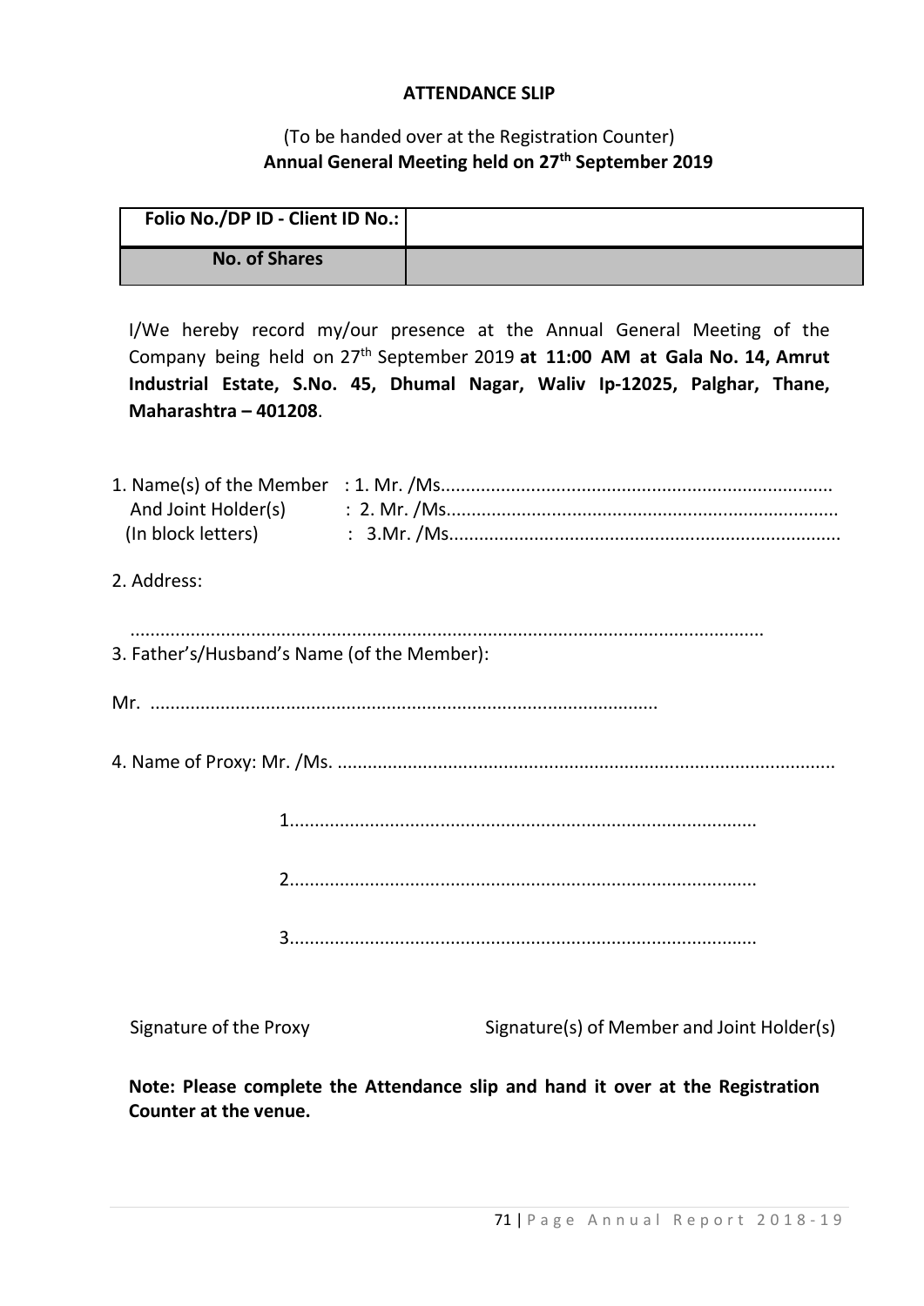**ATTENDANCE SLIP**

(To be handed over at the Registration Counter)
**Annual General Meeting held on 27th September 2019**

| **Folio No./DP ID - Client ID No.:** | |
|---|---|
| **No. of Shares** | |

I/We hereby record my/our presence at the Annual General Meeting of the Company being held on 27th September 2019 **at 11:00 AM at Gala No. 14, Amrut Industrial Estate, S.No. 45, Dhumal Nagar, Waliv Ip-12025, Palghar, Thane, Maharashtra – 401208**.

1. Name(s) of the Member : 1. Mr. /Ms.............................................................................
   And Joint Holder(s) : 2. Mr. /Ms.............................................................................
   (In block letters) : 3.Mr. /Ms.............................................................................

2. Address:

   ..........................................................................................................................

3. Father's/Husband's Name (of the Member):

Mr. ...................................................................................................

4. Name of Proxy: Mr. /Ms. .................................................................................................

1...........................................................................................

2...........................................................................................

3...........................................................................................

Signature of the Proxy                                        Signature(s) of Member and Joint Holder(s)

**Note: Please complete the Attendance slip and hand it over at the Registration Counter at the venue.**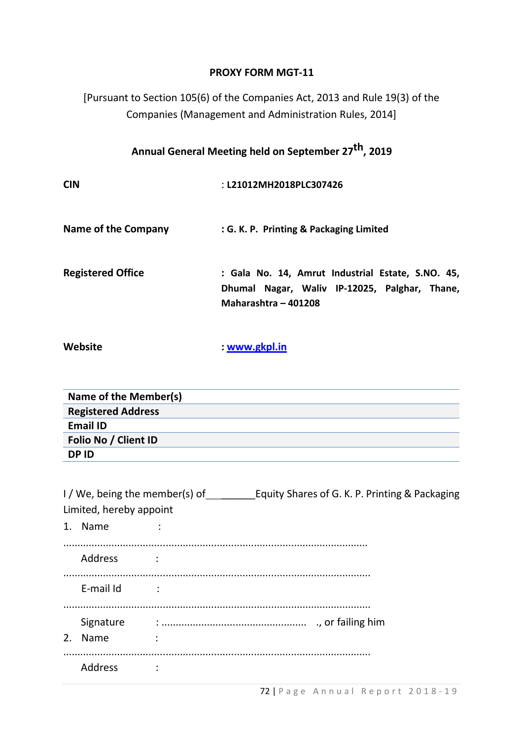**PROXY FORM MGT-11**

[Pursuant to Section 105(6) of the Companies Act, 2013 and Rule 19(3) of the Companies (Management and Administration Rules, 2014]

**Annual General Meeting held on September 27th, 2019**

**CIN** : **L21012MH2018PLC307426**

**Name of the Company** : **G. K. P. Printing & Packaging Limited**

**Registered Office** : **Gala No. 14, Amrut Industrial Estate, S.NO. 45, Dhumal Nagar, Waliv IP-12025, Palghar, Thane, Maharashtra – 401208**

**Website** : **www.gkpl.in**

| **Name of the Member(s)** | |
|---|---|
| **Registered Address** | |
| **Email ID** | |
| **Folio No / Client ID** | |
| **DP ID** | |

I / We, being the member(s) of________Equity Shares of G. K. P. Printing & Packaging Limited, hereby appoint

1. Name :

..........................................................................................................

Address :

..........................................................................................................

E-mail Id :

..........................................................................................................

Signature : .................................................. ., or failing him

2. Name :

..........................................................................................................

Address :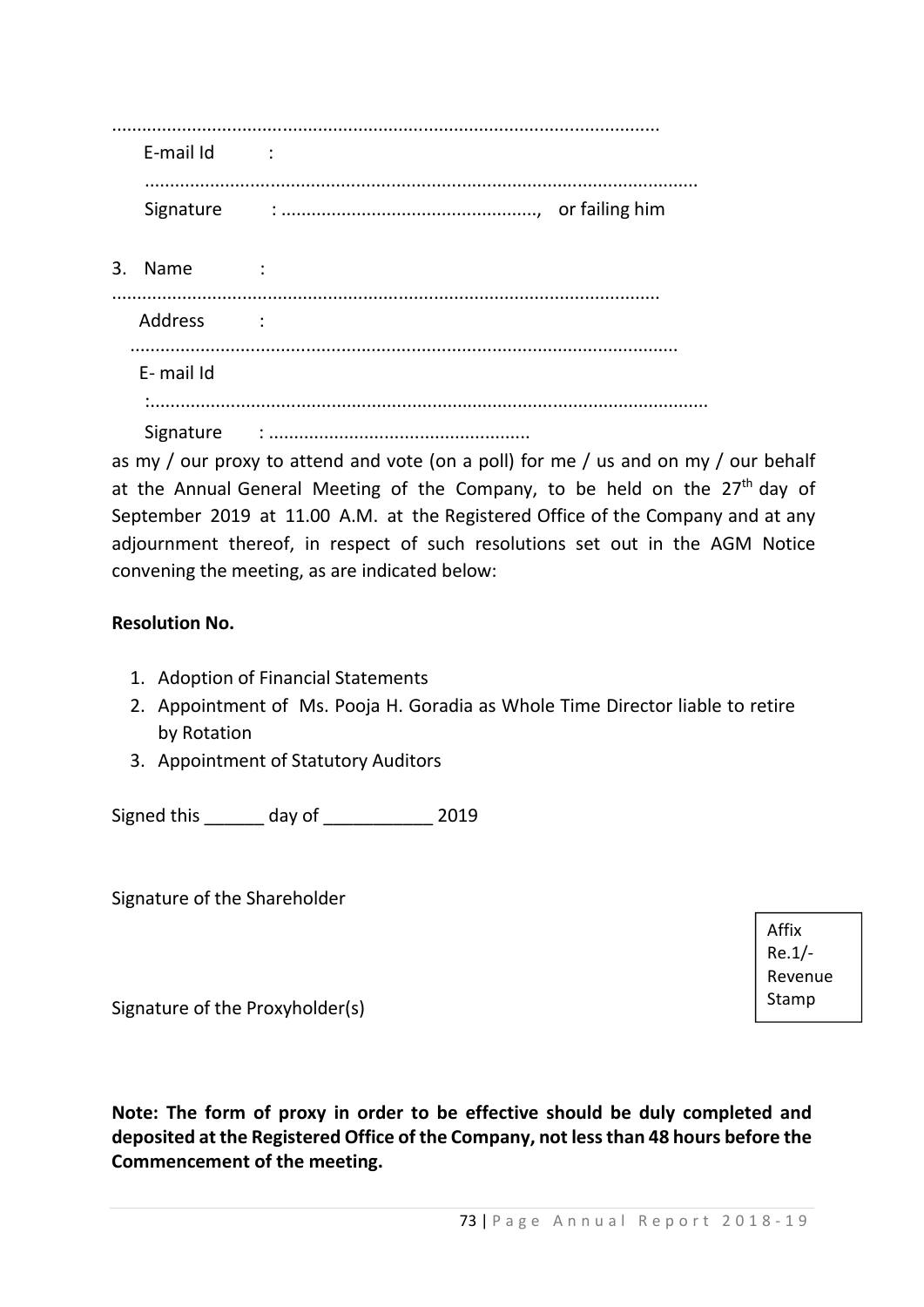.............................................................................................................

E-mail Id :

.............................................................................................................

Signature : ..................................................., or failing him

3. Name :

.............................................................................................................

Address :

.............................................................................................................

E- mail Id

:.............................................................................................................

Signature : ...................................................

as my / our proxy to attend and vote (on a poll) for me / us and on my / our behalf at the Annual General Meeting of the Company, to be held on the 27th day of September 2019 at 11.00 A.M. at the Registered Office of the Company and at any adjournment thereof, in respect of such resolutions set out in the AGM Notice convening the meeting, as are indicated below:

**Resolution No.**

1. Adoption of Financial Statements
2. Appointment of Ms. Pooja H. Goradia as Whole Time Director liable to retire by Rotation
3. Appointment of Statutory Auditors

Signed this ______ day of ___________ 2019

Signature of the Shareholder

Affix Re.1/- Revenue Stamp

Signature of the Proxyholder(s)

**Note: The form of proxy in order to be effective should be duly completed and deposited at the Registered Office of the Company, not less than 48 hours before the Commencement of the meeting.**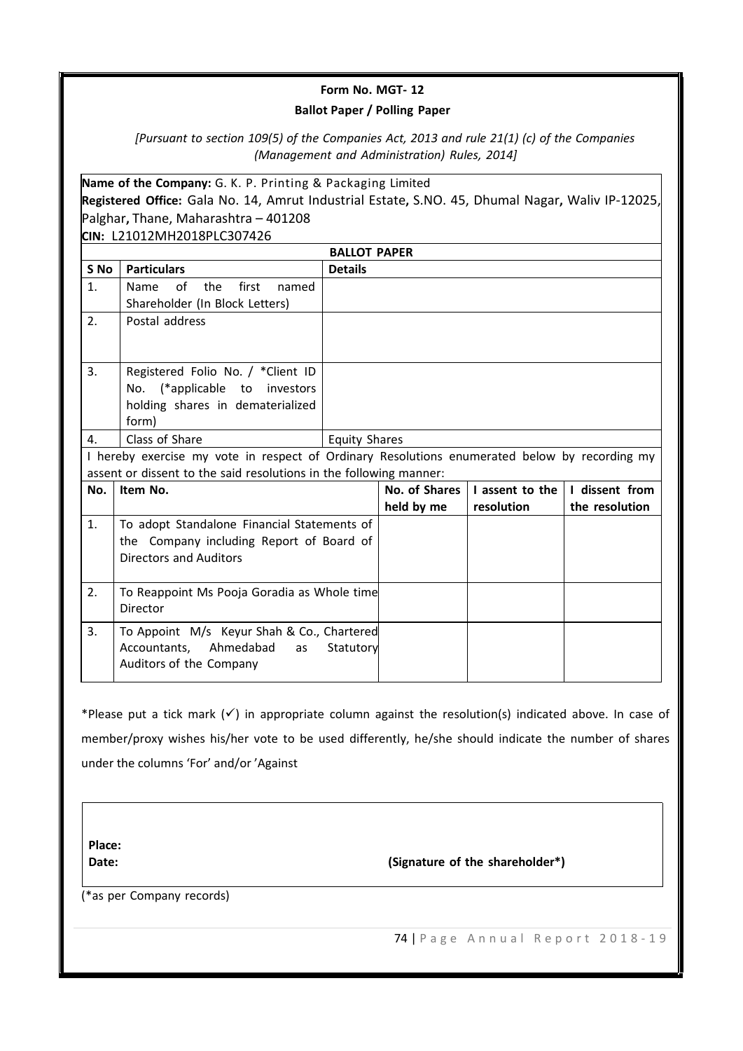**Form No. MGT- 12**

**Ballot Paper / Polling Paper**

*[Pursuant to section 109(5) of the Companies Act, 2013 and rule 21(1) (c) of the Companies (Management and Administration) Rules, 2014]*

**Name of the Company:** G. K. P. Printing & Packaging Limited
**Registered Office:** Gala No. 14, Amrut Industrial Estate, S.NO. 45, Dhumal Nagar, Waliv IP-12025, Palghar, Thane, Maharashtra – 401208
**CIN:** L21012MH2018PLC307426

**BALLOT PAPER**

| S No | Particulars | Details |
|---|---|---|
| 1. | Name of the first named Shareholder (In Block Letters) | |
| 2. | Postal address | |
| 3. | Registered Folio No. / *Client ID No. (*applicable to investors holding shares in dematerialized form) | |
| 4. | Class of Share | Equity Shares |

I hereby exercise my vote in respect of Ordinary Resolutions enumerated below by recording my assent or dissent to the said resolutions in the following manner:

| No. | Item No. | No. of Shares held by me | I assent to the resolution | I dissent from the resolution |
|---|---|---|---|---|
| 1. | To adopt Standalone Financial Statements of the Company including Report of Board of Directors and Auditors | | | |
| 2. | To Reappoint Ms Pooja Goradia as Whole time Director | | | |
| 3. | To Appoint M/s Keyur Shah & Co., Chartered Accountants, Ahmedabad as Statutory Auditors of the Company | | | |

*Please put a tick mark (✓) in appropriate column against the resolution(s) indicated above. In case of member/proxy wishes his/her vote to be used differently, he/she should indicate the number of shares under the columns 'For' and/or 'Against

**Place:**
**Date:** **(Signature of the shareholder*)**

(*as per Company records)